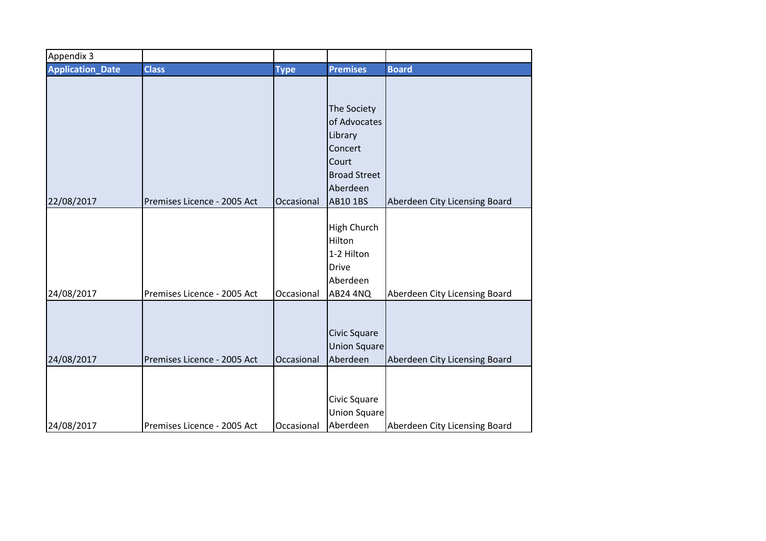Appendix 3

| Application_Date | Class | Type | Premises | Board |
|---|---|---|---|---|
| 22/08/2017 | Premises Licence - 2005 Act | Occasional | The Society of Advocates Library Concert Court Broad Street Aberdeen AB10 1BS | Aberdeen City Licensing Board |
| 24/08/2017 | Premises Licence - 2005 Act | Occasional | High Church Hilton 1-2 Hilton Drive Aberdeen AB24 4NQ | Aberdeen City Licensing Board |
| 24/08/2017 | Premises Licence - 2005 Act | Occasional | Civic Square Union Square Aberdeen | Aberdeen City Licensing Board |
| 24/08/2017 | Premises Licence - 2005 Act | Occasional | Civic Square Union Square Aberdeen | Aberdeen City Licensing Board |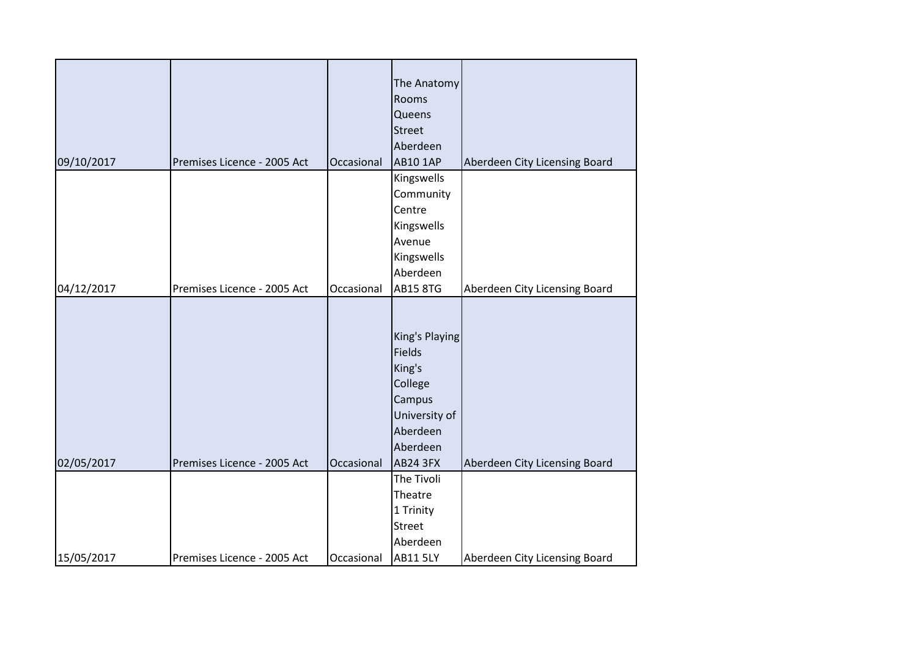| | | | | |
|---|---|---|---|---|
| 09/10/2017 | Premises Licence - 2005 Act | Occasional | The Anatomy Rooms Queens Street Aberdeen AB10 1AP | Aberdeen City Licensing Board |
| 04/12/2017 | Premises Licence - 2005 Act | Occasional | Kingswells Community Centre Kingswells Avenue Kingswells Aberdeen AB15 8TG | Aberdeen City Licensing Board |
| 02/05/2017 | Premises Licence - 2005 Act | Occasional | King's Playing Fields King's College Campus University of Aberdeen Aberdeen AB24 3FX | Aberdeen City Licensing Board |
| 15/05/2017 | Premises Licence - 2005 Act | Occasional | The Tivoli Theatre 1 Trinity Street Aberdeen AB11 5LY | Aberdeen City Licensing Board |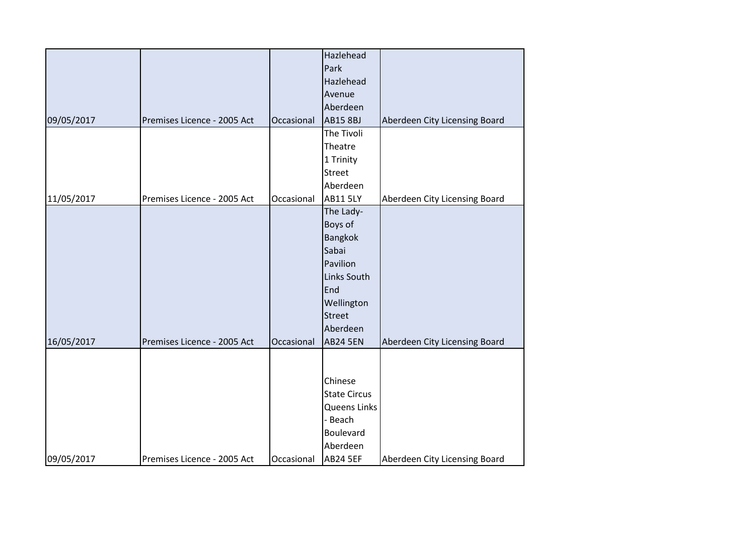| | | | | |
|---|---|---|---|---|
| 09/05/2017 | Premises Licence - 2005 Act | Occasional | Hazlehead Park Hazlehead Avenue Aberdeen AB15 8BJ | Aberdeen City Licensing Board |
| 11/05/2017 | Premises Licence - 2005 Act | Occasional | The Tivoli Theatre 1 Trinity Street Aberdeen AB11 5LY | Aberdeen City Licensing Board |
| 16/05/2017 | Premises Licence - 2005 Act | Occasional | The Lady-Boys of Bangkok Sabai Pavilion Links South End Wellington Street Aberdeen AB24 5EN | Aberdeen City Licensing Board |
| 09/05/2017 | Premises Licence - 2005 Act | Occasional | Chinese State Circus Queens Links - Beach Boulevard Aberdeen AB24 5EF | Aberdeen City Licensing Board |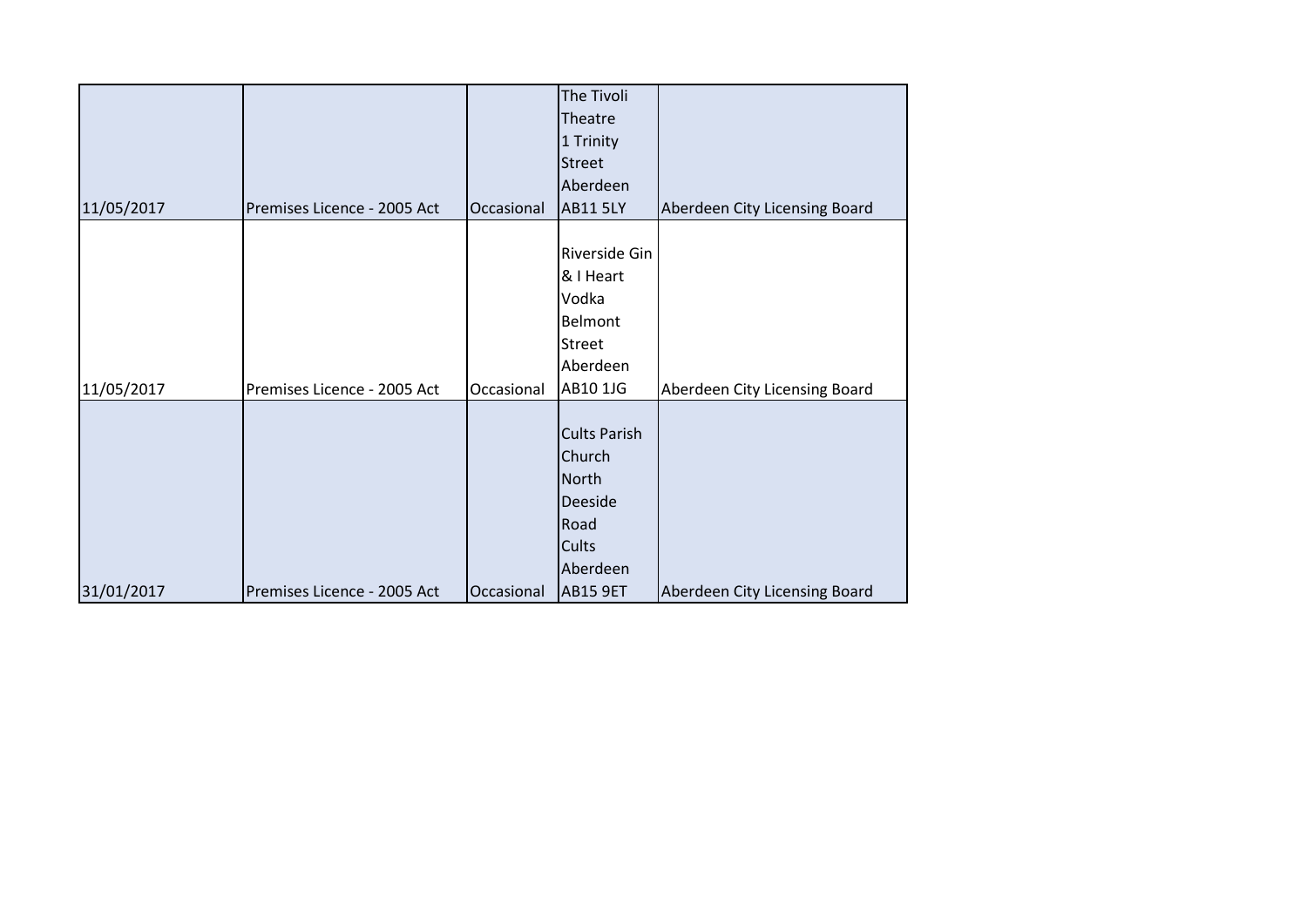| | | | | |
|---|---|---|---|---|
| 11/05/2017 | Premises Licence - 2005 Act | Occasional | The Tivoli Theatre 1 Trinity Street Aberdeen AB11 5LY | Aberdeen City Licensing Board |
| 11/05/2017 | Premises Licence - 2005 Act | Occasional | Riverside Gin & I Heart Vodka Belmont Street Aberdeen AB10 1JG | Aberdeen City Licensing Board |
| 31/01/2017 | Premises Licence - 2005 Act | Occasional | Cults Parish Church North Deeside Road Cults Aberdeen AB15 9ET | Aberdeen City Licensing Board |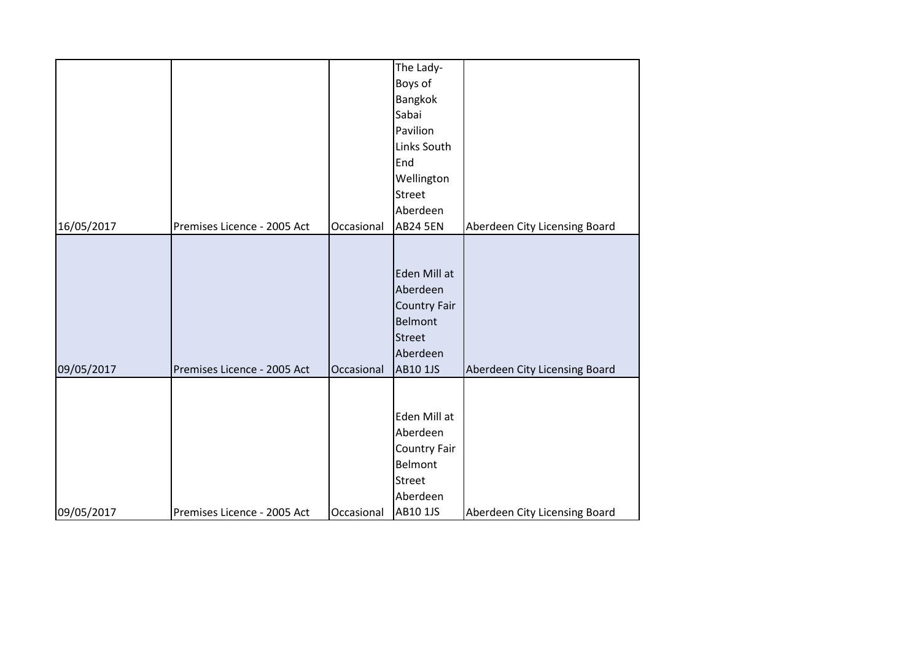| | | | | |
|---|---|---|---|---|
| 16/05/2017 | Premises Licence - 2005 Act | Occasional | The Lady-Boys of Bangkok Sabai Pavilion Links South End Wellington Street Aberdeen AB24 5EN | Aberdeen City Licensing Board |
| 09/05/2017 | Premises Licence - 2005 Act | Occasional | Eden Mill at Aberdeen Country Fair Belmont Street Aberdeen AB10 1JS | Aberdeen City Licensing Board |
| 09/05/2017 | Premises Licence - 2005 Act | Occasional | Eden Mill at Aberdeen Country Fair Belmont Street Aberdeen AB10 1JS | Aberdeen City Licensing Board |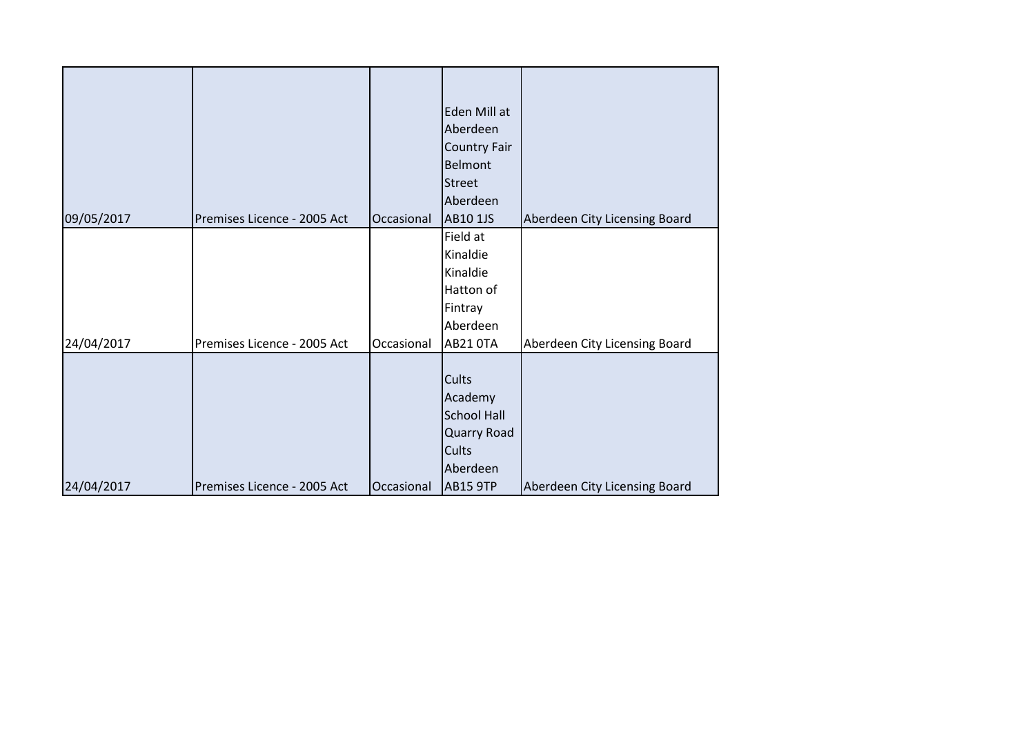| | | | | |
|---|---|---|---|---|
| 09/05/2017 | Premises Licence - 2005 Act | Occasional | Eden Mill at Aberdeen Country Fair Belmont Street Aberdeen AB10 1JS | Aberdeen City Licensing Board |
| 24/04/2017 | Premises Licence - 2005 Act | Occasional | Field at Kinaldie Kinaldie Hatton of Fintray Aberdeen AB21 0TA | Aberdeen City Licensing Board |
| 24/04/2017 | Premises Licence - 2005 Act | Occasional | Cults Academy School Hall Quarry Road Cults Aberdeen AB15 9TP | Aberdeen City Licensing Board |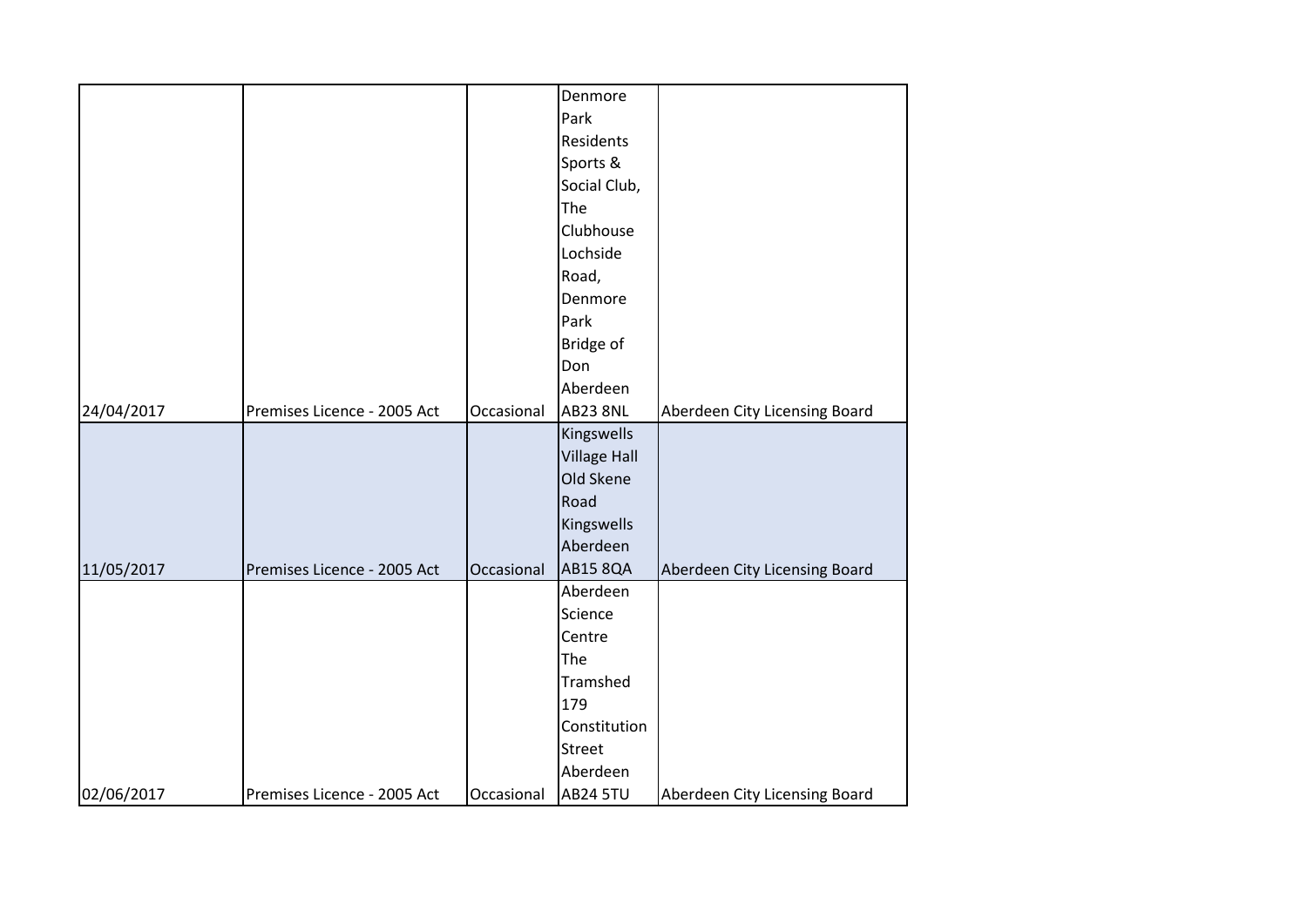| | | | | |
|---|---|---|---|---|
| 24/04/2017 | Premises Licence - 2005 Act | Occasional | Denmore Park Residents Sports & Social Club, The Clubhouse Lochside Road, Denmore Park Bridge of Don Aberdeen AB23 8NL | Aberdeen City Licensing Board |
| 11/05/2017 | Premises Licence - 2005 Act | Occasional | Kingswells Village Hall Old Skene Road Kingswells Aberdeen AB15 8QA | Aberdeen City Licensing Board |
| 02/06/2017 | Premises Licence - 2005 Act | Occasional | Aberdeen Science Centre The Tramshed 179 Constitution Street Aberdeen AB24 5TU | Aberdeen City Licensing Board |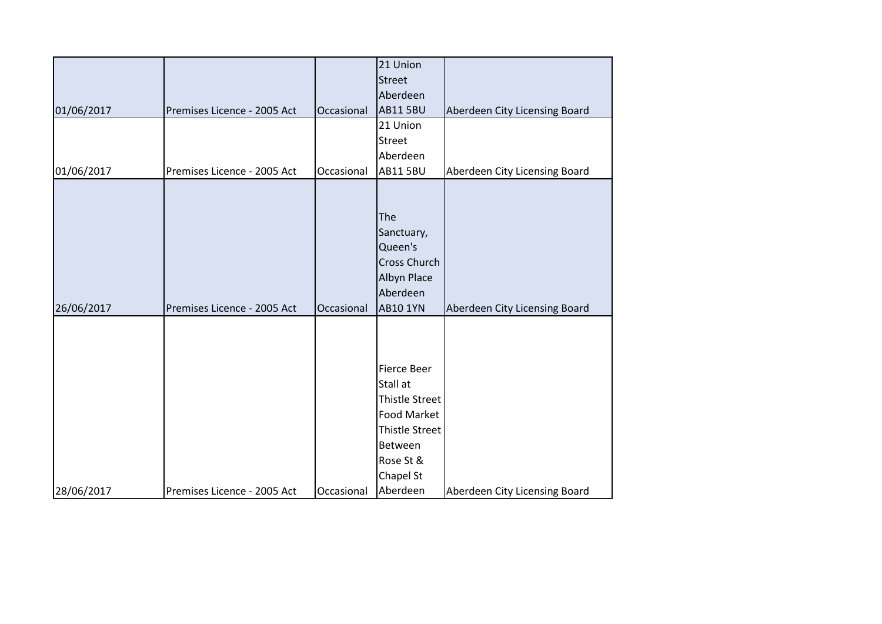| | | | | |
|---|---|---|---|---|
| 01/06/2017 | Premises Licence - 2005 Act | Occasional | 21 Union Street Aberdeen AB11 5BU | Aberdeen City Licensing Board |
| 01/06/2017 | Premises Licence - 2005 Act | Occasional | 21 Union Street Aberdeen AB11 5BU | Aberdeen City Licensing Board |
| 26/06/2017 | Premises Licence - 2005 Act | Occasional | The Sanctuary, Queen's Cross Church Albyn Place Aberdeen AB10 1YN | Aberdeen City Licensing Board |
| 28/06/2017 | Premises Licence - 2005 Act | Occasional | Fierce Beer Stall at Thistle Street Food Market Thistle Street Between Rose St & Chapel St Aberdeen | Aberdeen City Licensing Board |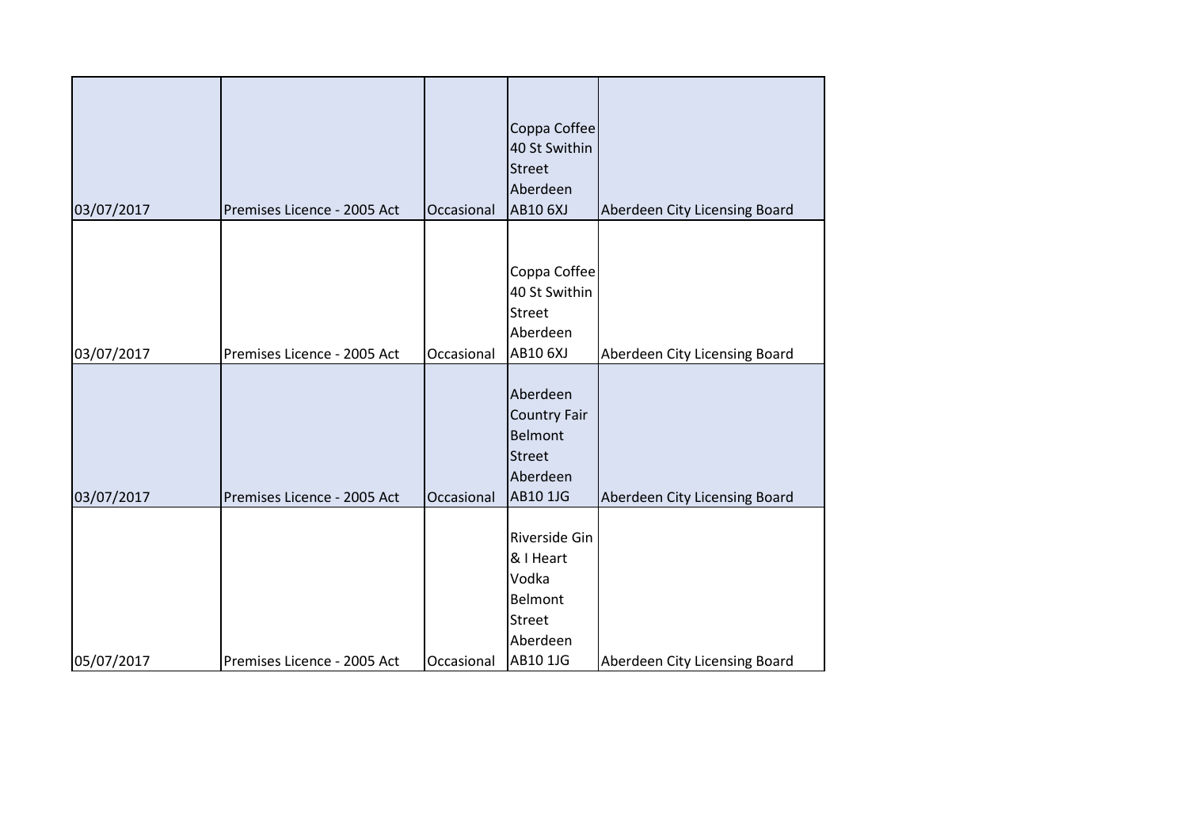| | | | | |
|---|---|---|---|---|
| 03/07/2017 | Premises Licence - 2005 Act | Occasional | Coppa Coffee 40 St Swithin Street Aberdeen AB10 6XJ | Aberdeen City Licensing Board |
| 03/07/2017 | Premises Licence - 2005 Act | Occasional | Coppa Coffee 40 St Swithin Street Aberdeen AB10 6XJ | Aberdeen City Licensing Board |
| 03/07/2017 | Premises Licence - 2005 Act | Occasional | Aberdeen Country Fair Belmont Street Aberdeen AB10 1JG | Aberdeen City Licensing Board |
| 05/07/2017 | Premises Licence - 2005 Act | Occasional | Riverside Gin & I Heart Vodka Belmont Street Aberdeen AB10 1JG | Aberdeen City Licensing Board |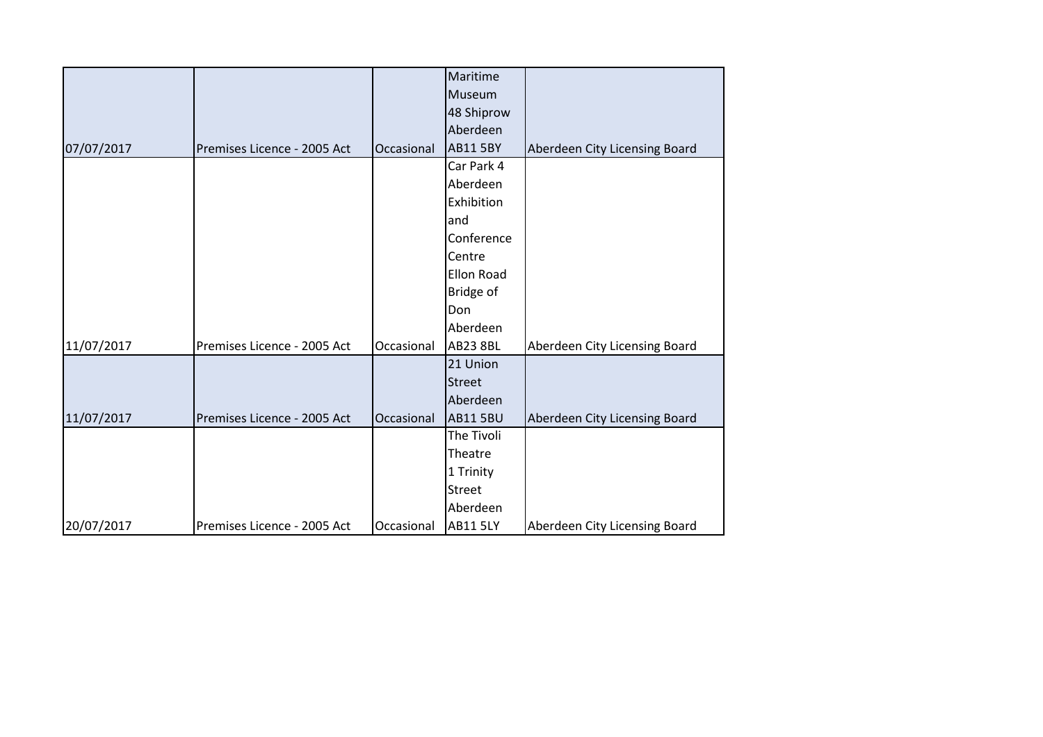| | | | | |
|---|---|---|---|---|
| 07/07/2017 | Premises Licence - 2005 Act | Occasional | Maritime Museum 48 Shiprow Aberdeen AB11 5BY | Aberdeen City Licensing Board |
| 11/07/2017 | Premises Licence - 2005 Act | Occasional | Car Park 4 Aberdeen Exhibition and Conference Centre Ellon Road Bridge of Don Aberdeen AB23 8BL | Aberdeen City Licensing Board |
| 11/07/2017 | Premises Licence - 2005 Act | Occasional | 21 Union Street Aberdeen AB11 5BU | Aberdeen City Licensing Board |
| 20/07/2017 | Premises Licence - 2005 Act | Occasional | The Tivoli Theatre 1 Trinity Street Aberdeen AB11 5LY | Aberdeen City Licensing Board |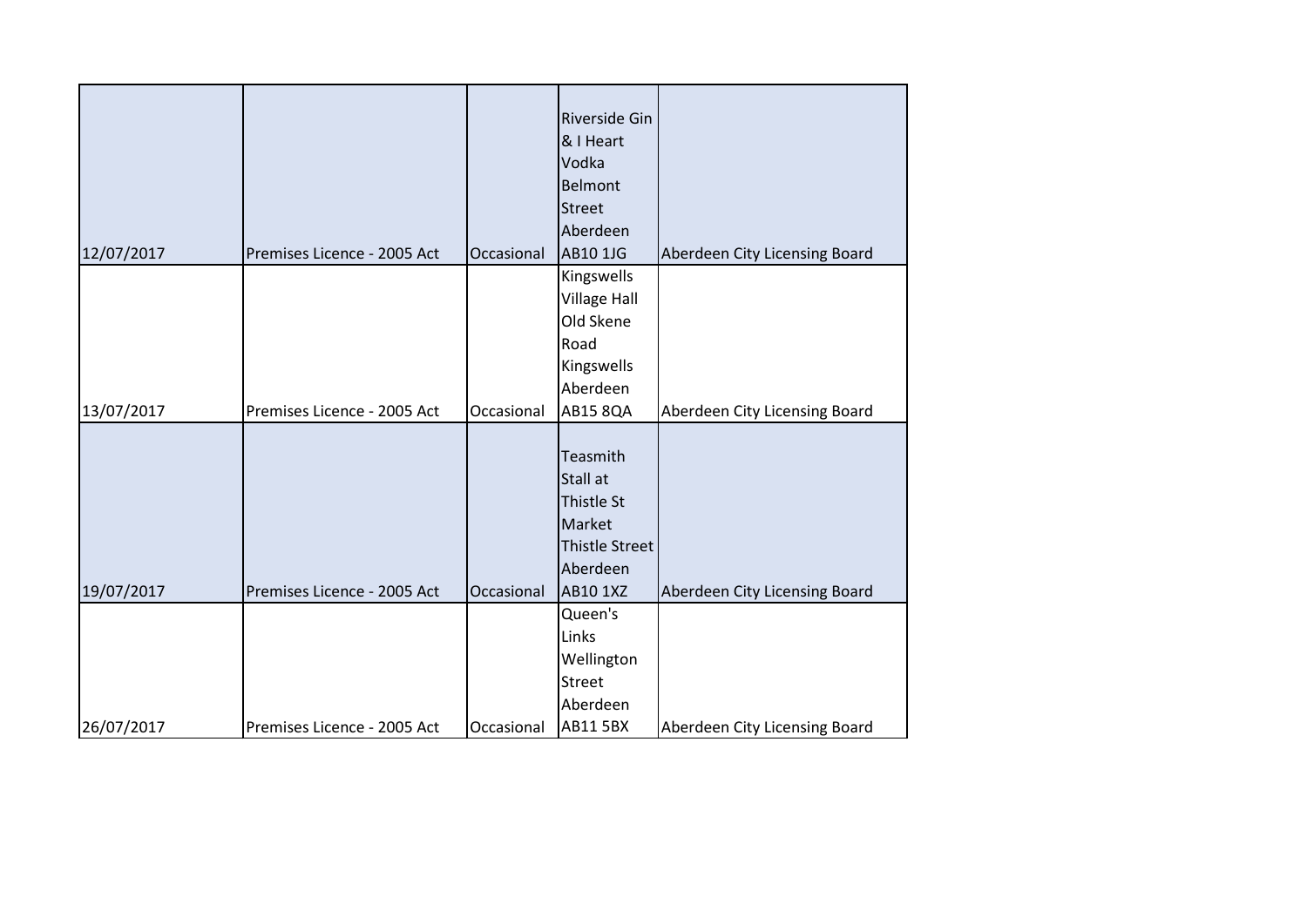| | | | | |
|---|---|---|---|---|
| 12/07/2017 | Premises Licence - 2005 Act | Occasional | Riverside Gin & I Heart Vodka Belmont Street Aberdeen AB10 1JG | Aberdeen City Licensing Board |
| 13/07/2017 | Premises Licence - 2005 Act | Occasional | Kingswells Village Hall Old Skene Road Kingswells Aberdeen AB15 8QA | Aberdeen City Licensing Board |
| 19/07/2017 | Premises Licence - 2005 Act | Occasional | Teasmith Stall at Thistle St Market Thistle Street Aberdeen AB10 1XZ | Aberdeen City Licensing Board |
| 26/07/2017 | Premises Licence - 2005 Act | Occasional | Queen's Links Wellington Street Aberdeen AB11 5BX | Aberdeen City Licensing Board |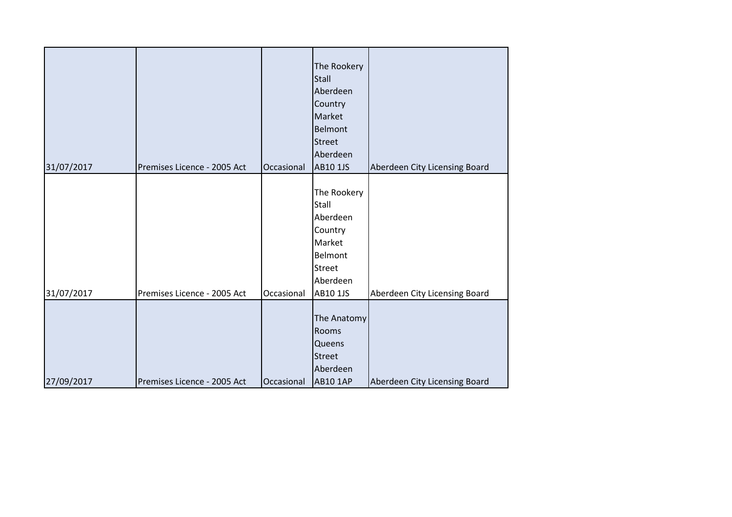| | | | | |
|---|---|---|---|---|
| 31/07/2017 | Premises Licence - 2005 Act | Occasional | The Rookery Stall Aberdeen Country Market Belmont Street Aberdeen AB10 1JS | Aberdeen City Licensing Board |
| 31/07/2017 | Premises Licence - 2005 Act | Occasional | The Rookery Stall Aberdeen Country Market Belmont Street Aberdeen AB10 1JS | Aberdeen City Licensing Board |
| 27/09/2017 | Premises Licence - 2005 Act | Occasional | The Anatomy Rooms Queens Street Aberdeen AB10 1AP | Aberdeen City Licensing Board |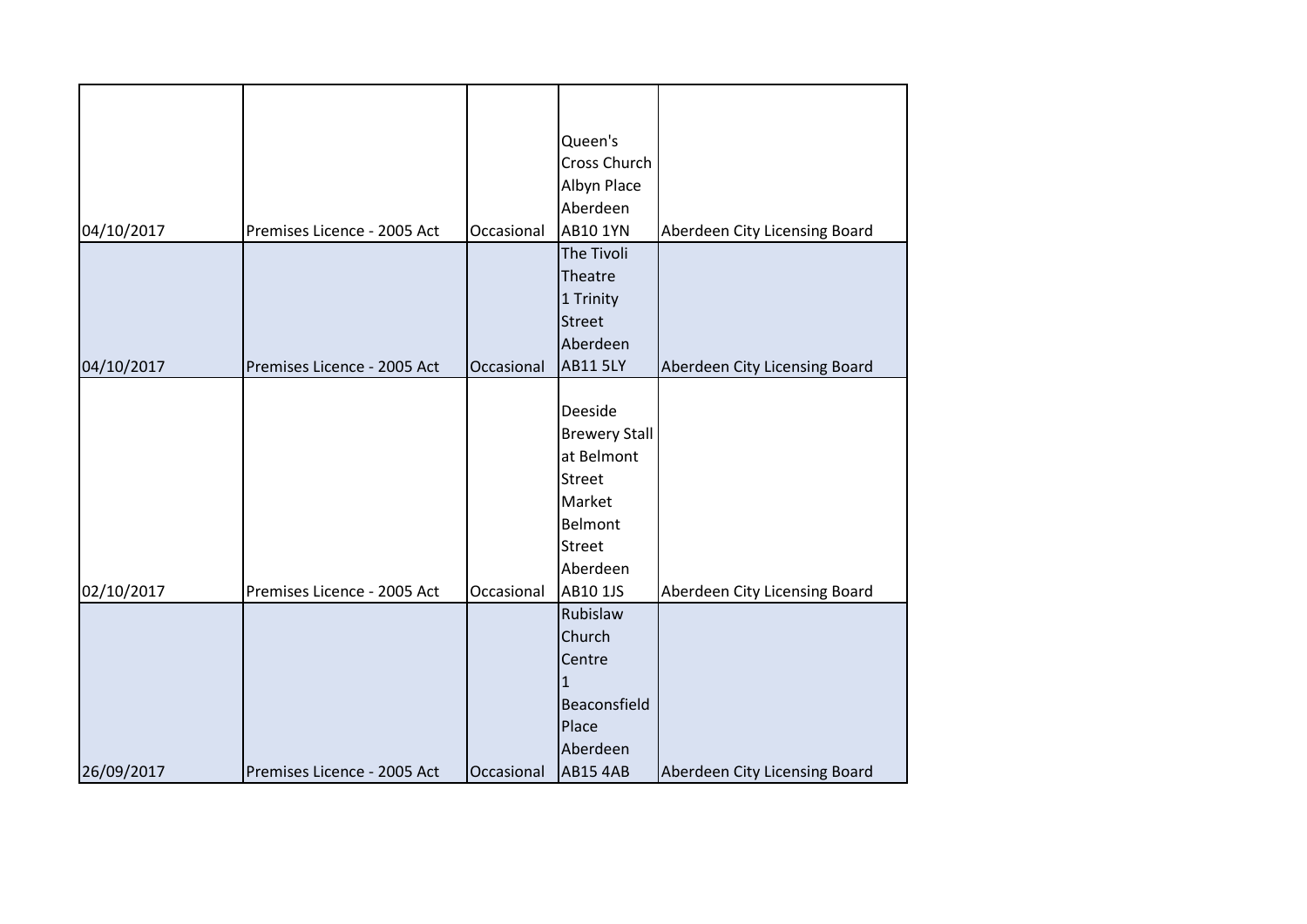| | | | | |
|---|---|---|---|---|
| 04/10/2017 | Premises Licence - 2005 Act | Occasional | Queen's Cross Church Albyn Place Aberdeen AB10 1YN | Aberdeen City Licensing Board |
| 04/10/2017 | Premises Licence - 2005 Act | Occasional | The Tivoli Theatre 1 Trinity Street Aberdeen AB11 5LY | Aberdeen City Licensing Board |
| 02/10/2017 | Premises Licence - 2005 Act | Occasional | Deeside Brewery Stall at Belmont Street Market Belmont Street Aberdeen AB10 1JS | Aberdeen City Licensing Board |
| 26/09/2017 | Premises Licence - 2005 Act | Occasional | Rubislaw Church Centre 1 Beaconsfield Place Aberdeen AB15 4AB | Aberdeen City Licensing Board |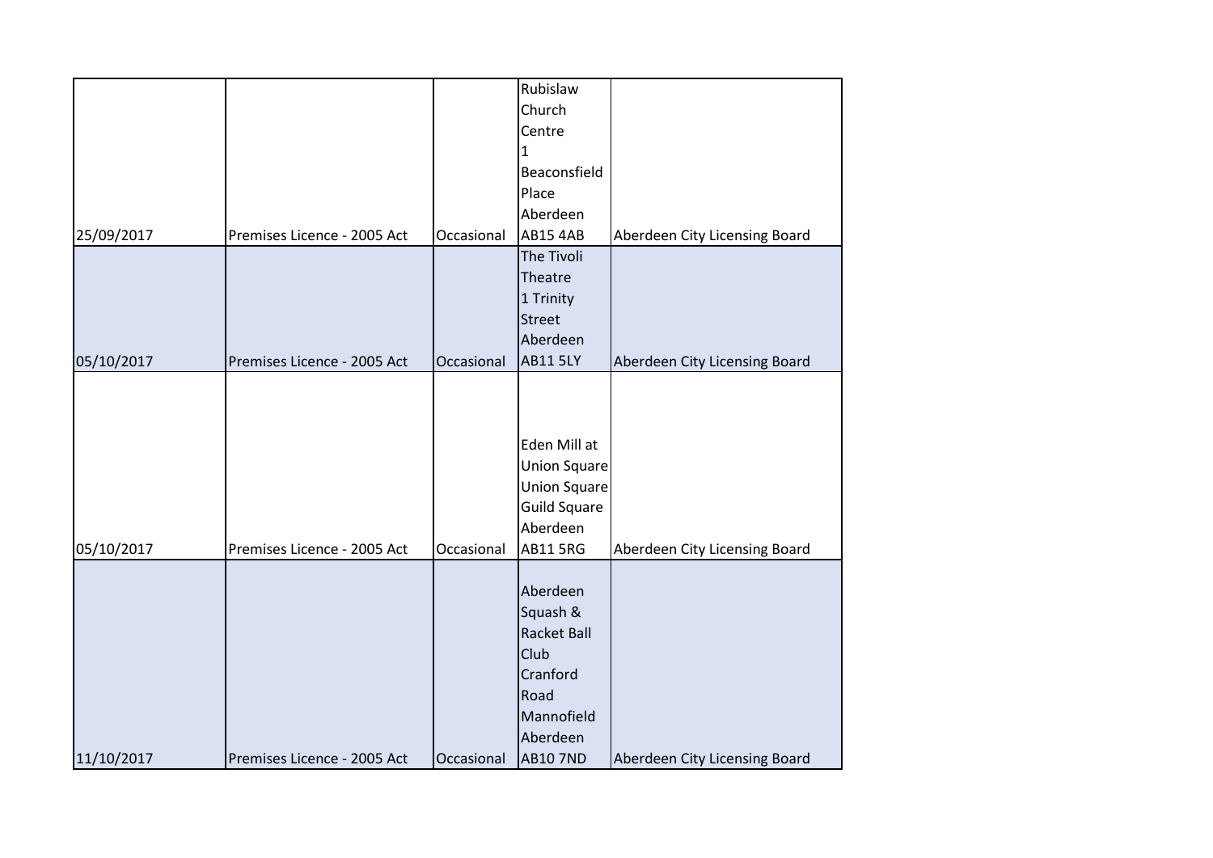| | | | | |
|---|---|---|---|---|
| 25/09/2017 | Premises Licence - 2005 Act | Occasional | Rubislaw Church Centre 1 Beaconsfield Place Aberdeen AB15 4AB | Aberdeen City Licensing Board |
| 05/10/2017 | Premises Licence - 2005 Act | Occasional | The Tivoli Theatre 1 Trinity Street Aberdeen AB11 5LY | Aberdeen City Licensing Board |
| 05/10/2017 | Premises Licence - 2005 Act | Occasional | Eden Mill at Union Square Union Square Guild Square Aberdeen AB11 5RG | Aberdeen City Licensing Board |
| 11/10/2017 | Premises Licence - 2005 Act | Occasional | Aberdeen Squash & Racket Ball Club Cranford Road Mannofield Aberdeen AB10 7ND | Aberdeen City Licensing Board |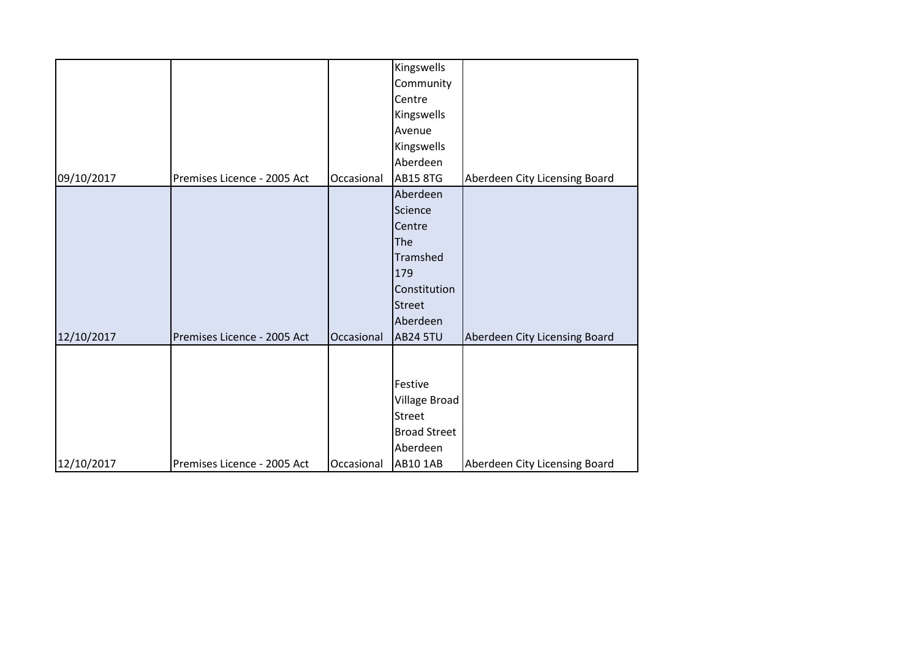| | | | | |
|---|---|---|---|---|
| 09/10/2017 | Premises Licence - 2005 Act | Occasional | Kingswells Community Centre Kingswells Avenue Kingswells Aberdeen AB15 8TG | Aberdeen City Licensing Board |
| 12/10/2017 | Premises Licence - 2005 Act | Occasional | Aberdeen Science Centre The Tramshed 179 Constitution Street Aberdeen AB24 5TU | Aberdeen City Licensing Board |
| 12/10/2017 | Premises Licence - 2005 Act | Occasional | Festive Village Broad Street Broad Street Aberdeen AB10 1AB | Aberdeen City Licensing Board |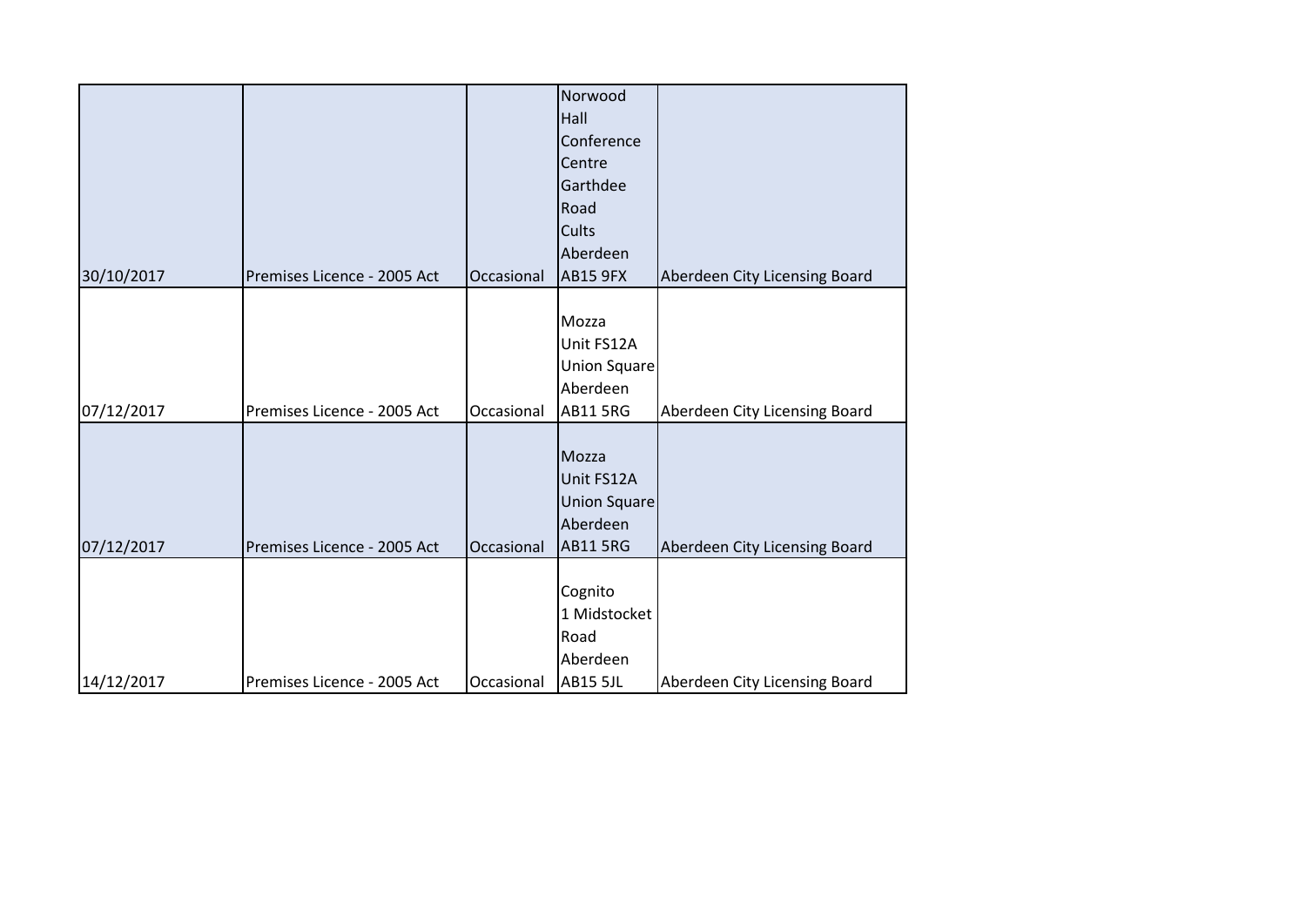| | | | | |
|---|---|---|---|---|
| 30/10/2017 | Premises Licence - 2005 Act | Occasional | Norwood Hall Conference Centre Garthdee Road Cults Aberdeen AB15 9FX | Aberdeen City Licensing Board |
| 07/12/2017 | Premises Licence - 2005 Act | Occasional | Mozza Unit FS12A Union Square Aberdeen AB11 5RG | Aberdeen City Licensing Board |
| 07/12/2017 | Premises Licence - 2005 Act | Occasional | Mozza Unit FS12A Union Square Aberdeen AB11 5RG | Aberdeen City Licensing Board |
| 14/12/2017 | Premises Licence - 2005 Act | Occasional | Cognito 1 Midstocket Road Aberdeen AB15 5JL | Aberdeen City Licensing Board |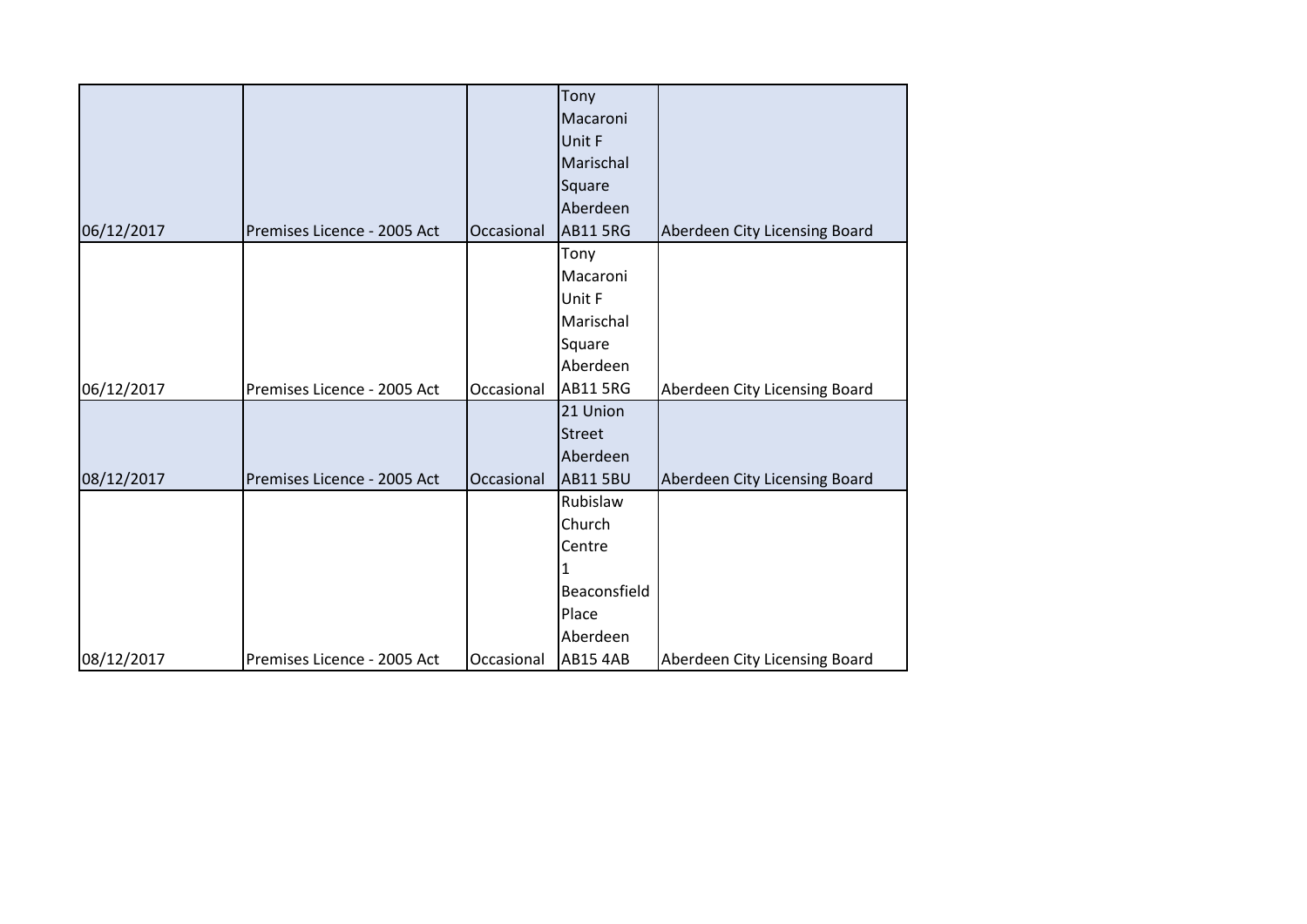| | | | | |
|---|---|---|---|---|
| 06/12/2017 | Premises Licence - 2005 Act | Occasional | Tony Macaroni Unit F Marischal Square Aberdeen AB11 5RG | Aberdeen City Licensing Board |
| 06/12/2017 | Premises Licence - 2005 Act | Occasional | Tony Macaroni Unit F Marischal Square Aberdeen AB11 5RG | Aberdeen City Licensing Board |
| 08/12/2017 | Premises Licence - 2005 Act | Occasional | 21 Union Street Aberdeen AB11 5BU | Aberdeen City Licensing Board |
| 08/12/2017 | Premises Licence - 2005 Act | Occasional | Rubislaw Church Centre 1 Beaconsfield Place Aberdeen AB15 4AB | Aberdeen City Licensing Board |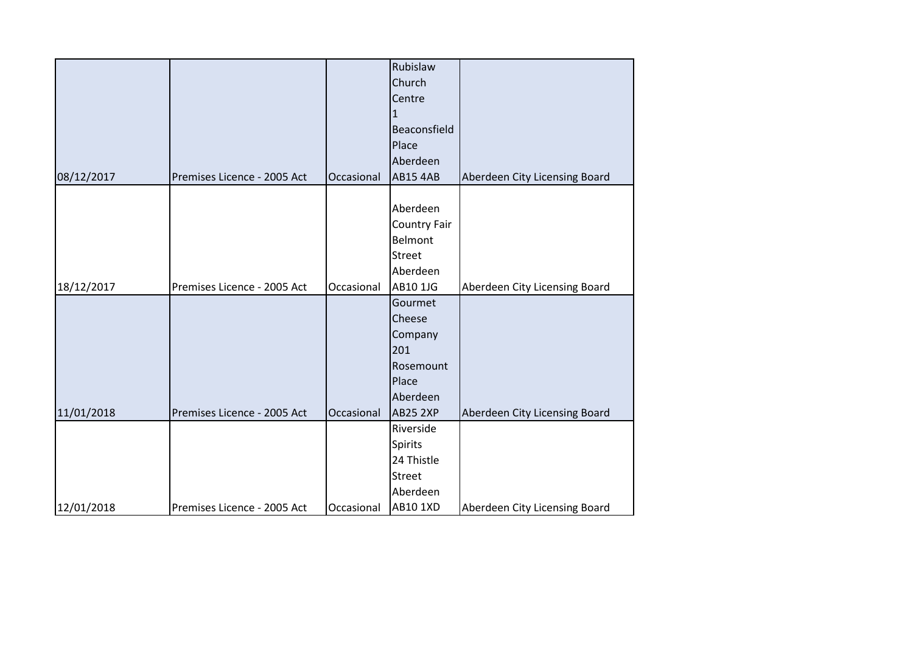| | | | | |
|---|---|---|---|---|
| 08/12/2017 | Premises Licence - 2005 Act | Occasional | Rubislaw Church Centre 1 Beaconsfield Place Aberdeen AB15 4AB | Aberdeen City Licensing Board |
| 18/12/2017 | Premises Licence - 2005 Act | Occasional | Aberdeen Country Fair Belmont Street Aberdeen AB10 1JG | Aberdeen City Licensing Board |
| 11/01/2018 | Premises Licence - 2005 Act | Occasional | Gourmet Cheese Company 201 Rosemount Place Aberdeen AB25 2XP | Aberdeen City Licensing Board |
| 12/01/2018 | Premises Licence - 2005 Act | Occasional | Riverside Spirits 24 Thistle Street Aberdeen AB10 1XD | Aberdeen City Licensing Board |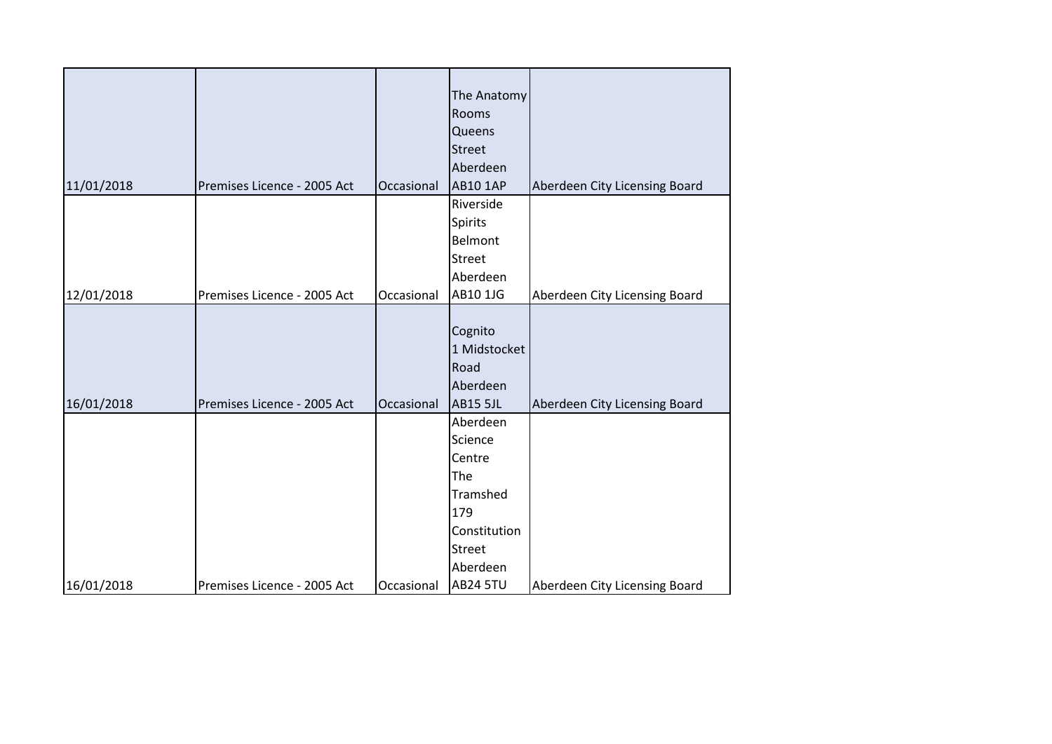| | | | | |
|---|---|---|---|---|
| 11/01/2018 | Premises Licence - 2005 Act | Occasional | The Anatomy Rooms Queens Street Aberdeen AB10 1AP | Aberdeen City Licensing Board |
| 12/01/2018 | Premises Licence - 2005 Act | Occasional | Riverside Spirits Belmont Street Aberdeen AB10 1JG | Aberdeen City Licensing Board |
| 16/01/2018 | Premises Licence - 2005 Act | Occasional | Cognito 1 Midstocket Road Aberdeen AB15 5JL | Aberdeen City Licensing Board |
| 16/01/2018 | Premises Licence - 2005 Act | Occasional | Aberdeen Science Centre The Tramshed 179 Constitution Street Aberdeen AB24 5TU | Aberdeen City Licensing Board |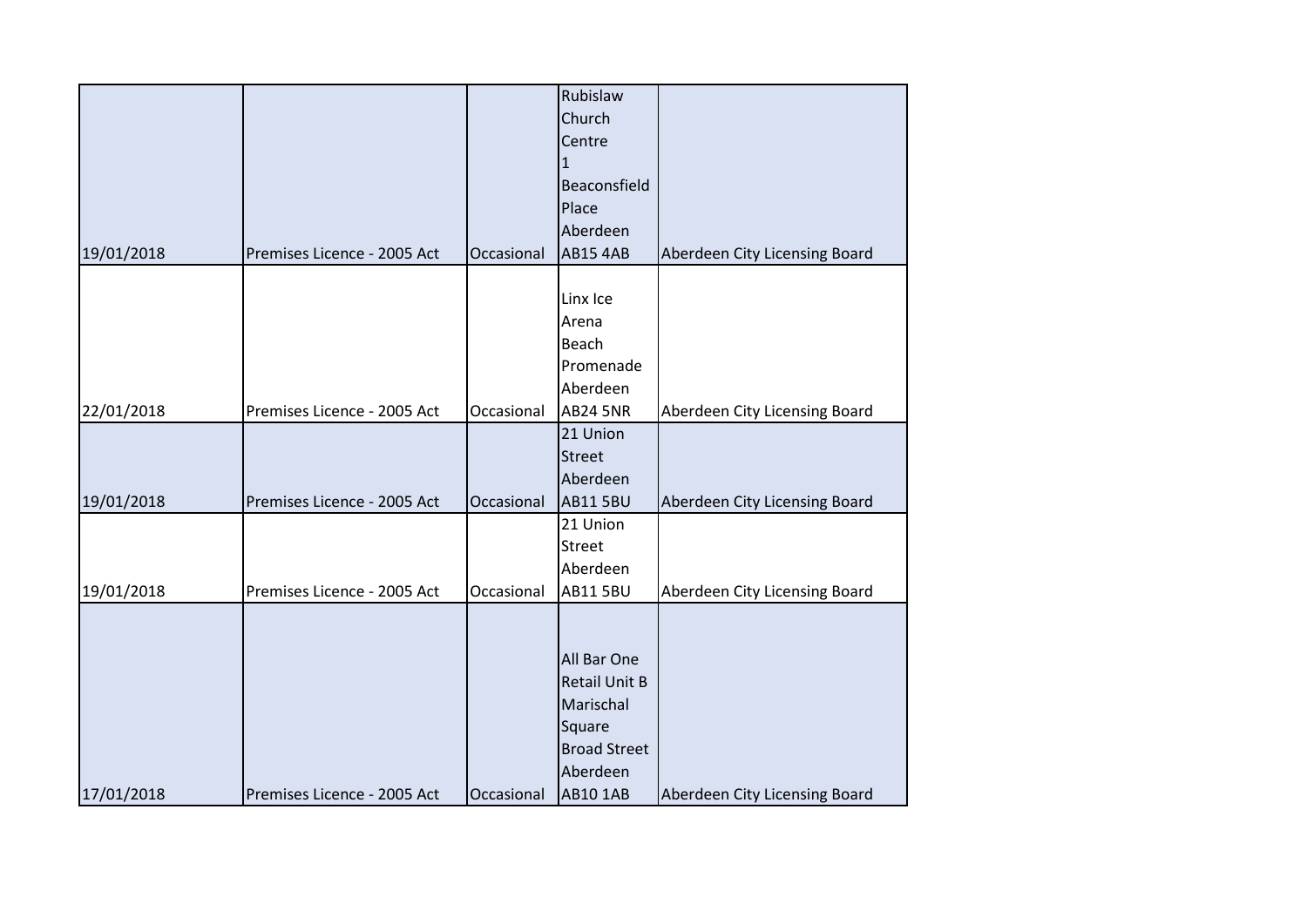| | | | | |
|---|---|---|---|---|
| 19/01/2018 | Premises Licence - 2005 Act | Occasional | Rubislaw Church Centre 1 Beaconsfield Place Aberdeen AB15 4AB | Aberdeen City Licensing Board |
| 22/01/2018 | Premises Licence - 2005 Act | Occasional | Linx Ice Arena Beach Promenade Aberdeen AB24 5NR | Aberdeen City Licensing Board |
| 19/01/2018 | Premises Licence - 2005 Act | Occasional | 21 Union Street Aberdeen AB11 5BU | Aberdeen City Licensing Board |
| 19/01/2018 | Premises Licence - 2005 Act | Occasional | 21 Union Street Aberdeen AB11 5BU | Aberdeen City Licensing Board |
| 17/01/2018 | Premises Licence - 2005 Act | Occasional | All Bar One Retail Unit B Marischal Square Broad Street Aberdeen AB10 1AB | Aberdeen City Licensing Board |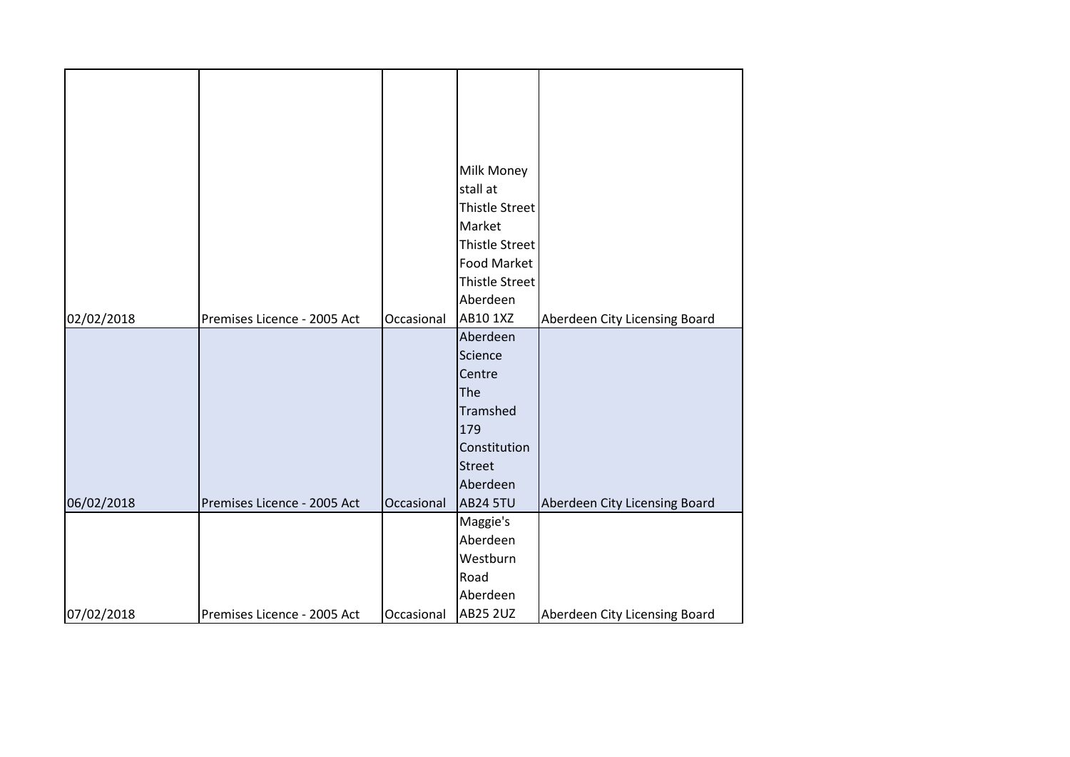| | | | | |
|---|---|---|---|---|
| 02/02/2018 | Premises Licence - 2005 Act | Occasional | Milk Money stall at Thistle Street Market Thistle Street Food Market Thistle Street Aberdeen AB10 1XZ | Aberdeen City Licensing Board |
| 06/02/2018 | Premises Licence - 2005 Act | Occasional | Aberdeen Science Centre The Tramshed 179 Constitution Street Aberdeen AB24 5TU | Aberdeen City Licensing Board |
| 07/02/2018 | Premises Licence - 2005 Act | Occasional | Maggie's Aberdeen Westburn Road Aberdeen AB25 2UZ | Aberdeen City Licensing Board |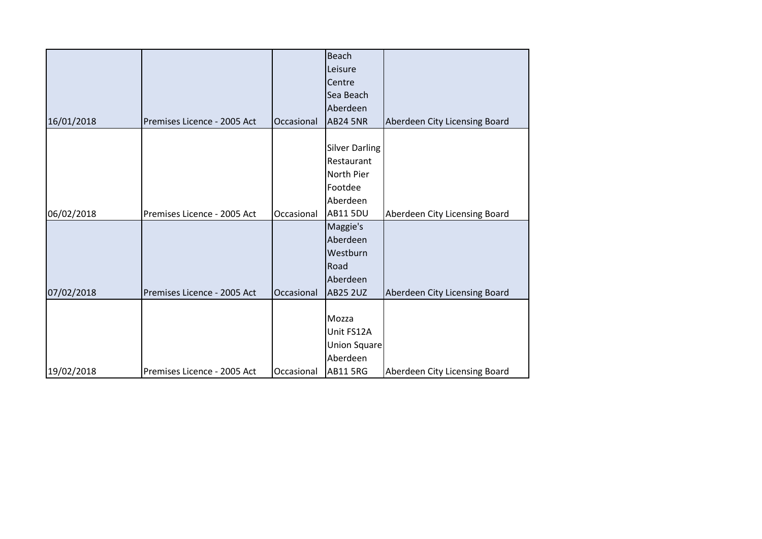| | | | | |
|---|---|---|---|---|
| 16/01/2018 | Premises Licence - 2005 Act | Occasional | Beach Leisure Centre Sea Beach Aberdeen AB24 5NR | Aberdeen City Licensing Board |
| 06/02/2018 | Premises Licence - 2005 Act | Occasional | Silver Darling Restaurant North Pier Footdee Aberdeen AB11 5DU | Aberdeen City Licensing Board |
| 07/02/2018 | Premises Licence - 2005 Act | Occasional | Maggie's Aberdeen Westburn Road Aberdeen AB25 2UZ | Aberdeen City Licensing Board |
| 19/02/2018 | Premises Licence - 2005 Act | Occasional | Mozza Unit FS12A Union Square Aberdeen AB11 5RG | Aberdeen City Licensing Board |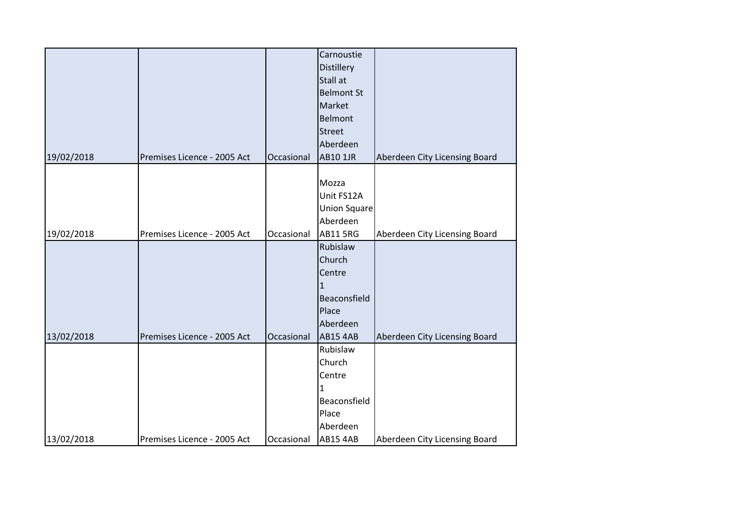| | | | | |
|---|---|---|---|---|
| 19/02/2018 | Premises Licence - 2005 Act | Occasional | Carnoustie Distillery Stall at Belmont St Market Belmont Street Aberdeen AB10 1JR | Aberdeen City Licensing Board |
| 19/02/2018 | Premises Licence - 2005 Act | Occasional | Mozza Unit FS12A Union Square Aberdeen AB11 5RG | Aberdeen City Licensing Board |
| 13/02/2018 | Premises Licence - 2005 Act | Occasional | Rubislaw Church Centre 1 Beaconsfield Place Aberdeen AB15 4AB | Aberdeen City Licensing Board |
| 13/02/2018 | Premises Licence - 2005 Act | Occasional | Rubislaw Church Centre 1 Beaconsfield Place Aberdeen AB15 4AB | Aberdeen City Licensing Board |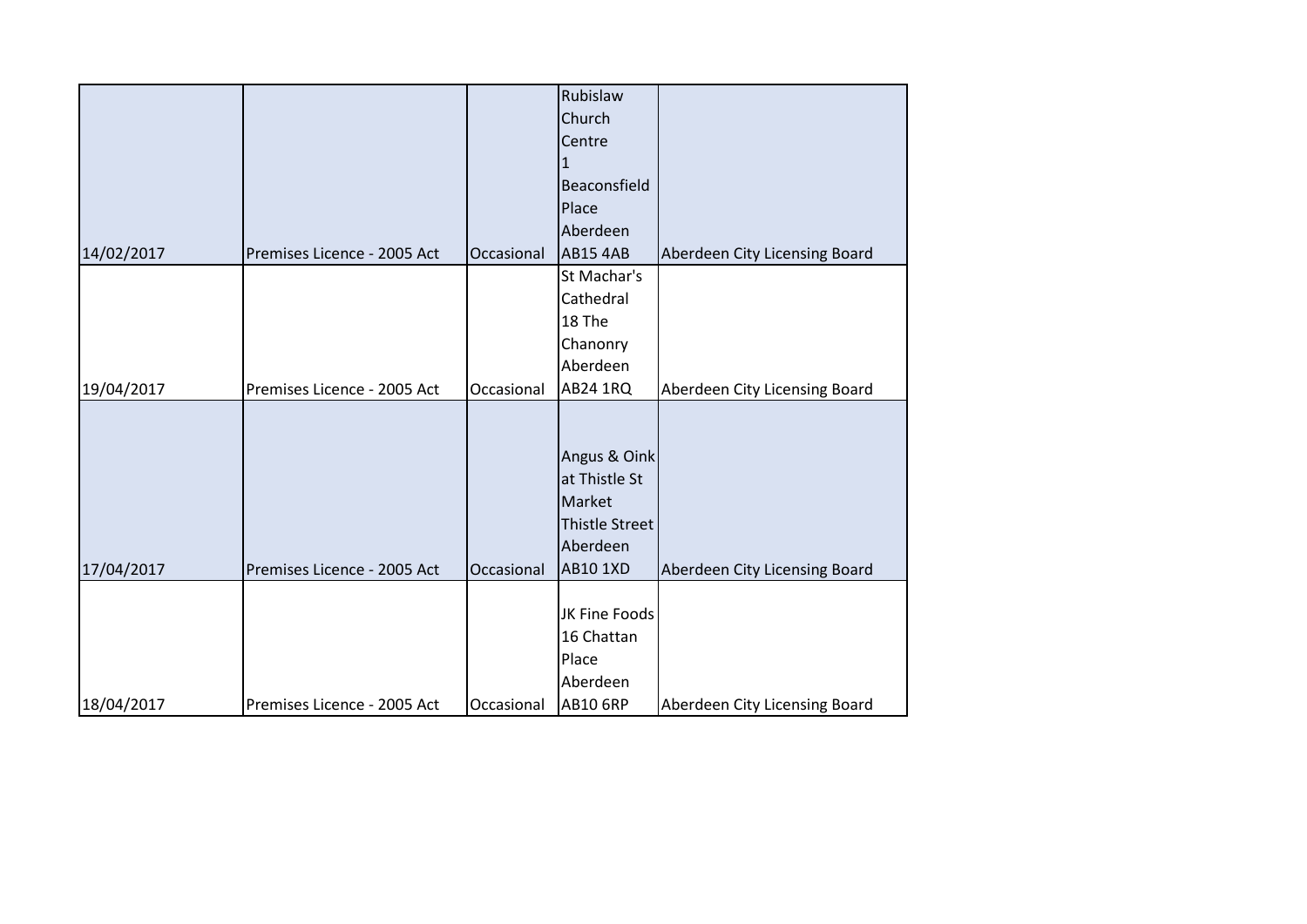| | | | | |
|---|---|---|---|---|
| 14/02/2017 | Premises Licence - 2005 Act | Occasional | Rubislaw Church Centre 1 Beaconsfield Place Aberdeen AB15 4AB | Aberdeen City Licensing Board |
| 19/04/2017 | Premises Licence - 2005 Act | Occasional | St Machar's Cathedral 18 The Chanonry Aberdeen AB24 1RQ | Aberdeen City Licensing Board |
| 17/04/2017 | Premises Licence - 2005 Act | Occasional | Angus & Oink at Thistle St Market Thistle Street Aberdeen AB10 1XD | Aberdeen City Licensing Board |
| 18/04/2017 | Premises Licence - 2005 Act | Occasional | JK Fine Foods 16 Chattan Place Aberdeen AB10 6RP | Aberdeen City Licensing Board |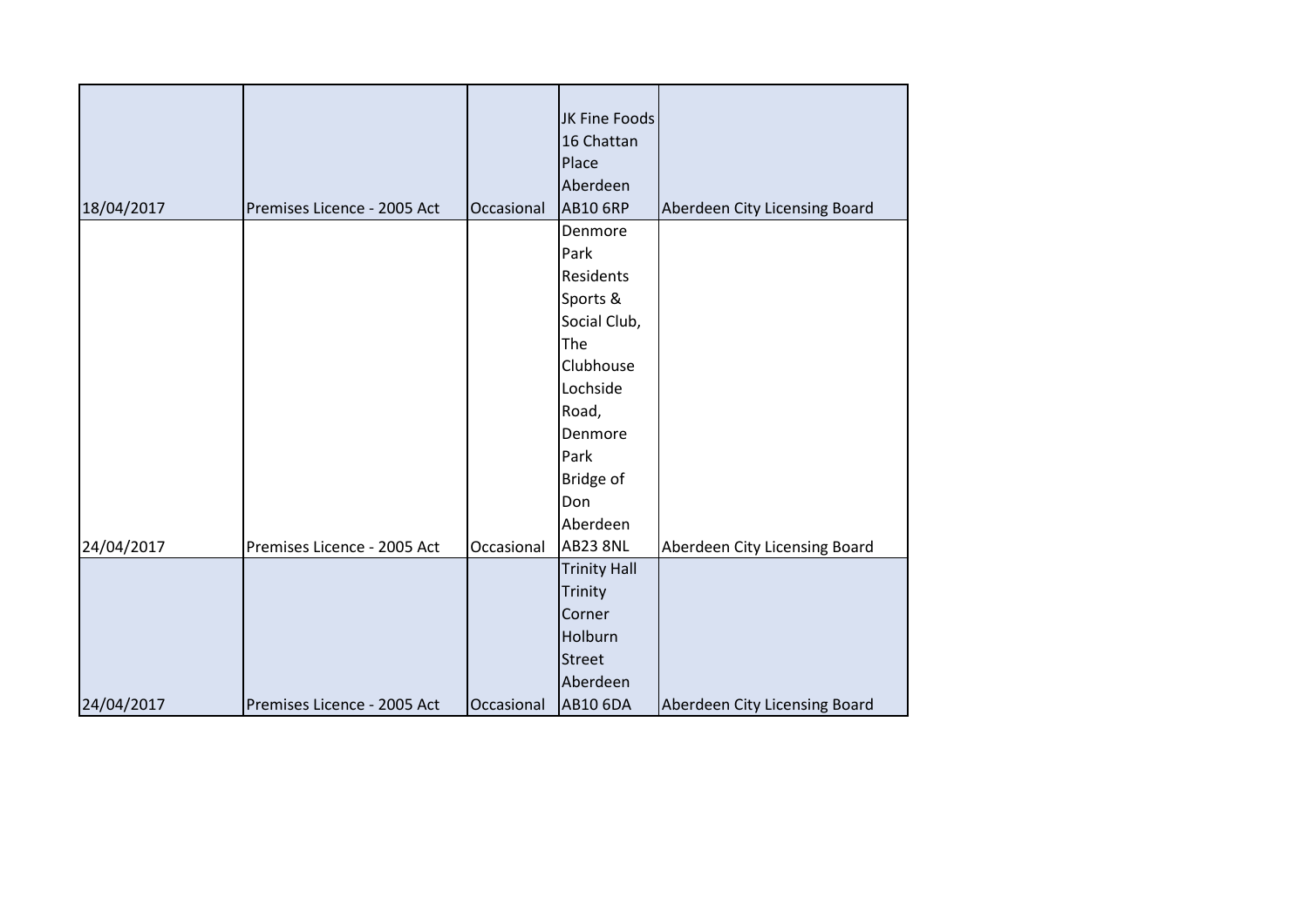| | | | | |
|---|---|---|---|---|
| 18/04/2017 | Premises Licence - 2005 Act | Occasional | JK Fine Foods 16 Chattan Place Aberdeen AB10 6RP | Aberdeen City Licensing Board |
| 24/04/2017 | Premises Licence - 2005 Act | Occasional | Denmore Park Residents Sports & Social Club, The Clubhouse Lochside Road, Denmore Park Bridge of Don Aberdeen AB23 8NL | Aberdeen City Licensing Board |
| 24/04/2017 | Premises Licence - 2005 Act | Occasional | Trinity Hall Trinity Corner Holburn Street Aberdeen AB10 6DA | Aberdeen City Licensing Board |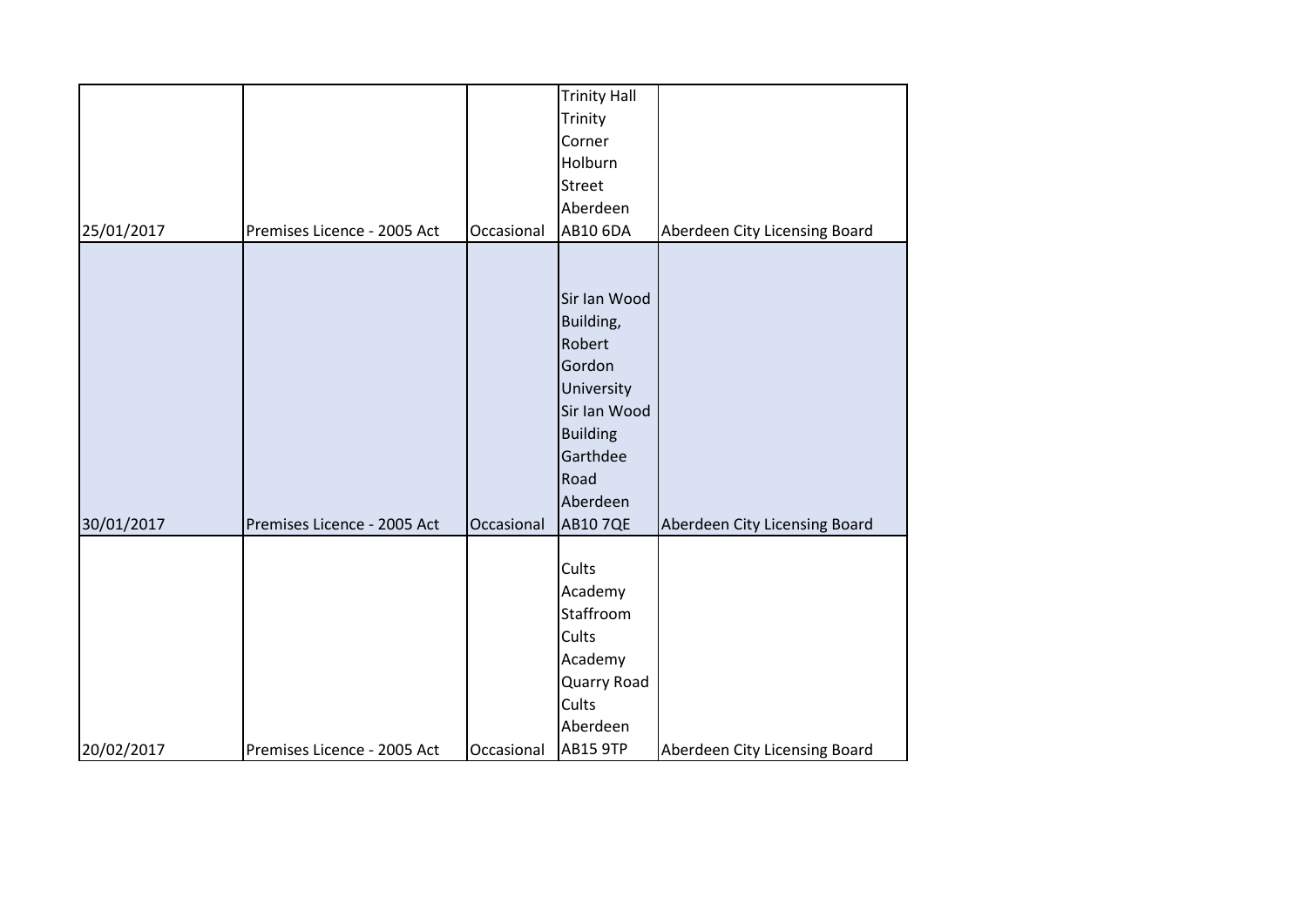| | | | | |
|---|---|---|---|---|
| 25/01/2017 | Premises Licence - 2005 Act | Occasional | Trinity Hall Trinity Corner Holburn Street Aberdeen AB10 6DA | Aberdeen City Licensing Board |
| 30/01/2017 | Premises Licence - 2005 Act | Occasional | Sir Ian Wood Building, Robert Gordon University Sir Ian Wood Building Garthdee Road Aberdeen AB10 7QE | Aberdeen City Licensing Board |
| 20/02/2017 | Premises Licence - 2005 Act | Occasional | Cults Academy Staffroom Cults Academy Quarry Road Cults Aberdeen AB15 9TP | Aberdeen City Licensing Board |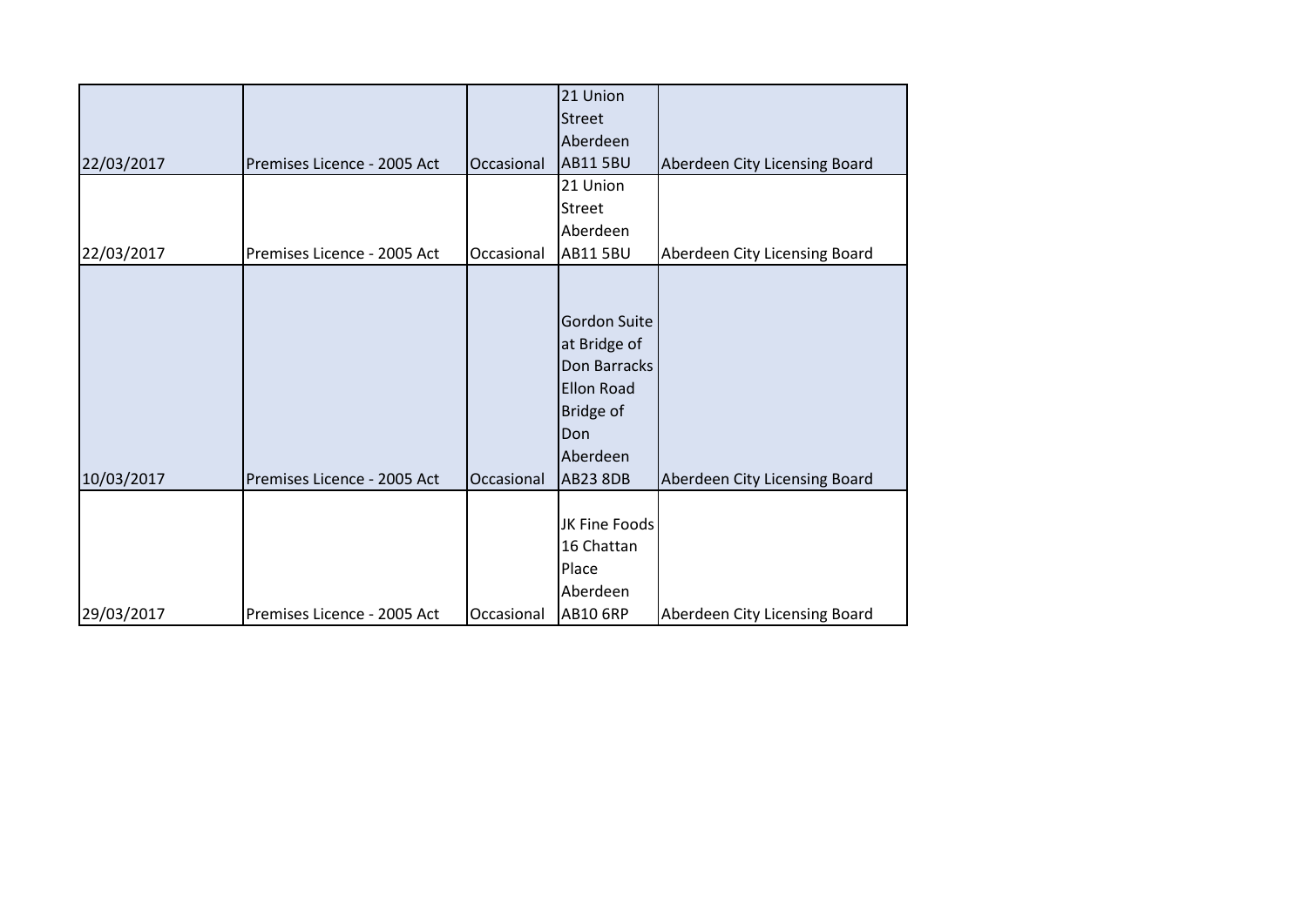| | | | | |
|---|---|---|---|---|
| 22/03/2017 | Premises Licence - 2005 Act | Occasional | 21 Union Street Aberdeen AB11 5BU | Aberdeen City Licensing Board |
| 22/03/2017 | Premises Licence - 2005 Act | Occasional | 21 Union Street Aberdeen AB11 5BU | Aberdeen City Licensing Board |
| 10/03/2017 | Premises Licence - 2005 Act | Occasional | Gordon Suite at Bridge of Don Barracks Ellon Road Bridge of Don Aberdeen AB23 8DB | Aberdeen City Licensing Board |
| 29/03/2017 | Premises Licence - 2005 Act | Occasional | JK Fine Foods 16 Chattan Place Aberdeen AB10 6RP | Aberdeen City Licensing Board |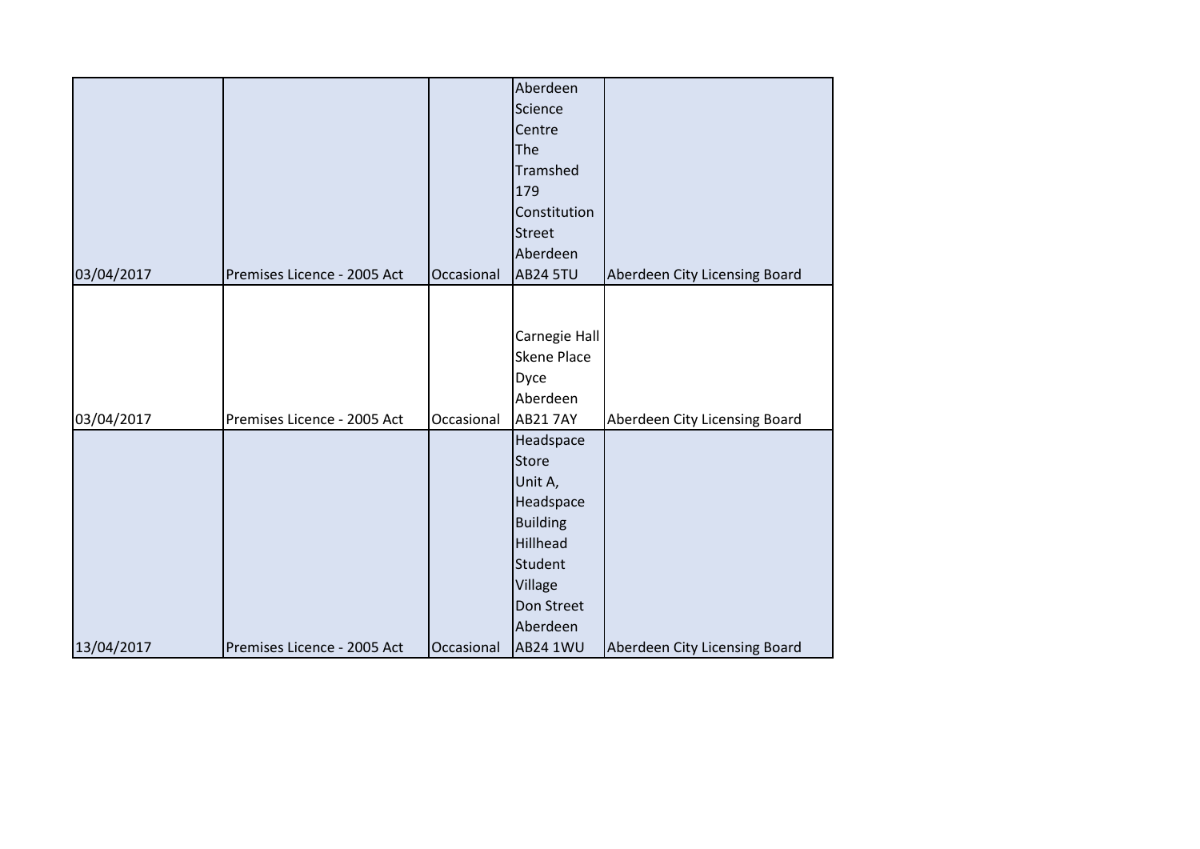| | | | | |
|---|---|---|---|---|
| 03/04/2017 | Premises Licence - 2005 Act | Occasional | Aberdeen Science Centre The Tramshed 179 Constitution Street Aberdeen AB24 5TU | Aberdeen City Licensing Board |
| 03/04/2017 | Premises Licence - 2005 Act | Occasional | Carnegie Hall Skene Place Dyce Aberdeen AB21 7AY | Aberdeen City Licensing Board |
| 13/04/2017 | Premises Licence - 2005 Act | Occasional | Headspace Store Unit A, Headspace Building Hillhead Student Village Don Street Aberdeen AB24 1WU | Aberdeen City Licensing Board |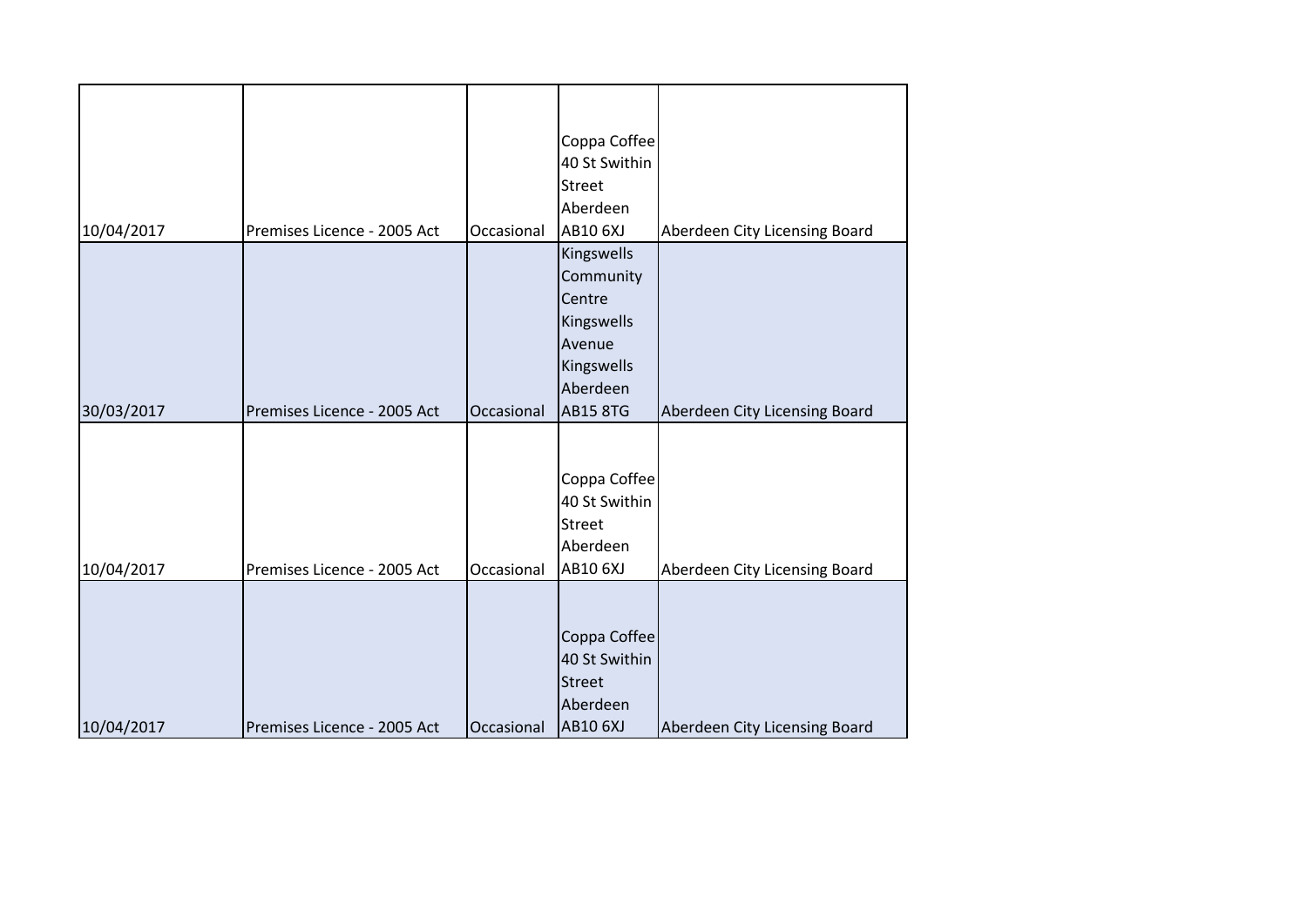| | | | | |
|---|---|---|---|---|
| 10/04/2017 | Premises Licence - 2005 Act | Occasional | Coppa Coffee 40 St Swithin Street Aberdeen AB10 6XJ | Aberdeen City Licensing Board |
| 30/03/2017 | Premises Licence - 2005 Act | Occasional | Kingswells Community Centre Kingswells Avenue Kingswells Aberdeen AB15 8TG | Aberdeen City Licensing Board |
| 10/04/2017 | Premises Licence - 2005 Act | Occasional | Coppa Coffee 40 St Swithin Street Aberdeen AB10 6XJ | Aberdeen City Licensing Board |
| 10/04/2017 | Premises Licence - 2005 Act | Occasional | Coppa Coffee 40 St Swithin Street Aberdeen AB10 6XJ | Aberdeen City Licensing Board |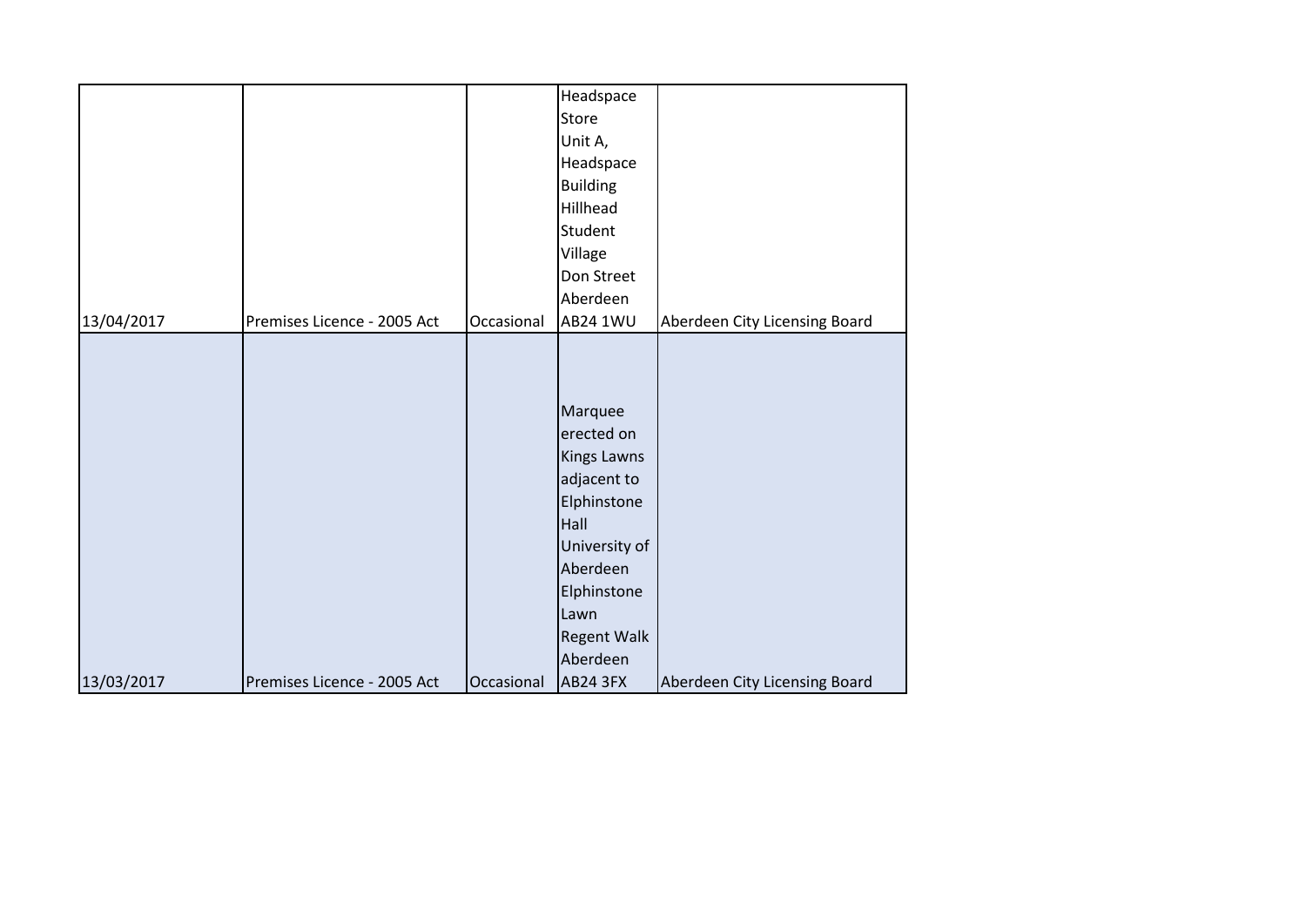| | | | | |
|---|---|---|---|---|
| 13/04/2017 | Premises Licence - 2005 Act | Occasional | Headspace Store Unit A, Headspace Building Hillhead Student Village Don Street Aberdeen AB24 1WU | Aberdeen City Licensing Board |
| 13/03/2017 | Premises Licence - 2005 Act | Occasional | Marquee erected on Kings Lawns adjacent to Elphinstone Hall University of Aberdeen Elphinstone Lawn Regent Walk Aberdeen AB24 3FX | Aberdeen City Licensing Board |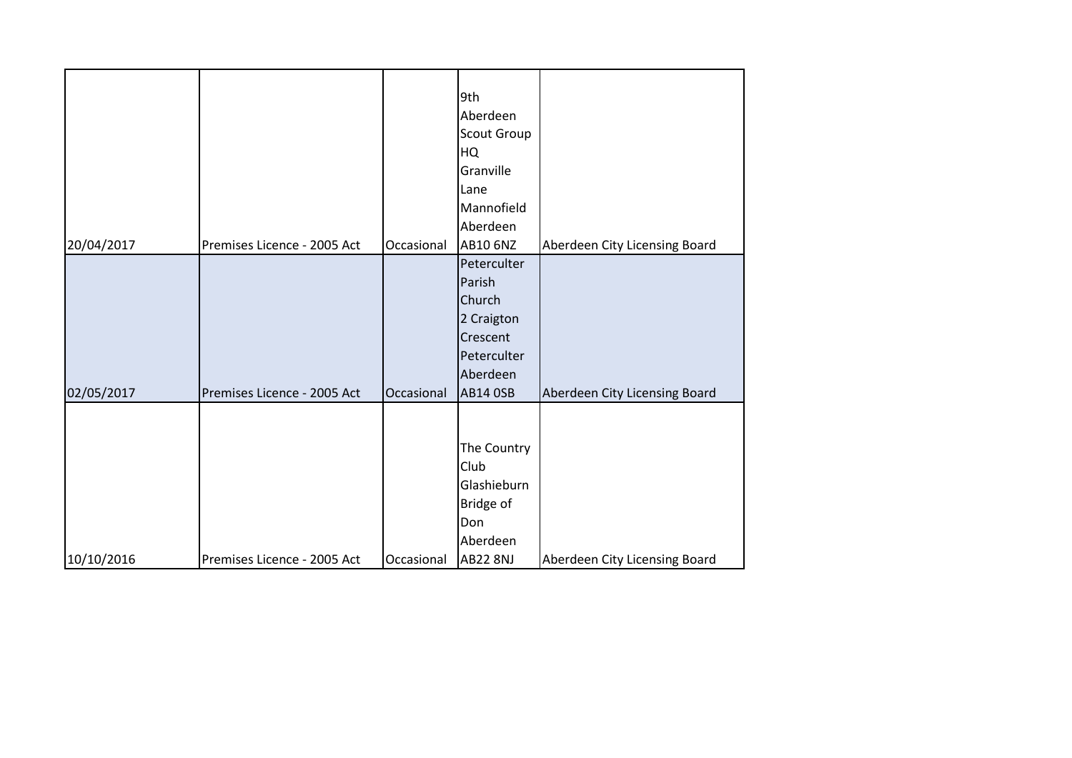| | | | | |
|---|---|---|---|---|
| 20/04/2017 | Premises Licence - 2005 Act | Occasional | 9th Aberdeen Scout Group HQ Granville Lane Mannofield Aberdeen AB10 6NZ | Aberdeen City Licensing Board |
| 02/05/2017 | Premises Licence - 2005 Act | Occasional | Peterculter Parish Church 2 Craigton Crescent Peterculter Aberdeen AB14 0SB | Aberdeen City Licensing Board |
| 10/10/2016 | Premises Licence - 2005 Act | Occasional | The Country Club Glashieburn Bridge of Don Aberdeen AB22 8NJ | Aberdeen City Licensing Board |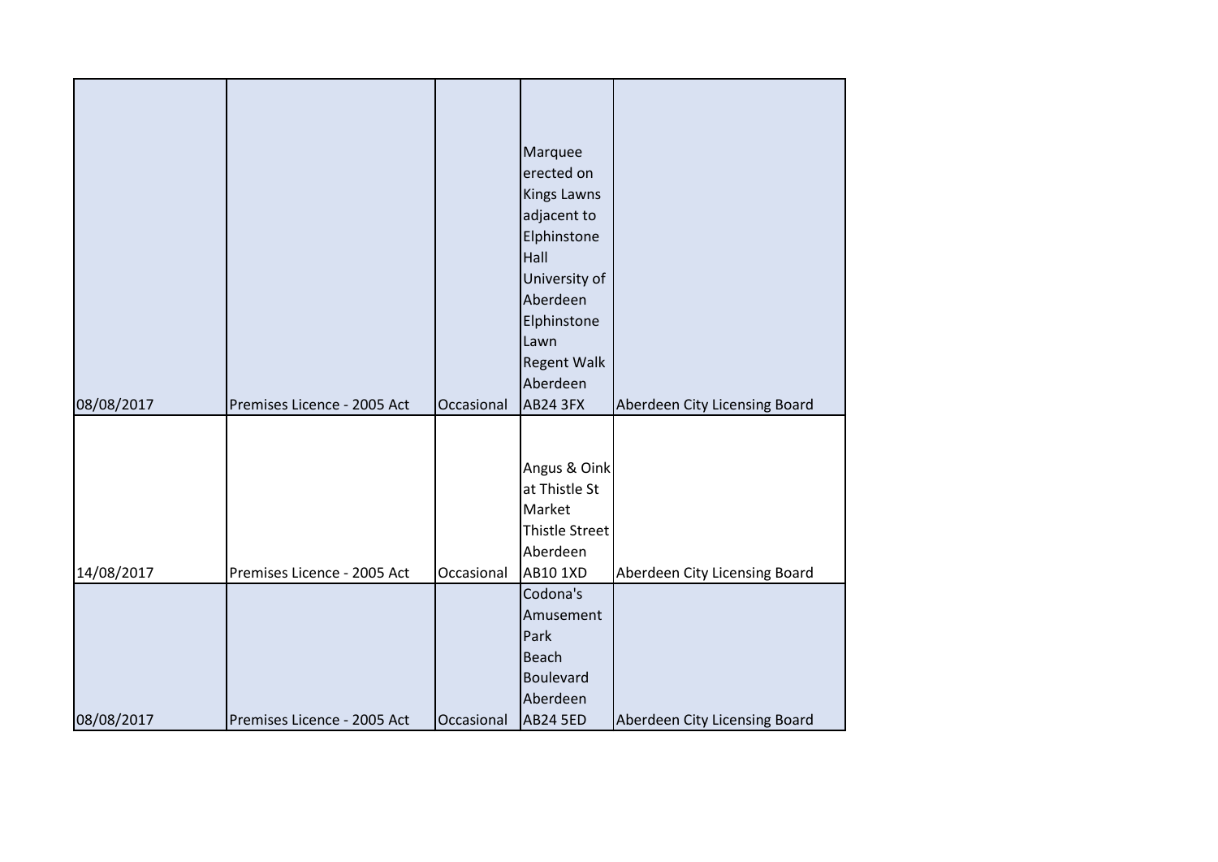| | | | | |
|---|---|---|---|---|
| 08/08/2017 | Premises Licence - 2005 Act | Occasional | Marquee erected on Kings Lawns adjacent to Elphinstone Hall University of Aberdeen Elphinstone Lawn Regent Walk Aberdeen AB24 3FX | Aberdeen City Licensing Board |
| 14/08/2017 | Premises Licence - 2005 Act | Occasional | Angus & Oink at Thistle St Market Thistle Street Aberdeen AB10 1XD | Aberdeen City Licensing Board |
| 08/08/2017 | Premises Licence - 2005 Act | Occasional | Codona's Amusement Park Beach Boulevard Aberdeen AB24 5ED | Aberdeen City Licensing Board |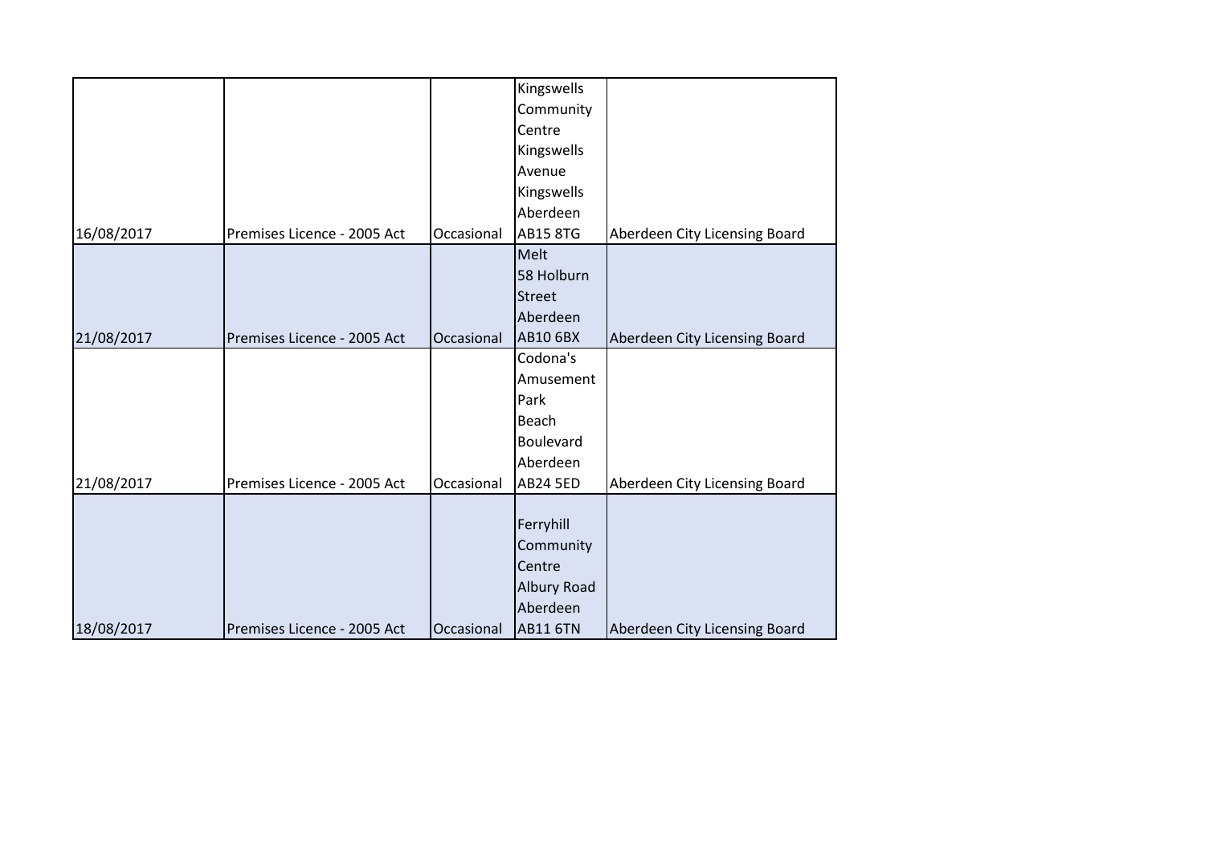| | | | | |
|---|---|---|---|---|
| 16/08/2017 | Premises Licence - 2005 Act | Occasional | Kingswells Community Centre Kingswells Avenue Kingswells Aberdeen AB15 8TG | Aberdeen City Licensing Board |
| 21/08/2017 | Premises Licence - 2005 Act | Occasional | Melt 58 Holburn Street Aberdeen AB10 6BX | Aberdeen City Licensing Board |
| 21/08/2017 | Premises Licence - 2005 Act | Occasional | Codona's Amusement Park Beach Boulevard Aberdeen AB24 5ED | Aberdeen City Licensing Board |
| 18/08/2017 | Premises Licence - 2005 Act | Occasional | Ferryhill Community Centre Albury Road Aberdeen AB11 6TN | Aberdeen City Licensing Board |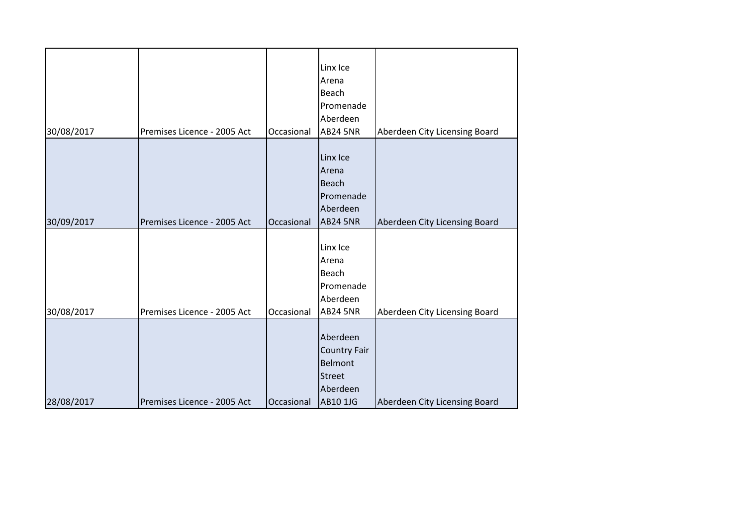| | | | | |
|---|---|---|---|---|
| 30/08/2017 | Premises Licence - 2005 Act | Occasional | Linx Ice Arena Beach Promenade Aberdeen AB24 5NR | Aberdeen City Licensing Board |
| 30/09/2017 | Premises Licence - 2005 Act | Occasional | Linx Ice Arena Beach Promenade Aberdeen AB24 5NR | Aberdeen City Licensing Board |
| 30/08/2017 | Premises Licence - 2005 Act | Occasional | Linx Ice Arena Beach Promenade Aberdeen AB24 5NR | Aberdeen City Licensing Board |
| 28/08/2017 | Premises Licence - 2005 Act | Occasional | Aberdeen Country Fair Belmont Street Aberdeen AB10 1JG | Aberdeen City Licensing Board |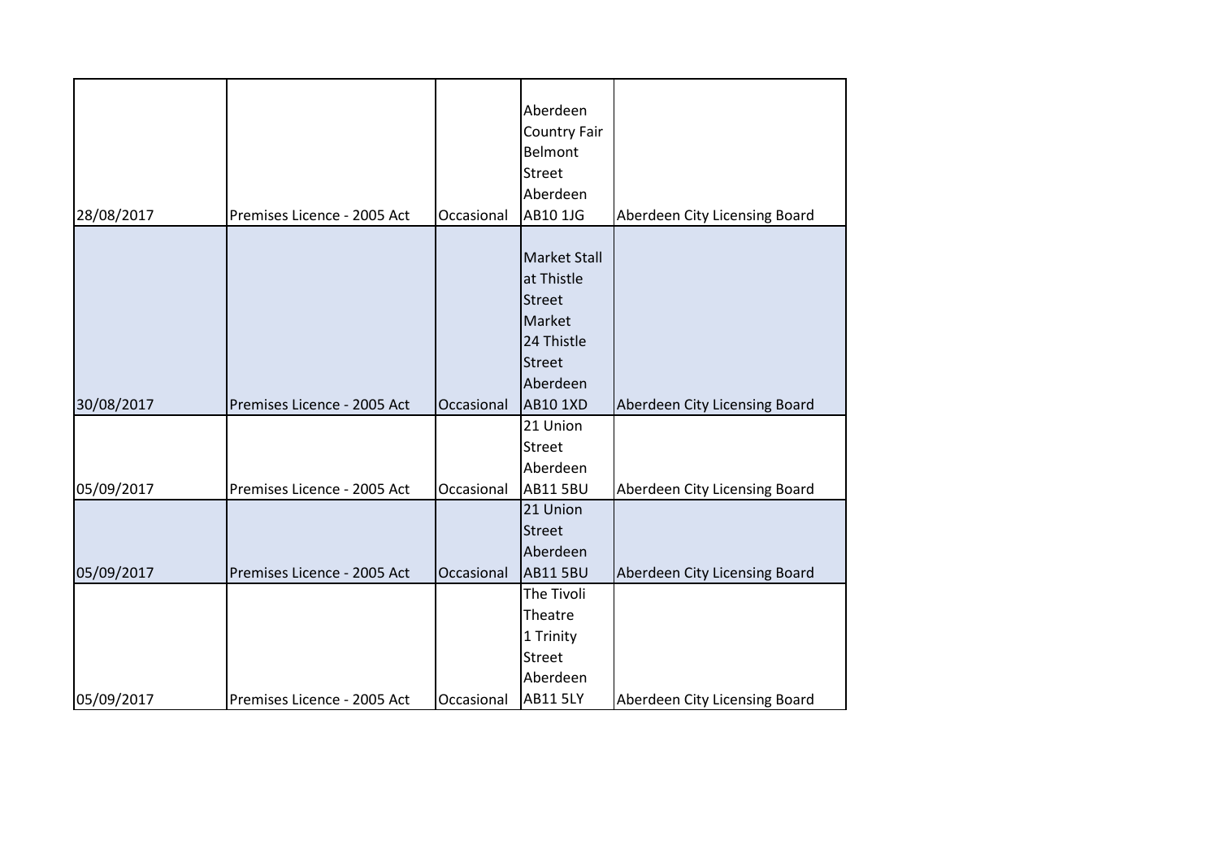| | | | | |
|---|---|---|---|---|
| 28/08/2017 | Premises Licence - 2005 Act | Occasional | Aberdeen Country Fair Belmont Street Aberdeen AB10 1JG | Aberdeen City Licensing Board |
| 30/08/2017 | Premises Licence - 2005 Act | Occasional | Market Stall at Thistle Street Market 24 Thistle Street Aberdeen AB10 1XD | Aberdeen City Licensing Board |
| 05/09/2017 | Premises Licence - 2005 Act | Occasional | 21 Union Street Aberdeen AB11 5BU | Aberdeen City Licensing Board |
| 05/09/2017 | Premises Licence - 2005 Act | Occasional | 21 Union Street Aberdeen AB11 5BU | Aberdeen City Licensing Board |
| 05/09/2017 | Premises Licence - 2005 Act | Occasional | The Tivoli Theatre 1 Trinity Street Aberdeen AB11 5LY | Aberdeen City Licensing Board |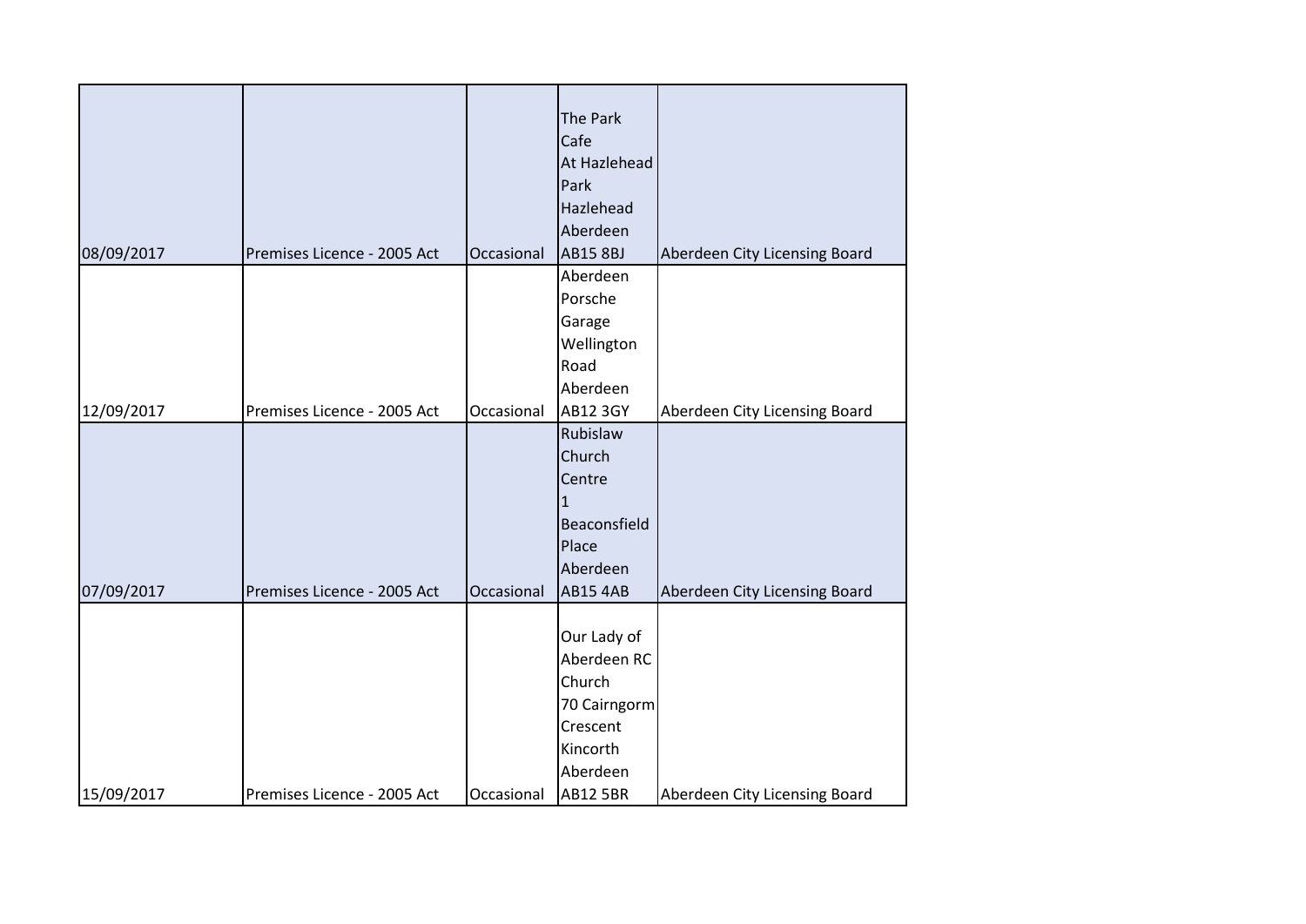| | | | | |
|---|---|---|---|---|
| 08/09/2017 | Premises Licence - 2005 Act | Occasional | The Park Cafe At Hazlehead Park Hazlehead Aberdeen AB15 8BJ | Aberdeen City Licensing Board |
| 12/09/2017 | Premises Licence - 2005 Act | Occasional | Aberdeen Porsche Garage Wellington Road Aberdeen AB12 3GY | Aberdeen City Licensing Board |
| 07/09/2017 | Premises Licence - 2005 Act | Occasional | Rubislaw Church Centre 1 Beaconsfield Place Aberdeen AB15 4AB | Aberdeen City Licensing Board |
| 15/09/2017 | Premises Licence - 2005 Act | Occasional | Our Lady of Aberdeen RC Church 70 Cairngorm Crescent Kincorth Aberdeen AB12 5BR | Aberdeen City Licensing Board |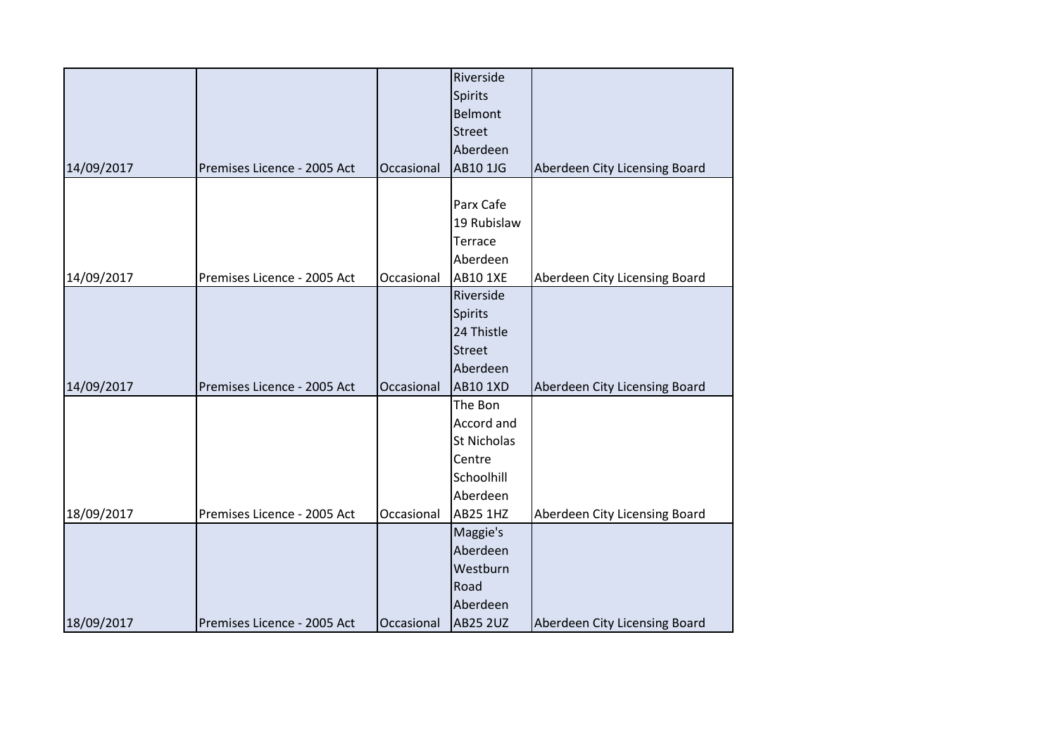| | | | | |
|---|---|---|---|---|
| 14/09/2017 | Premises Licence - 2005 Act | Occasional | Riverside Spirits Belmont Street Aberdeen AB10 1JG | Aberdeen City Licensing Board |
| 14/09/2017 | Premises Licence - 2005 Act | Occasional | Parx Cafe 19 Rubislaw Terrace Aberdeen AB10 1XE | Aberdeen City Licensing Board |
| 14/09/2017 | Premises Licence - 2005 Act | Occasional | Riverside Spirits 24 Thistle Street Aberdeen AB10 1XD | Aberdeen City Licensing Board |
| 18/09/2017 | Premises Licence - 2005 Act | Occasional | The Bon Accord and St Nicholas Centre Schoolhill Aberdeen AB25 1HZ | Aberdeen City Licensing Board |
| 18/09/2017 | Premises Licence - 2005 Act | Occasional | Maggie's Aberdeen Westburn Road Aberdeen AB25 2UZ | Aberdeen City Licensing Board |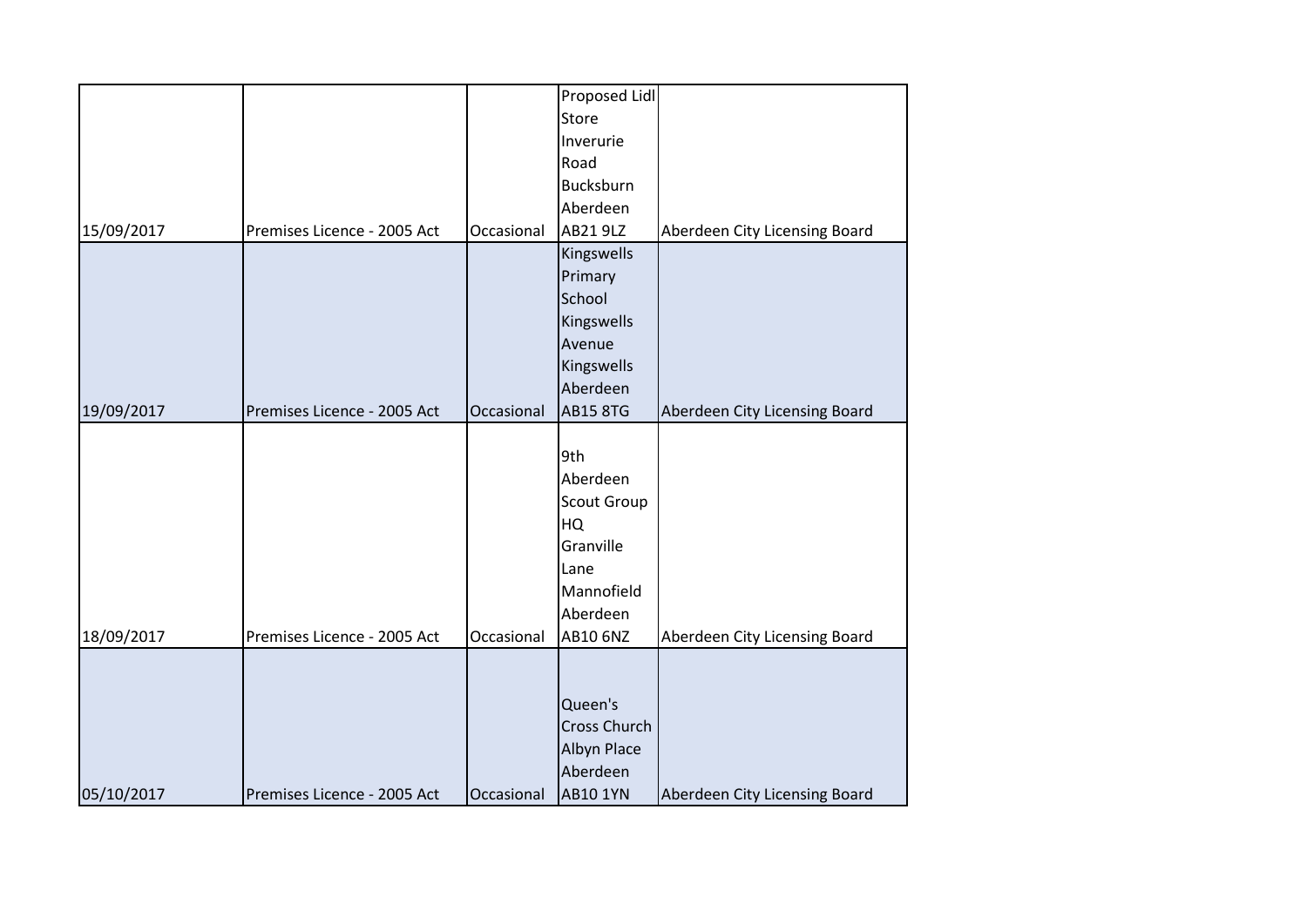| | | | | |
|---|---|---|---|---|
| 15/09/2017 | Premises Licence - 2005 Act | Occasional | Proposed Lidl Store Inverurie Road Bucksburn Aberdeen AB21 9LZ | Aberdeen City Licensing Board |
| 19/09/2017 | Premises Licence - 2005 Act | Occasional | Kingswells Primary School Kingswells Avenue Kingswells Aberdeen AB15 8TG | Aberdeen City Licensing Board |
| 18/09/2017 | Premises Licence - 2005 Act | Occasional | 9th Aberdeen Scout Group HQ Granville Lane Mannofield Aberdeen AB10 6NZ | Aberdeen City Licensing Board |
| 05/10/2017 | Premises Licence - 2005 Act | Occasional | Queen's Cross Church Albyn Place Aberdeen AB10 1YN | Aberdeen City Licensing Board |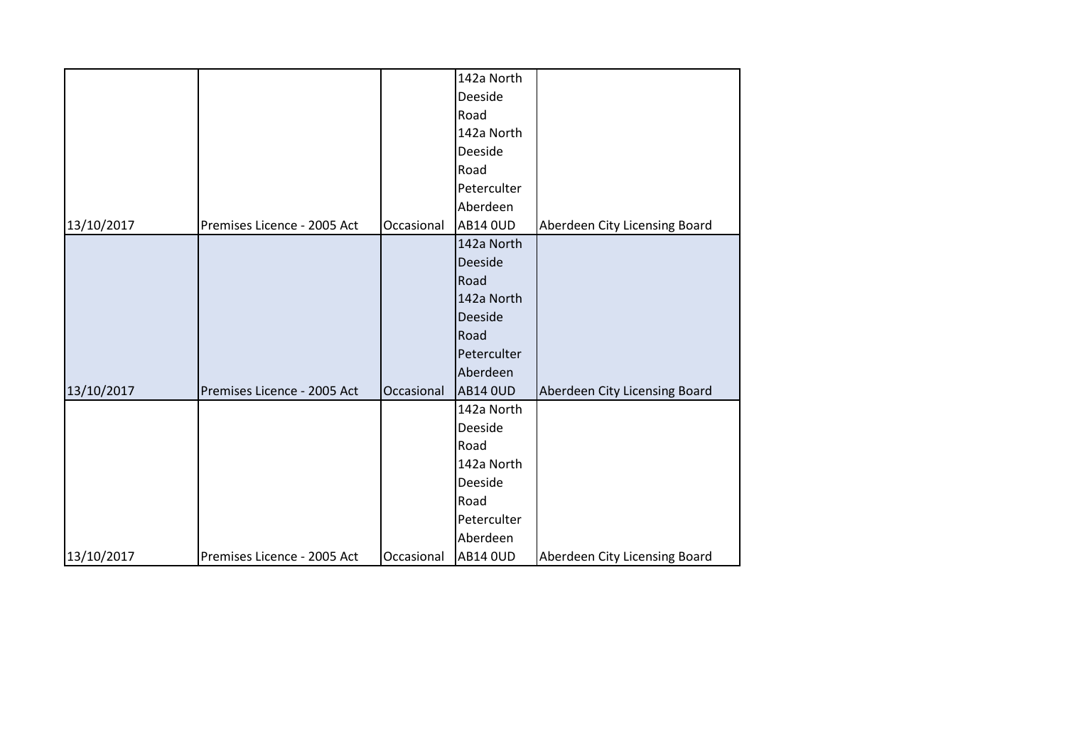| | | | | |
|---|---|---|---|---|
| 13/10/2017 | Premises Licence - 2005 Act | Occasional | 142a North Deeside Road 142a North Deeside Road Peterculter Aberdeen AB14 0UD | Aberdeen City Licensing Board |
| 13/10/2017 | Premises Licence - 2005 Act | Occasional | 142a North Deeside Road 142a North Deeside Road Peterculter Aberdeen AB14 0UD | Aberdeen City Licensing Board |
| 13/10/2017 | Premises Licence - 2005 Act | Occasional | 142a North Deeside Road 142a North Deeside Road Peterculter Aberdeen AB14 0UD | Aberdeen City Licensing Board |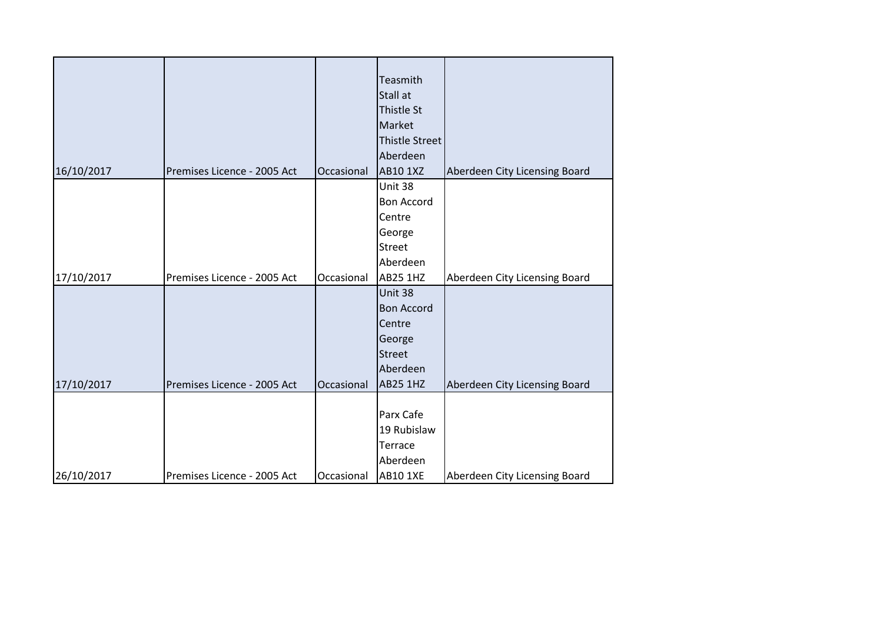| | | | | |
|---|---|---|---|---|
| 16/10/2017 | Premises Licence - 2005 Act | Occasional | Teasmith Stall at Thistle St Market Thistle Street Aberdeen AB10 1XZ | Aberdeen City Licensing Board |
| 17/10/2017 | Premises Licence - 2005 Act | Occasional | Unit 38 Bon Accord Centre George Street Aberdeen AB25 1HZ | Aberdeen City Licensing Board |
| 17/10/2017 | Premises Licence - 2005 Act | Occasional | Unit 38 Bon Accord Centre George Street Aberdeen AB25 1HZ | Aberdeen City Licensing Board |
| 26/10/2017 | Premises Licence - 2005 Act | Occasional | Parx Cafe 19 Rubislaw Terrace Aberdeen AB10 1XE | Aberdeen City Licensing Board |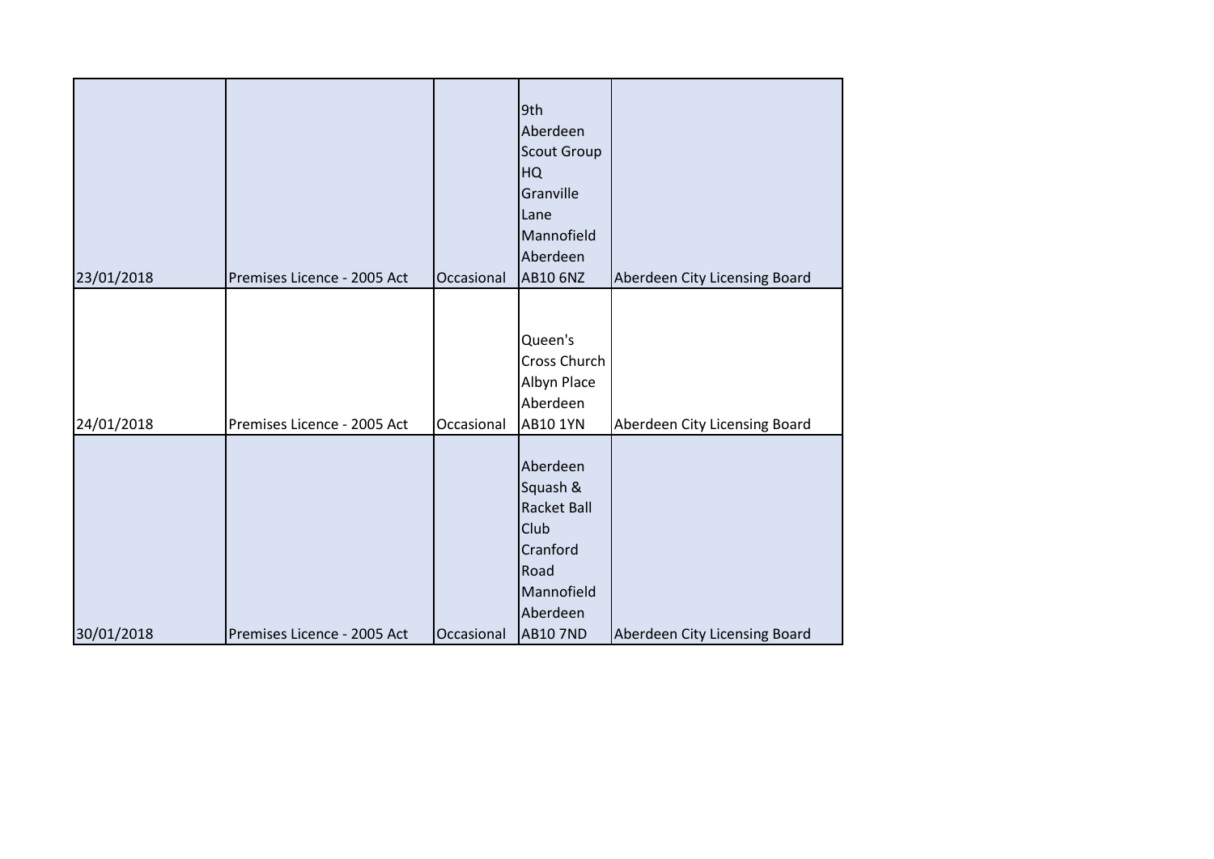| | | | | |
|---|---|---|---|---|
| 23/01/2018 | Premises Licence - 2005 Act | Occasional | 9th Aberdeen Scout Group HQ Granville Lane Mannofield Aberdeen AB10 6NZ | Aberdeen City Licensing Board |
| 24/01/2018 | Premises Licence - 2005 Act | Occasional | Queen's Cross Church Albyn Place Aberdeen AB10 1YN | Aberdeen City Licensing Board |
| 30/01/2018 | Premises Licence - 2005 Act | Occasional | Aberdeen Squash & Racket Ball Club Cranford Road Mannofield Aberdeen AB10 7ND | Aberdeen City Licensing Board |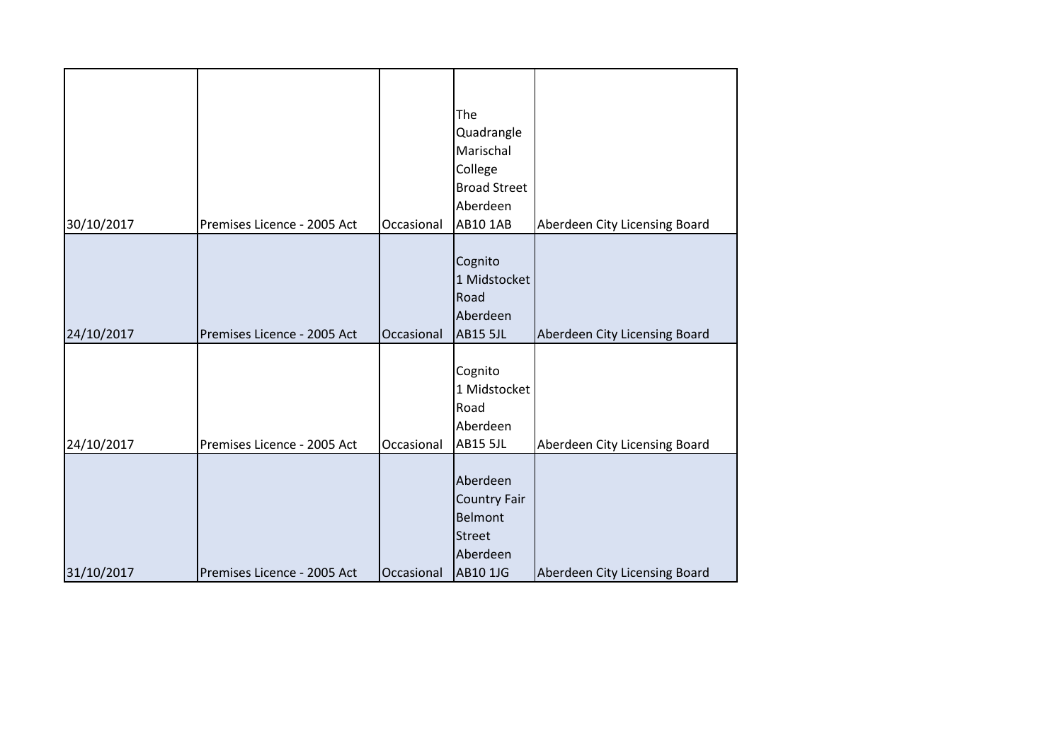| | | | | |
|---|---|---|---|---|
| 30/10/2017 | Premises Licence - 2005 Act | Occasional | The Quadrangle Marischal College Broad Street Aberdeen AB10 1AB | Aberdeen City Licensing Board |
| 24/10/2017 | Premises Licence - 2005 Act | Occasional | Cognito 1 Midstocket Road Aberdeen AB15 5JL | Aberdeen City Licensing Board |
| 24/10/2017 | Premises Licence - 2005 Act | Occasional | Cognito 1 Midstocket Road Aberdeen AB15 5JL | Aberdeen City Licensing Board |
| 31/10/2017 | Premises Licence - 2005 Act | Occasional | Aberdeen Country Fair Belmont Street Aberdeen AB10 1JG | Aberdeen City Licensing Board |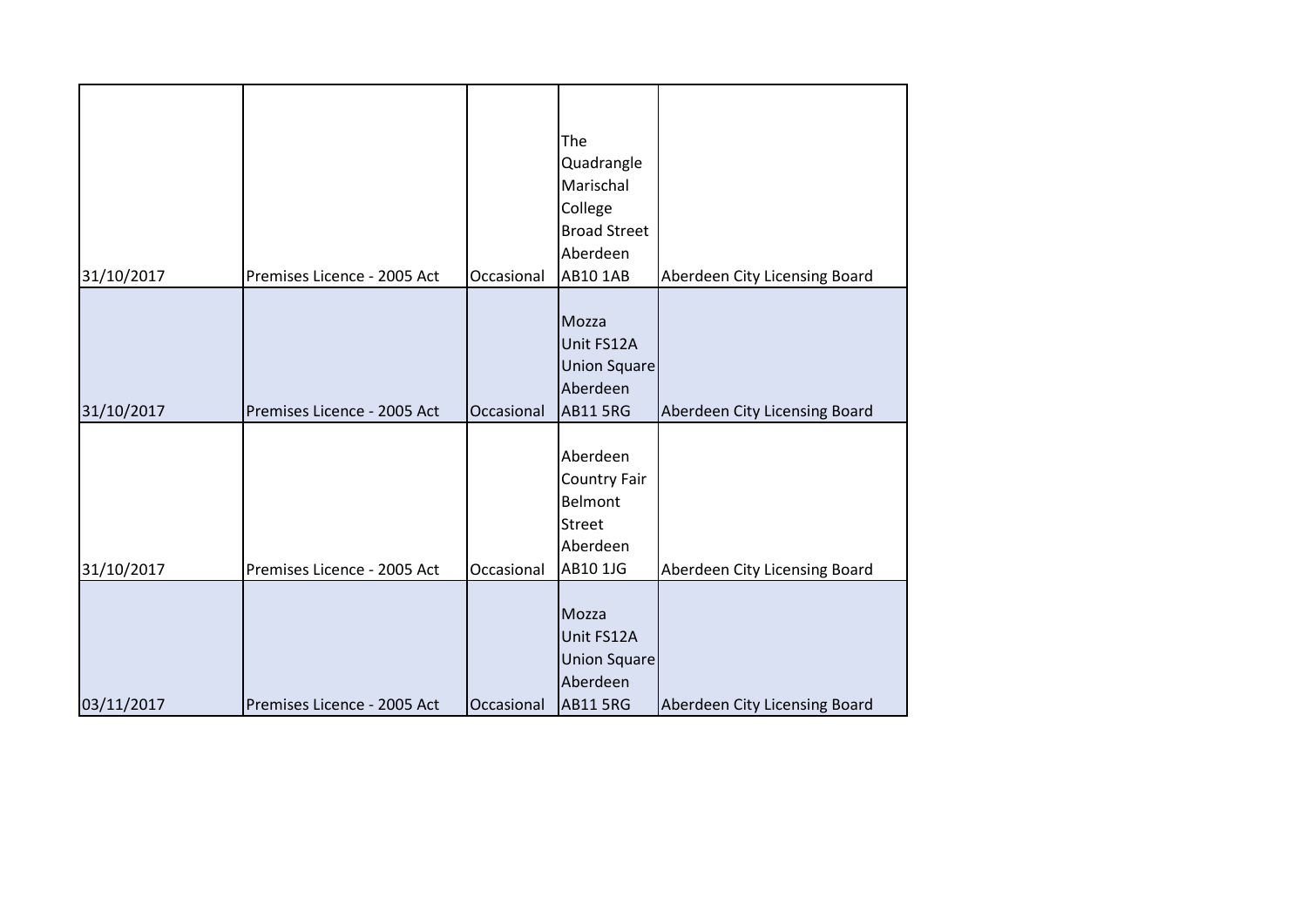| | | | | |
|---|---|---|---|---|
| 31/10/2017 | Premises Licence - 2005 Act | Occasional | The Quadrangle Marischal College Broad Street Aberdeen AB10 1AB | Aberdeen City Licensing Board |
| 31/10/2017 | Premises Licence - 2005 Act | Occasional | Mozza Unit FS12A Union Square Aberdeen AB11 5RG | Aberdeen City Licensing Board |
| 31/10/2017 | Premises Licence - 2005 Act | Occasional | Aberdeen Country Fair Belmont Street Aberdeen AB10 1JG | Aberdeen City Licensing Board |
| 03/11/2017 | Premises Licence - 2005 Act | Occasional | Mozza Unit FS12A Union Square Aberdeen AB11 5RG | Aberdeen City Licensing Board |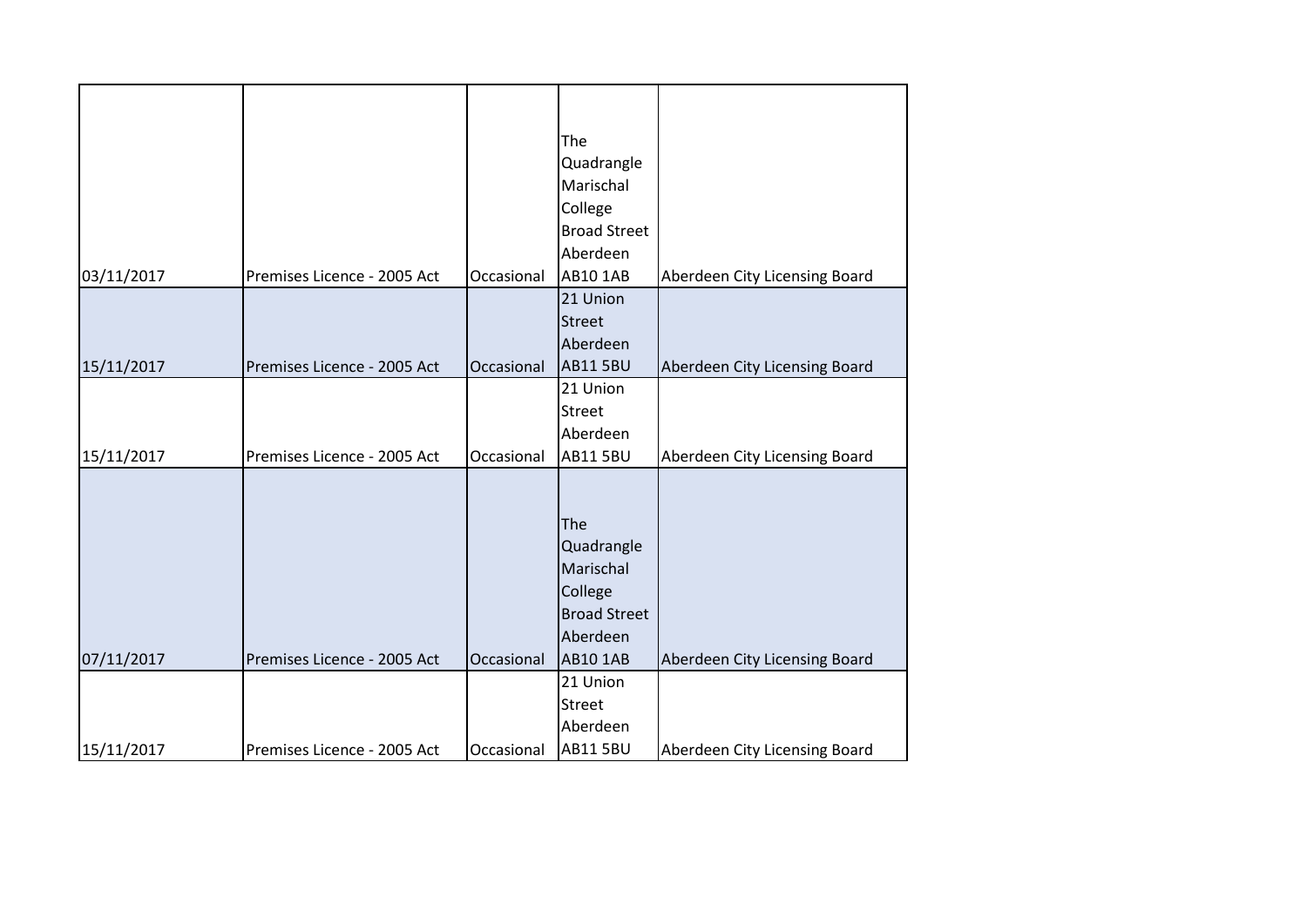| | | | | |
|---|---|---|---|---|
| 03/11/2017 | Premises Licence - 2005 Act | Occasional | The Quadrangle Marischal College Broad Street Aberdeen AB10 1AB | Aberdeen City Licensing Board |
| 15/11/2017 | Premises Licence - 2005 Act | Occasional | 21 Union Street Aberdeen AB11 5BU | Aberdeen City Licensing Board |
| 15/11/2017 | Premises Licence - 2005 Act | Occasional | 21 Union Street Aberdeen AB11 5BU | Aberdeen City Licensing Board |
| 07/11/2017 | Premises Licence - 2005 Act | Occasional | The Quadrangle Marischal College Broad Street Aberdeen AB10 1AB | Aberdeen City Licensing Board |
| 15/11/2017 | Premises Licence - 2005 Act | Occasional | 21 Union Street Aberdeen AB11 5BU | Aberdeen City Licensing Board |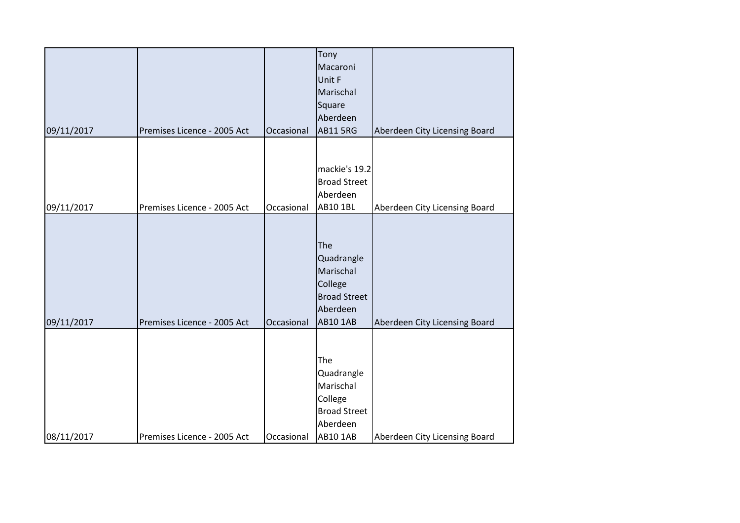| | | | | |
|---|---|---|---|---|
| 09/11/2017 | Premises Licence - 2005 Act | Occasional | Tony Macaroni Unit F Marischal Square Aberdeen AB11 5RG | Aberdeen City Licensing Board |
| 09/11/2017 | Premises Licence - 2005 Act | Occasional | mackie's 19.2 Broad Street Aberdeen AB10 1BL | Aberdeen City Licensing Board |
| 09/11/2017 | Premises Licence - 2005 Act | Occasional | The Quadrangle Marischal College Broad Street Aberdeen AB10 1AB | Aberdeen City Licensing Board |
| 08/11/2017 | Premises Licence - 2005 Act | Occasional | The Quadrangle Marischal College Broad Street Aberdeen AB10 1AB | Aberdeen City Licensing Board |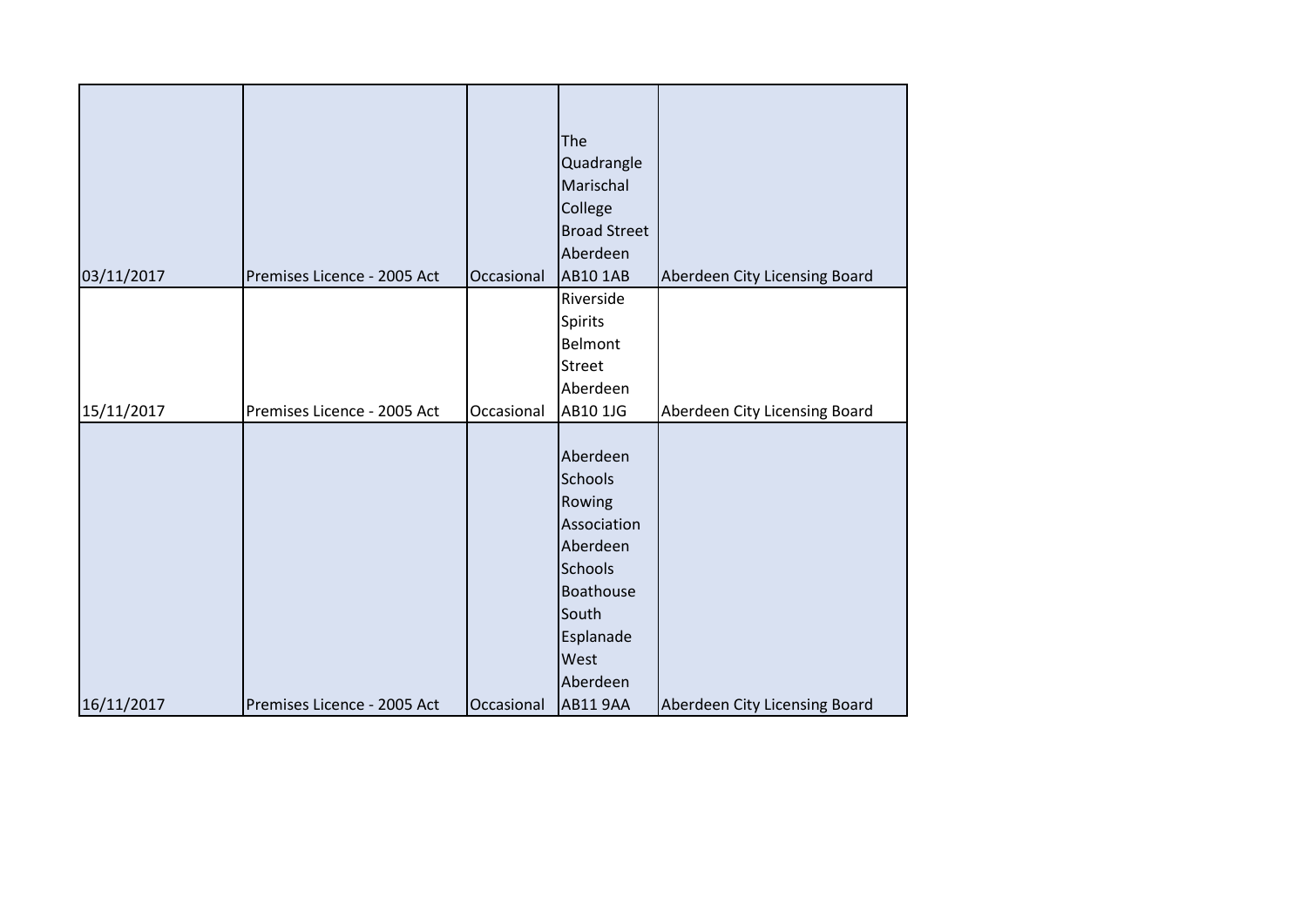| | | | | |
|---|---|---|---|---|
| 03/11/2017 | Premises Licence - 2005 Act | Occasional | The Quadrangle Marischal College Broad Street Aberdeen AB10 1AB | Aberdeen City Licensing Board |
| 15/11/2017 | Premises Licence - 2005 Act | Occasional | Riverside Spirits Belmont Street Aberdeen AB10 1JG | Aberdeen City Licensing Board |
| 16/11/2017 | Premises Licence - 2005 Act | Occasional | Aberdeen Schools Rowing Association Aberdeen Schools Boathouse South Esplanade West Aberdeen AB11 9AA | Aberdeen City Licensing Board |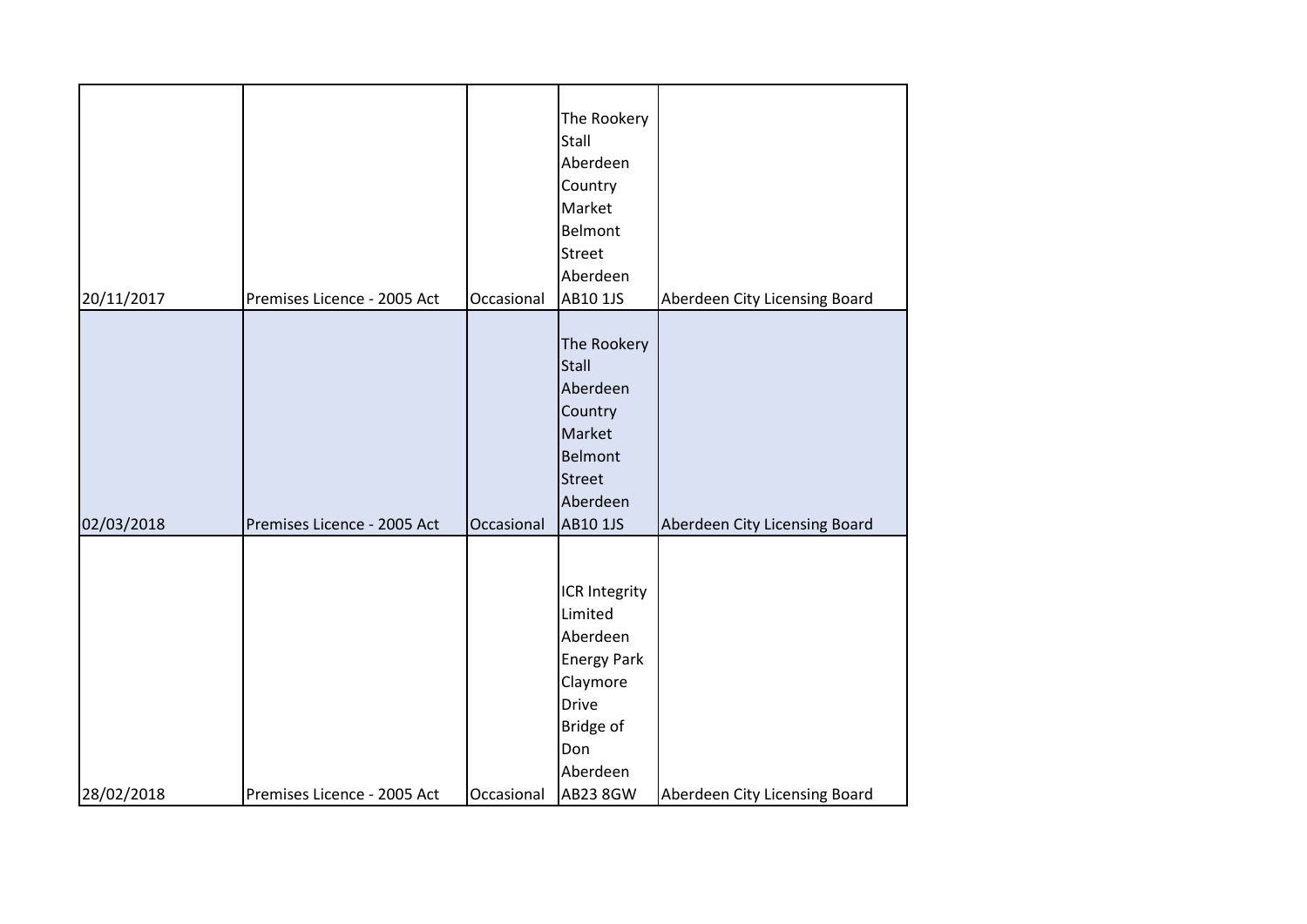| | | | | |
|---|---|---|---|---|
| 20/11/2017 | Premises Licence - 2005 Act | Occasional | The Rookery Stall Aberdeen Country Market Belmont Street Aberdeen AB10 1JS | Aberdeen City Licensing Board |
| 02/03/2018 | Premises Licence - 2005 Act | Occasional | The Rookery Stall Aberdeen Country Market Belmont Street Aberdeen AB10 1JS | Aberdeen City Licensing Board |
| 28/02/2018 | Premises Licence - 2005 Act | Occasional | ICR Integrity Limited Aberdeen Energy Park Claymore Drive Bridge of Don Aberdeen AB23 8GW | Aberdeen City Licensing Board |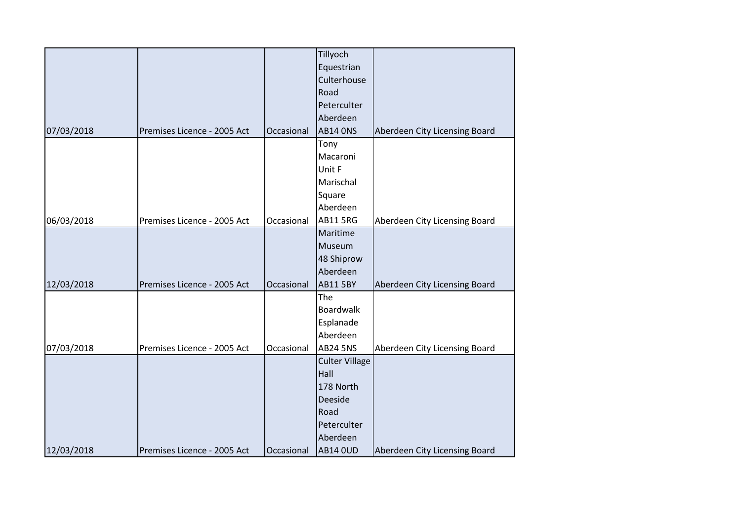| | | | | |
|---|---|---|---|---|
| 07/03/2018 | Premises Licence - 2005 Act | Occasional | Tillyoch Equestrian Culterhouse Road Peterculter Aberdeen AB14 0NS | Aberdeen City Licensing Board |
| 06/03/2018 | Premises Licence - 2005 Act | Occasional | Tony Macaroni Unit F Marischal Square Aberdeen AB11 5RG | Aberdeen City Licensing Board |
| 12/03/2018 | Premises Licence - 2005 Act | Occasional | Maritime Museum 48 Shiprow Aberdeen AB11 5BY | Aberdeen City Licensing Board |
| 07/03/2018 | Premises Licence - 2005 Act | Occasional | The Boardwalk Esplanade Aberdeen AB24 5NS | Aberdeen City Licensing Board |
| 12/03/2018 | Premises Licence - 2005 Act | Occasional | Culter Village Hall 178 North Deeside Road Peterculter Aberdeen AB14 0UD | Aberdeen City Licensing Board |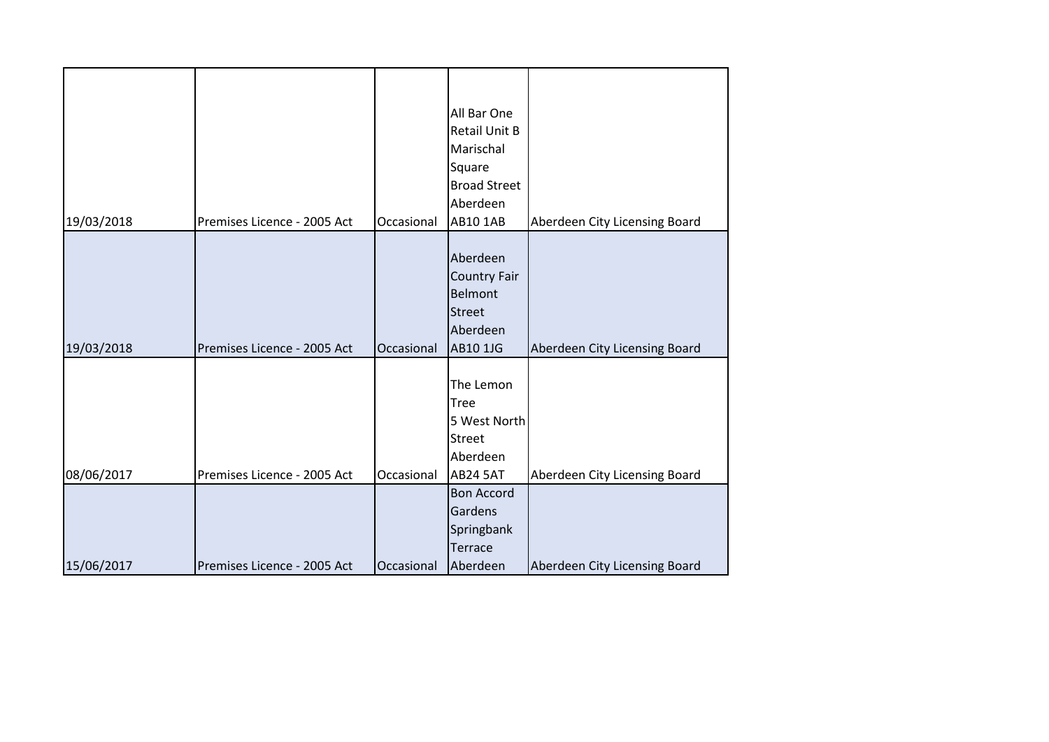| | | | | |
|---|---|---|---|---|
| 19/03/2018 | Premises Licence - 2005 Act | Occasional | All Bar One Retail Unit B Marischal Square Broad Street Aberdeen AB10 1AB | Aberdeen City Licensing Board |
| 19/03/2018 | Premises Licence - 2005 Act | Occasional | Aberdeen Country Fair Belmont Street Aberdeen AB10 1JG | Aberdeen City Licensing Board |
| 08/06/2017 | Premises Licence - 2005 Act | Occasional | The Lemon Tree 5 West North Street Aberdeen AB24 5AT | Aberdeen City Licensing Board |
| 15/06/2017 | Premises Licence - 2005 Act | Occasional | Bon Accord Gardens Springbank Terrace Aberdeen | Aberdeen City Licensing Board |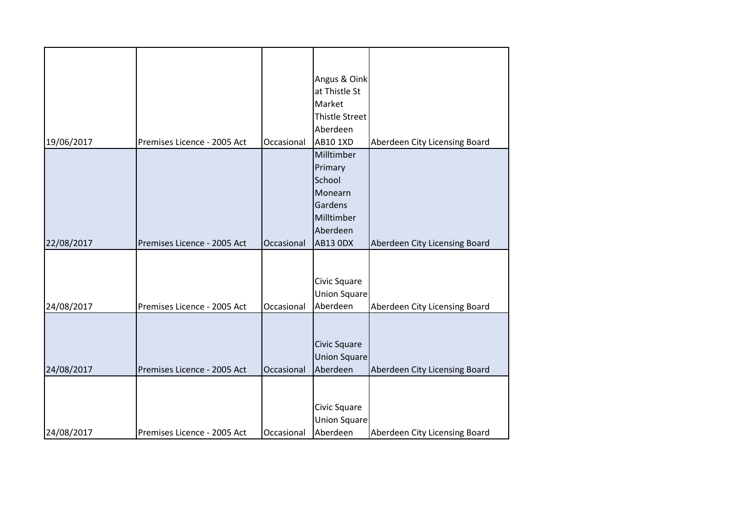| | | | | |
|---|---|---|---|---|
| 19/06/2017 | Premises Licence - 2005 Act | Occasional | Angus & Oink at Thistle St Market Thistle Street Aberdeen AB10 1XD | Aberdeen City Licensing Board |
| 22/08/2017 | Premises Licence - 2005 Act | Occasional | Milltimber Primary School Monearn Gardens Milltimber Aberdeen AB13 0DX | Aberdeen City Licensing Board |
| 24/08/2017 | Premises Licence - 2005 Act | Occasional | Civic Square Union Square Aberdeen | Aberdeen City Licensing Board |
| 24/08/2017 | Premises Licence - 2005 Act | Occasional | Civic Square Union Square Aberdeen | Aberdeen City Licensing Board |
| 24/08/2017 | Premises Licence - 2005 Act | Occasional | Civic Square Union Square Aberdeen | Aberdeen City Licensing Board |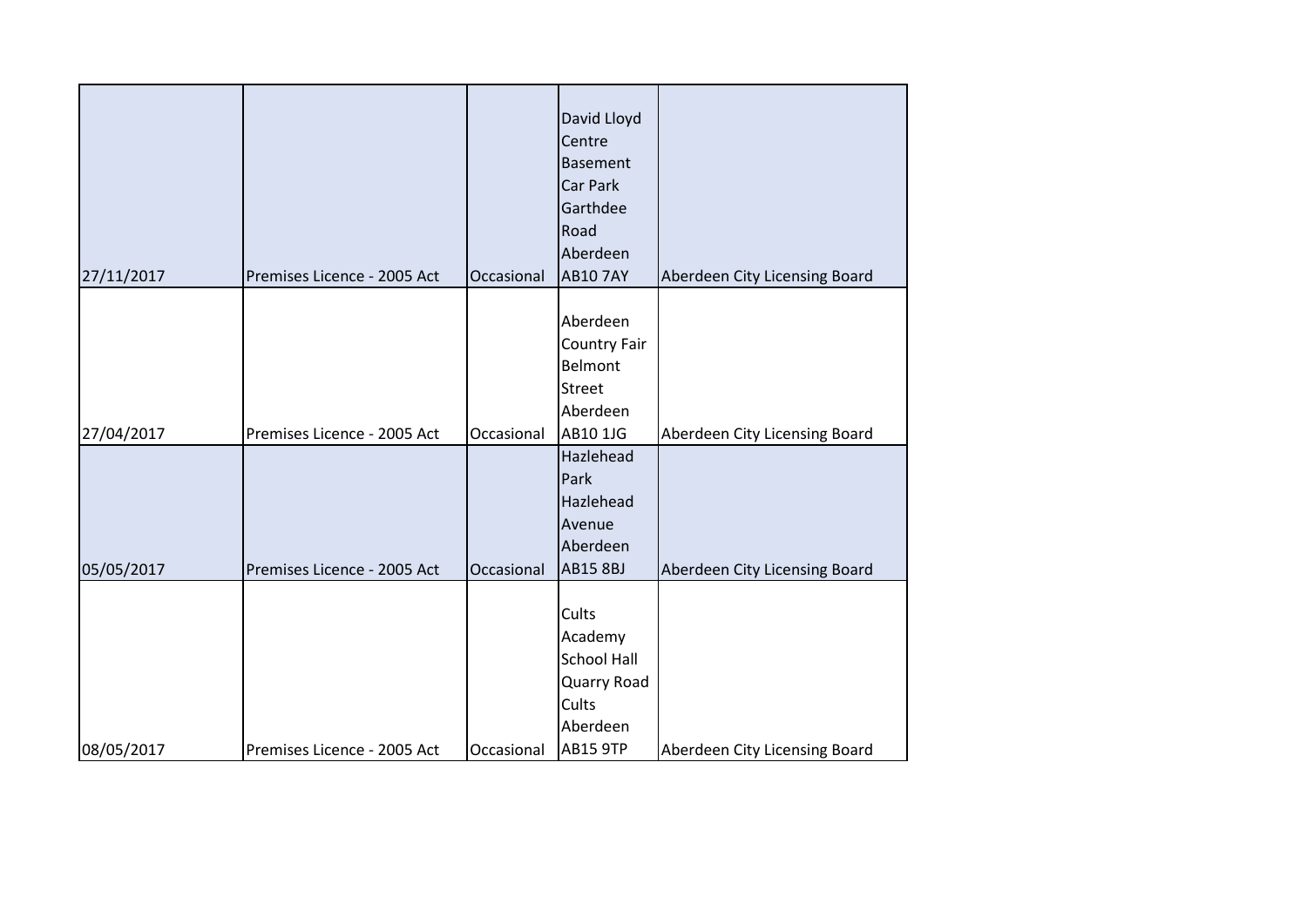| | | | | |
|---|---|---|---|---|
| 27/11/2017 | Premises Licence - 2005 Act | Occasional | David Lloyd Centre Basement Car Park Garthdee Road Aberdeen AB10 7AY | Aberdeen City Licensing Board |
| 27/04/2017 | Premises Licence - 2005 Act | Occasional | Aberdeen Country Fair Belmont Street Aberdeen AB10 1JG | Aberdeen City Licensing Board |
| 05/05/2017 | Premises Licence - 2005 Act | Occasional | Hazlehead Park Hazlehead Avenue Aberdeen AB15 8BJ | Aberdeen City Licensing Board |
| 08/05/2017 | Premises Licence - 2005 Act | Occasional | Cults Academy School Hall Quarry Road Cults Aberdeen AB15 9TP | Aberdeen City Licensing Board |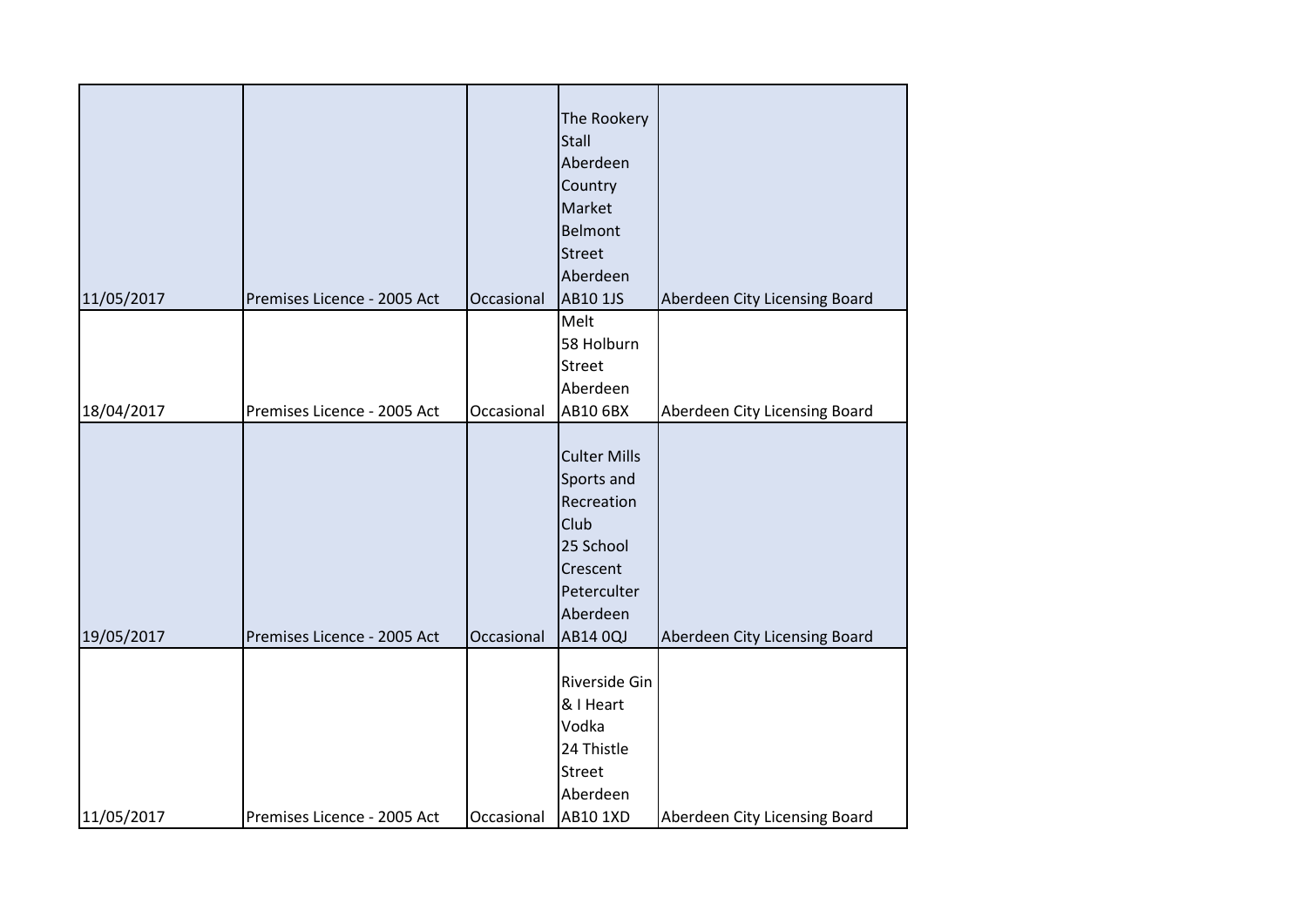| | | | | |
|---|---|---|---|---|
| 11/05/2017 | Premises Licence - 2005 Act | Occasional | The Rookery Stall Aberdeen Country Market Belmont Street Aberdeen AB10 1JS | Aberdeen City Licensing Board |
| 18/04/2017 | Premises Licence - 2005 Act | Occasional | Melt 58 Holburn Street Aberdeen AB10 6BX | Aberdeen City Licensing Board |
| 19/05/2017 | Premises Licence - 2005 Act | Occasional | Culter Mills Sports and Recreation Club 25 School Crescent Peterculter Aberdeen AB14 0QJ | Aberdeen City Licensing Board |
| 11/05/2017 | Premises Licence - 2005 Act | Occasional | Riverside Gin & I Heart Vodka 24 Thistle Street Aberdeen AB10 1XD | Aberdeen City Licensing Board |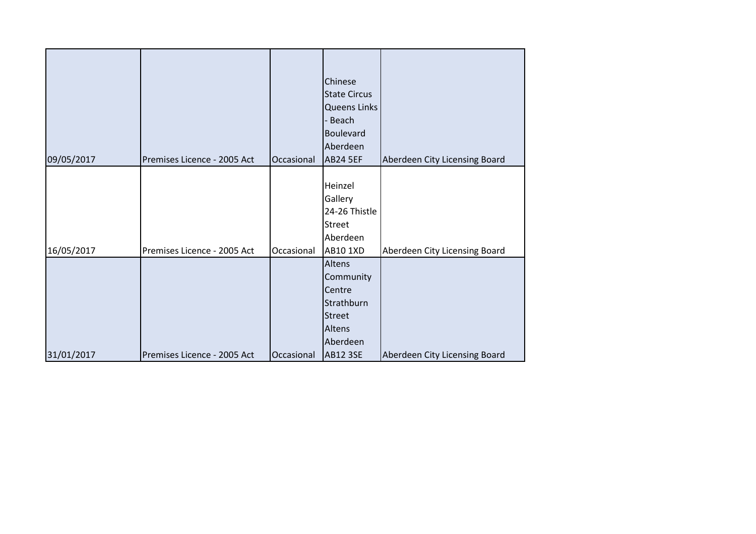| | | | | |
|---|---|---|---|---|
| 09/05/2017 | Premises Licence - 2005 Act | Occasional | Chinese State Circus Queens Links - Beach Boulevard Aberdeen AB24 5EF | Aberdeen City Licensing Board |
| 16/05/2017 | Premises Licence - 2005 Act | Occasional | Heinzel Gallery 24-26 Thistle Street Aberdeen AB10 1XD | Aberdeen City Licensing Board |
| 31/01/2017 | Premises Licence - 2005 Act | Occasional | Altens Community Centre Strathburn Street Altens Aberdeen AB12 3SE | Aberdeen City Licensing Board |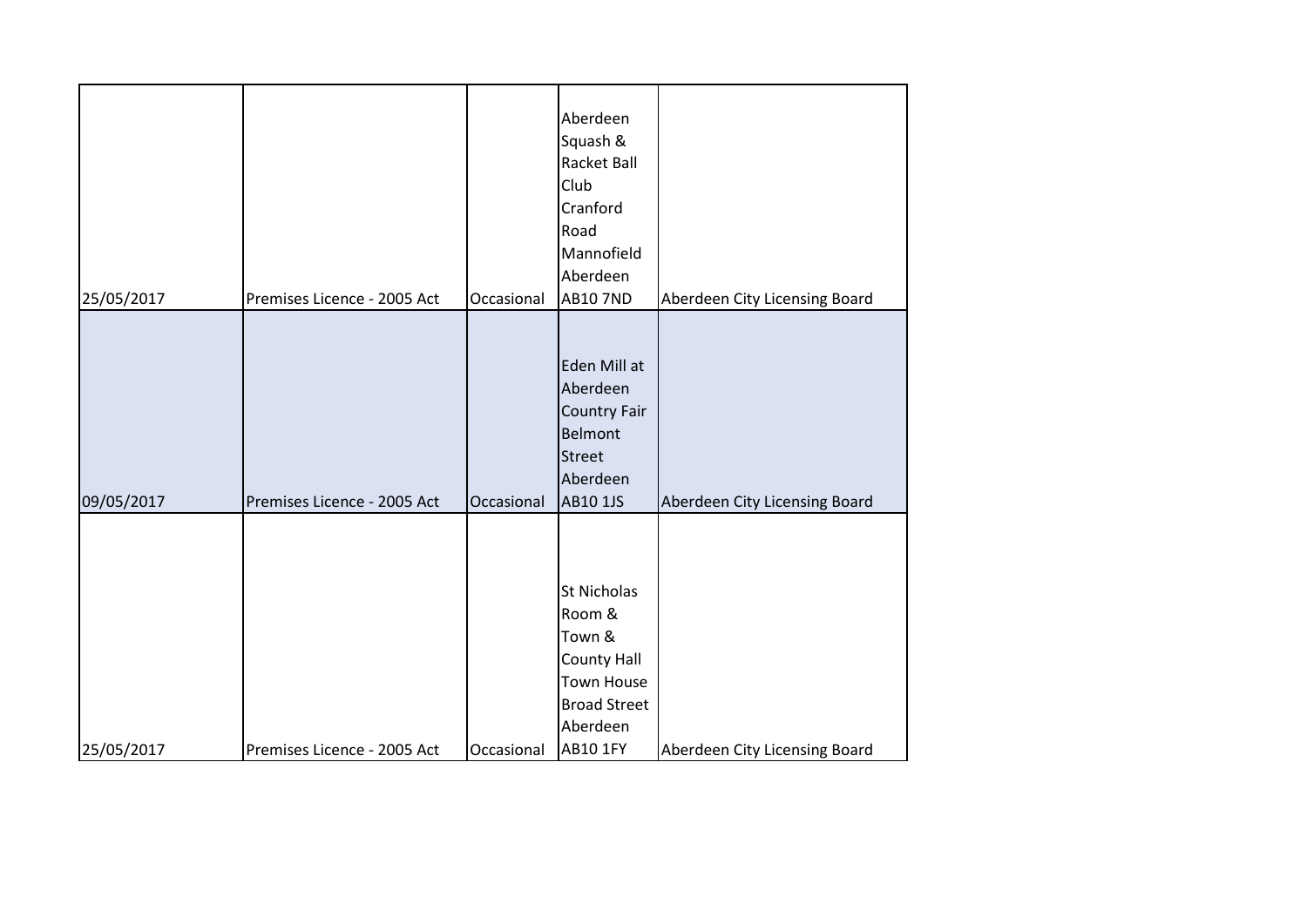| | | | | |
|---|---|---|---|---|
| 25/05/2017 | Premises Licence - 2005 Act | Occasional | Aberdeen Squash & Racket Ball Club Cranford Road Mannofield Aberdeen AB10 7ND | Aberdeen City Licensing Board |
| 09/05/2017 | Premises Licence - 2005 Act | Occasional | Eden Mill at Aberdeen Country Fair Belmont Street Aberdeen AB10 1JS | Aberdeen City Licensing Board |
| 25/05/2017 | Premises Licence - 2005 Act | Occasional | St Nicholas Room & Town & County Hall Town House Broad Street Aberdeen AB10 1FY | Aberdeen City Licensing Board |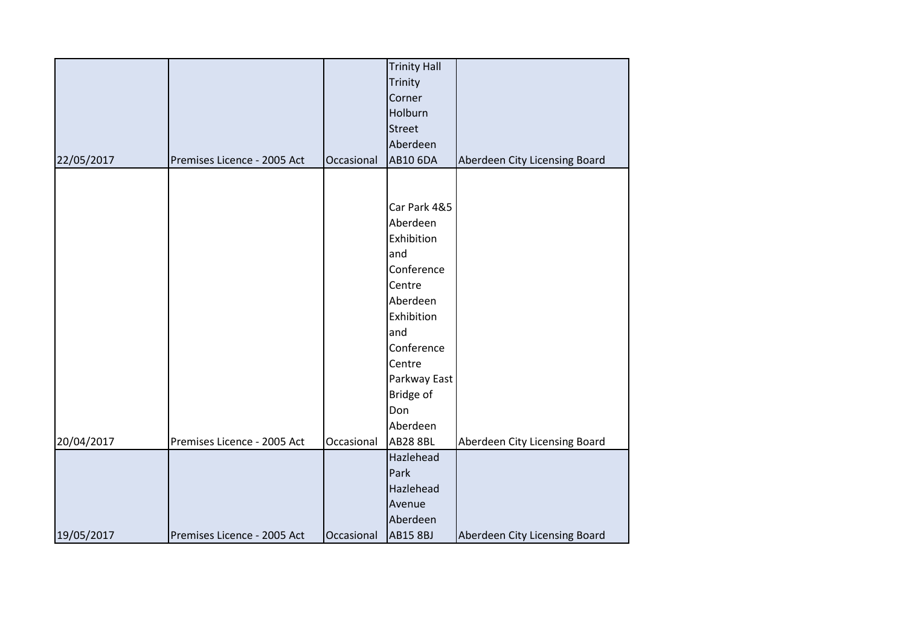| | | | | |
|---|---|---|---|---|
| 22/05/2017 | Premises Licence - 2005 Act | Occasional | Trinity Hall Trinity Corner Holburn Street Aberdeen AB10 6DA | Aberdeen City Licensing Board |
| 20/04/2017 | Premises Licence - 2005 Act | Occasional | Car Park 4&5 Aberdeen Exhibition and Conference Centre Aberdeen Exhibition and Conference Centre Parkway East Bridge of Don Aberdeen AB28 8BL | Aberdeen City Licensing Board |
| 19/05/2017 | Premises Licence - 2005 Act | Occasional | Hazlehead Park Hazlehead Avenue Aberdeen AB15 8BJ | Aberdeen City Licensing Board |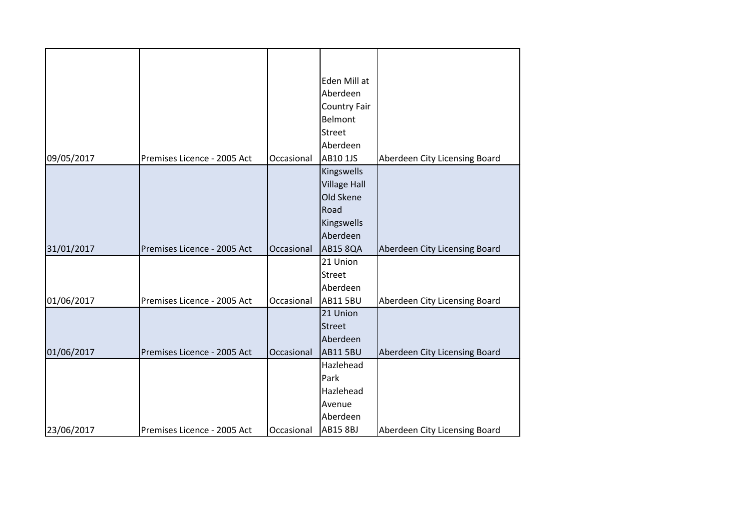| | | | | |
|---|---|---|---|---|
| 09/05/2017 | Premises Licence - 2005 Act | Occasional | Eden Mill at Aberdeen Country Fair Belmont Street Aberdeen AB10 1JS | Aberdeen City Licensing Board |
| 31/01/2017 | Premises Licence - 2005 Act | Occasional | Kingswells Village Hall Old Skene Road Kingswells Aberdeen AB15 8QA | Aberdeen City Licensing Board |
| 01/06/2017 | Premises Licence - 2005 Act | Occasional | 21 Union Street Aberdeen AB11 5BU | Aberdeen City Licensing Board |
| 01/06/2017 | Premises Licence - 2005 Act | Occasional | 21 Union Street Aberdeen AB11 5BU | Aberdeen City Licensing Board |
| 23/06/2017 | Premises Licence - 2005 Act | Occasional | Hazlehead Park Hazlehead Avenue Aberdeen AB15 8BJ | Aberdeen City Licensing Board |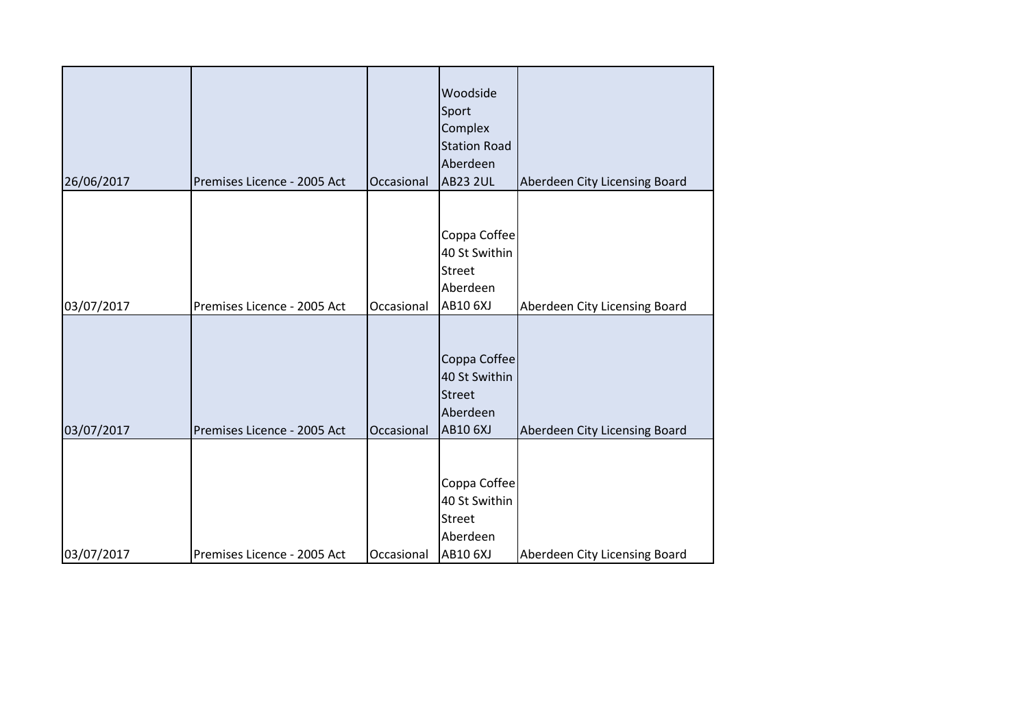| | | | | |
|---|---|---|---|---|
| 26/06/2017 | Premises Licence - 2005 Act | Occasional | Woodside Sport Complex Station Road Aberdeen AB23 2UL | Aberdeen City Licensing Board |
| 03/07/2017 | Premises Licence - 2005 Act | Occasional | Coppa Coffee 40 St Swithin Street Aberdeen AB10 6XJ | Aberdeen City Licensing Board |
| 03/07/2017 | Premises Licence - 2005 Act | Occasional | Coppa Coffee 40 St Swithin Street Aberdeen AB10 6XJ | Aberdeen City Licensing Board |
| 03/07/2017 | Premises Licence - 2005 Act | Occasional | Coppa Coffee 40 St Swithin Street Aberdeen AB10 6XJ | Aberdeen City Licensing Board |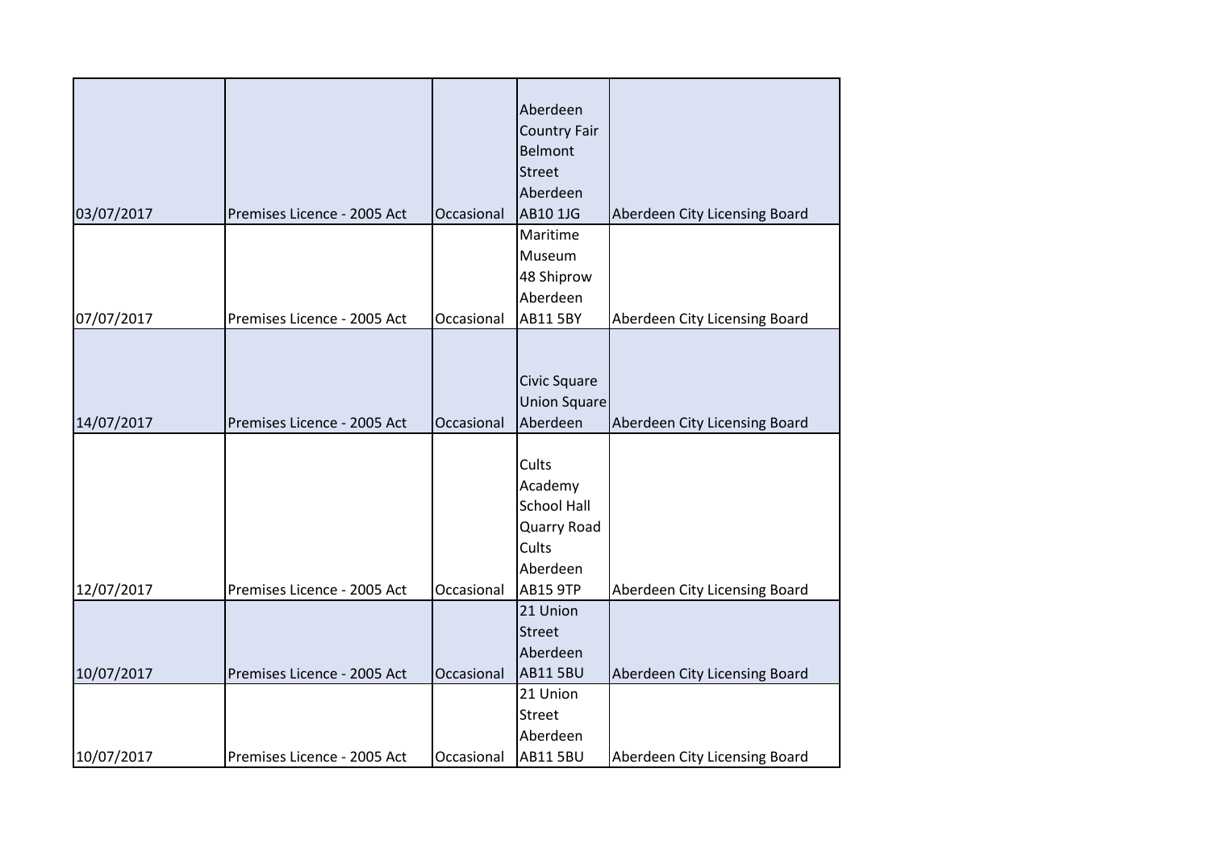| | | | | |
|---|---|---|---|---|
| 03/07/2017 | Premises Licence - 2005 Act | Occasional | Aberdeen Country Fair Belmont Street Aberdeen AB10 1JG | Aberdeen City Licensing Board |
| 07/07/2017 | Premises Licence - 2005 Act | Occasional | Maritime Museum 48 Shiprow Aberdeen AB11 5BY | Aberdeen City Licensing Board |
| 14/07/2017 | Premises Licence - 2005 Act | Occasional | Civic Square Union Square Aberdeen | Aberdeen City Licensing Board |
| 12/07/2017 | Premises Licence - 2005 Act | Occasional | Cults Academy School Hall Quarry Road Cults Aberdeen AB15 9TP | Aberdeen City Licensing Board |
| 10/07/2017 | Premises Licence - 2005 Act | Occasional | 21 Union Street Aberdeen AB11 5BU | Aberdeen City Licensing Board |
| 10/07/2017 | Premises Licence - 2005 Act | Occasional | 21 Union Street Aberdeen AB11 5BU | Aberdeen City Licensing Board |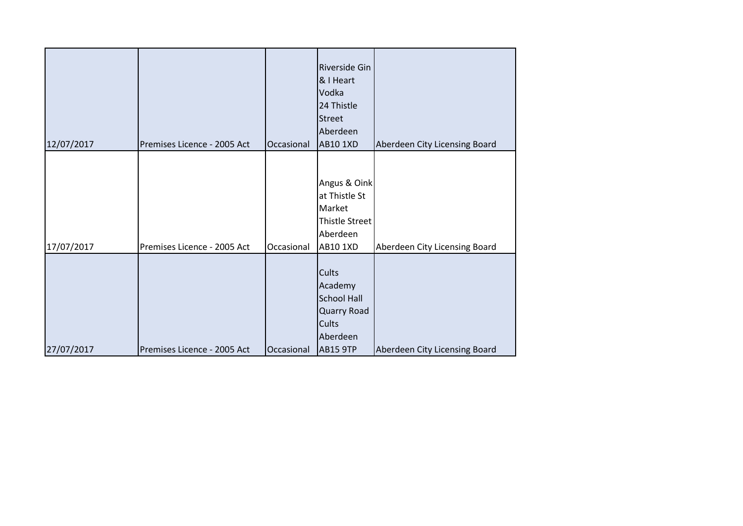| | | | | |
|---|---|---|---|---|
| 12/07/2017 | Premises Licence - 2005 Act | Occasional | Riverside Gin & I Heart Vodka 24 Thistle Street Aberdeen AB10 1XD | Aberdeen City Licensing Board |
| 17/07/2017 | Premises Licence - 2005 Act | Occasional | Angus & Oink at Thistle St Market Thistle Street Aberdeen AB10 1XD | Aberdeen City Licensing Board |
| 27/07/2017 | Premises Licence - 2005 Act | Occasional | Cults Academy School Hall Quarry Road Cults Aberdeen AB15 9TP | Aberdeen City Licensing Board |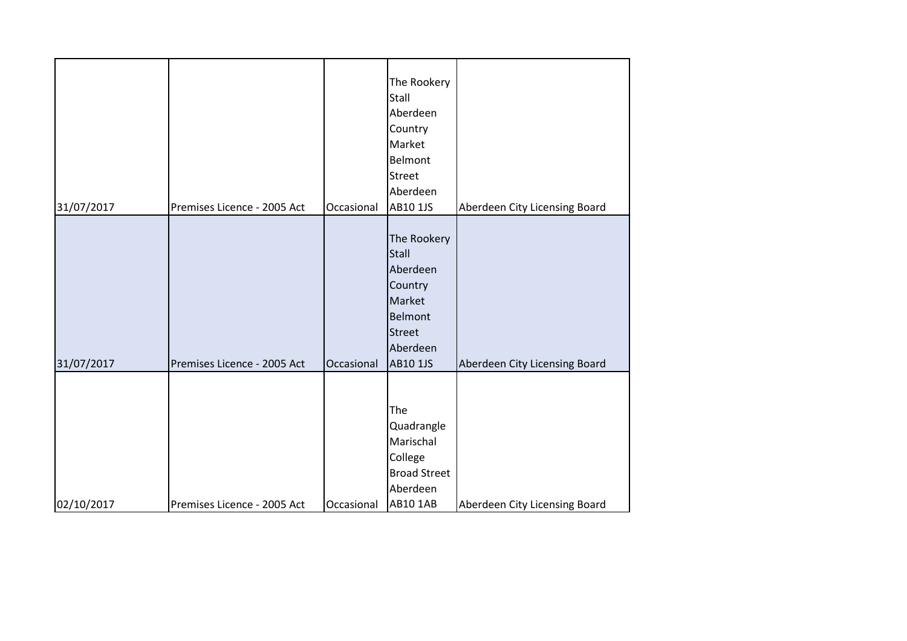| | | | | |
|---|---|---|---|---|
| 31/07/2017 | Premises Licence - 2005 Act | Occasional | The Rookery Stall Aberdeen Country Market Belmont Street Aberdeen AB10 1JS | Aberdeen City Licensing Board |
| 31/07/2017 | Premises Licence - 2005 Act | Occasional | The Rookery Stall Aberdeen Country Market Belmont Street Aberdeen AB10 1JS | Aberdeen City Licensing Board |
| 02/10/2017 | Premises Licence - 2005 Act | Occasional | The Quadrangle Marischal College Broad Street Aberdeen AB10 1AB | Aberdeen City Licensing Board |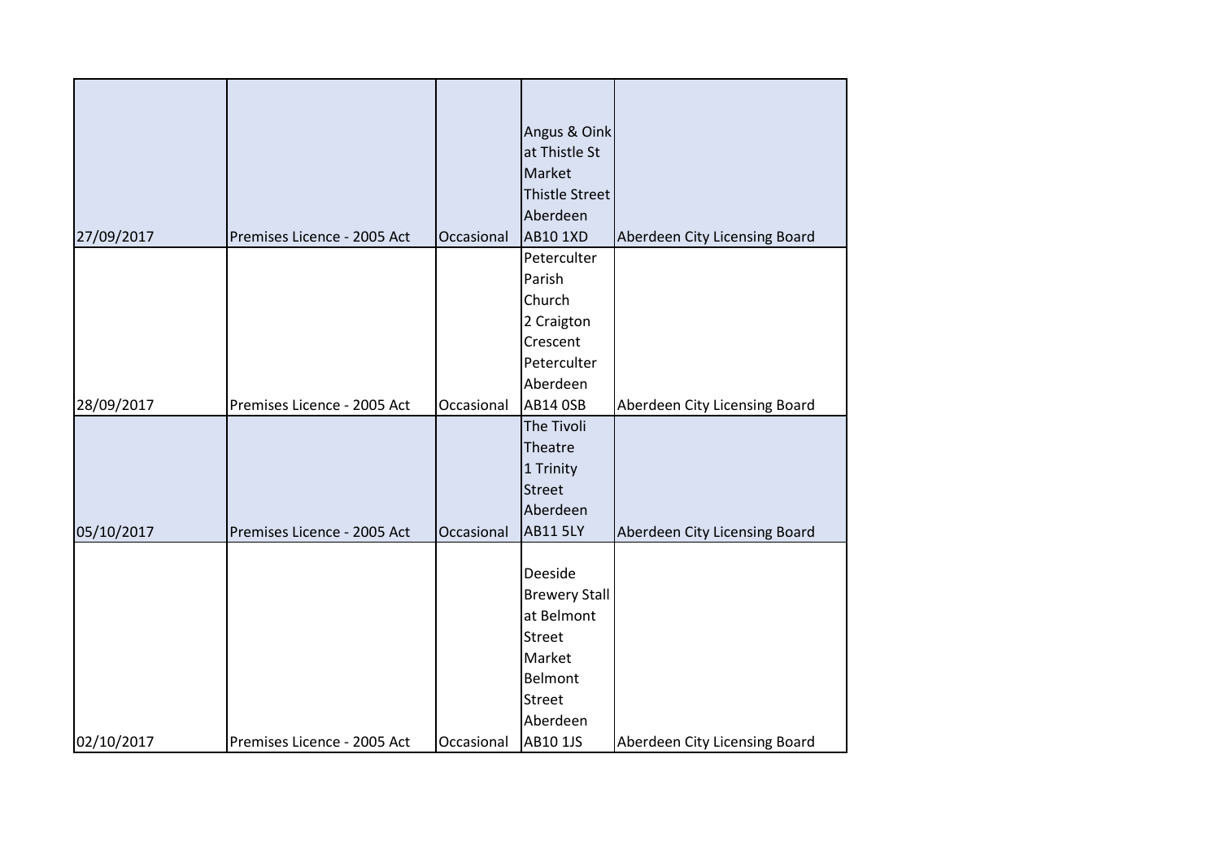| | | | | |
|---|---|---|---|---|
| 27/09/2017 | Premises Licence - 2005 Act | Occasional | Angus & Oink at Thistle St Market Thistle Street Aberdeen AB10 1XD | Aberdeen City Licensing Board |
| 28/09/2017 | Premises Licence - 2005 Act | Occasional | Peterculter Parish Church 2 Craigton Crescent Peterculter Aberdeen AB14 0SB | Aberdeen City Licensing Board |
| 05/10/2017 | Premises Licence - 2005 Act | Occasional | The Tivoli Theatre 1 Trinity Street Aberdeen AB11 5LY | Aberdeen City Licensing Board |
| 02/10/2017 | Premises Licence - 2005 Act | Occasional | Deeside Brewery Stall at Belmont Street Market Belmont Street Aberdeen AB10 1JS | Aberdeen City Licensing Board |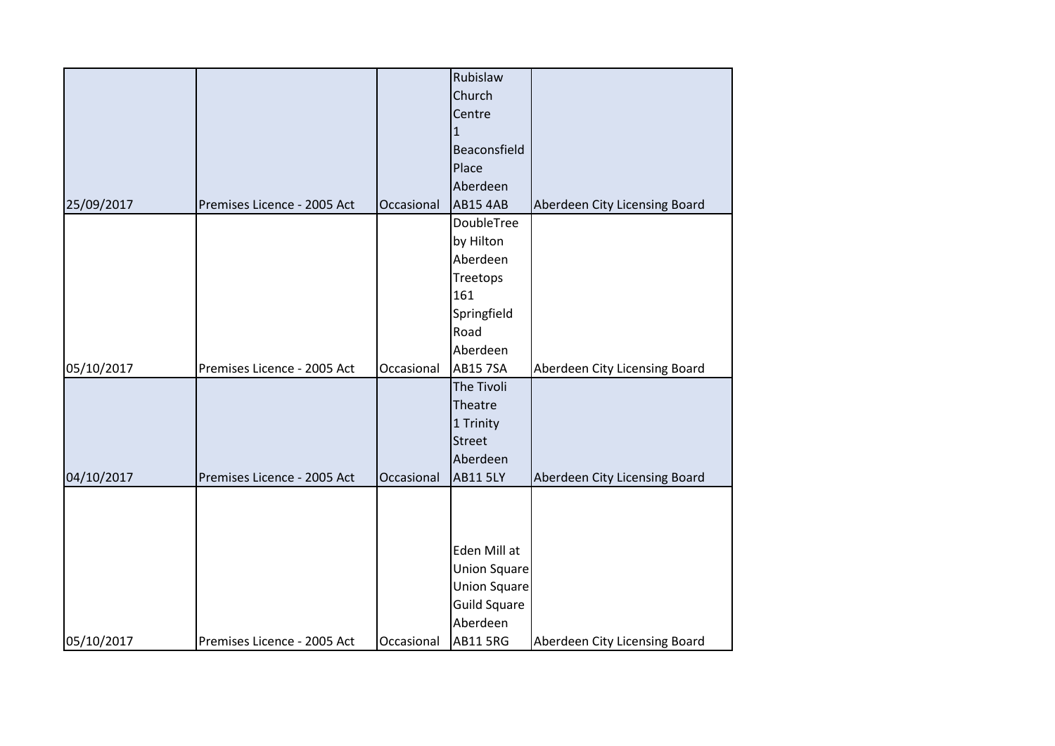| | | | | |
|---|---|---|---|---|
| 25/09/2017 | Premises Licence - 2005 Act | Occasional | Rubislaw Church Centre 1 Beaconsfield Place Aberdeen AB15 4AB | Aberdeen City Licensing Board |
| 05/10/2017 | Premises Licence - 2005 Act | Occasional | DoubleTree by Hilton Aberdeen Treetops 161 Springfield Road Aberdeen AB15 7SA | Aberdeen City Licensing Board |
| 04/10/2017 | Premises Licence - 2005 Act | Occasional | The Tivoli Theatre 1 Trinity Street Aberdeen AB11 5LY | Aberdeen City Licensing Board |
| 05/10/2017 | Premises Licence - 2005 Act | Occasional | Eden Mill at Union Square Union Square Guild Square Aberdeen AB11 5RG | Aberdeen City Licensing Board |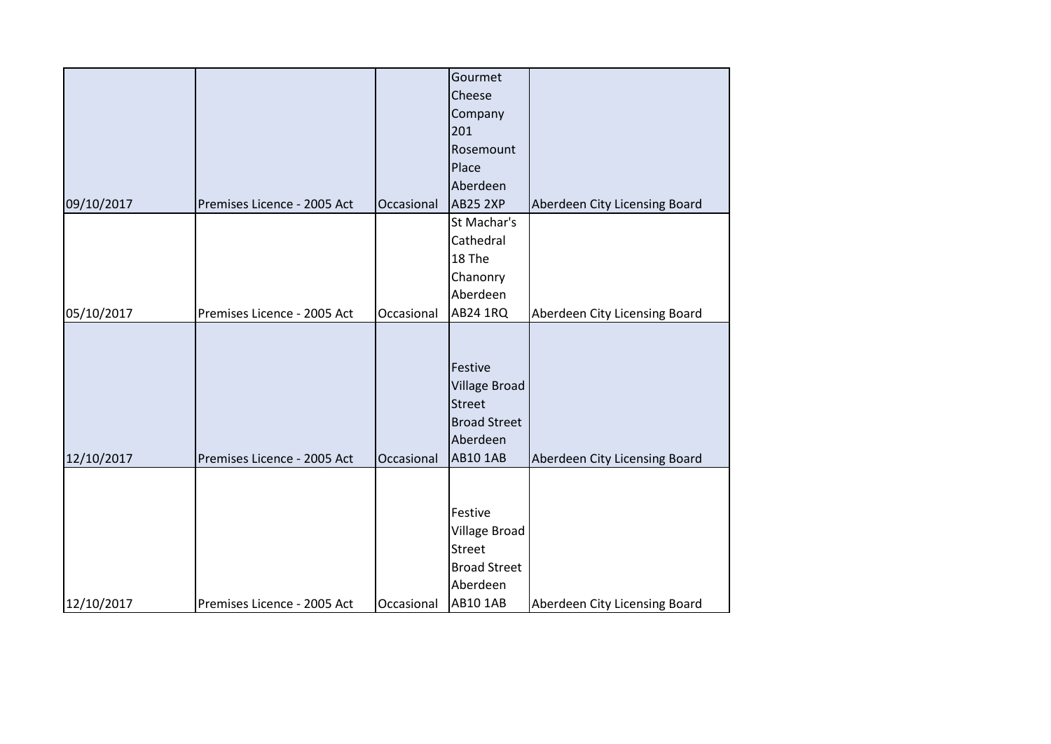|  |  |  |  |  |
| --- | --- | --- | --- | --- |
| 09/10/2017 | Premises Licence - 2005 Act | Occasional | Gourmet Cheese Company 201 Rosemount Place Aberdeen AB25 2XP | Aberdeen City Licensing Board |
| 05/10/2017 | Premises Licence - 2005 Act | Occasional | St Machar's Cathedral 18 The Chanonry Aberdeen AB24 1RQ | Aberdeen City Licensing Board |
| 12/10/2017 | Premises Licence - 2005 Act | Occasional | Festive Village Broad Street Broad Street Aberdeen AB10 1AB | Aberdeen City Licensing Board |
| 12/10/2017 | Premises Licence - 2005 Act | Occasional | Festive Village Broad Street Broad Street Aberdeen AB10 1AB | Aberdeen City Licensing Board |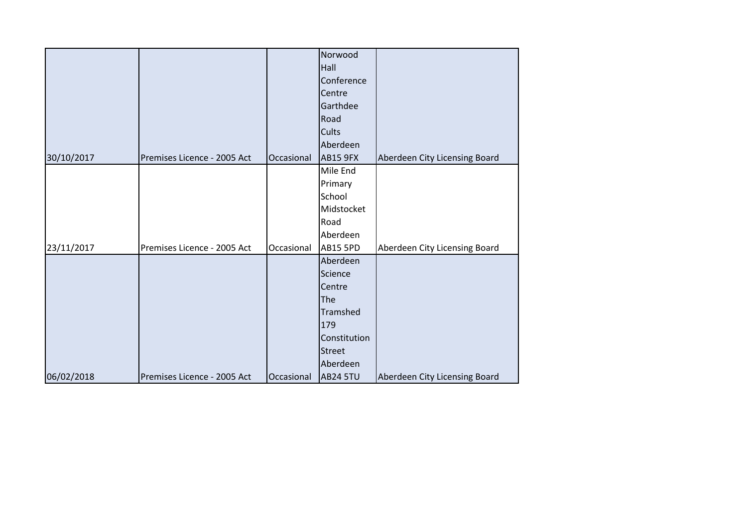| | | | | |
|---|---|---|---|---|
| 30/10/2017 | Premises Licence - 2005 Act | Occasional | Norwood Hall Conference Centre Garthdee Road Cults Aberdeen AB15 9FX | Aberdeen City Licensing Board |
| 23/11/2017 | Premises Licence - 2005 Act | Occasional | Mile End Primary School Midstocket Road Aberdeen AB15 5PD | Aberdeen City Licensing Board |
| 06/02/2018 | Premises Licence - 2005 Act | Occasional | Aberdeen Science Centre The Tramshed 179 Constitution Street Aberdeen AB24 5TU | Aberdeen City Licensing Board |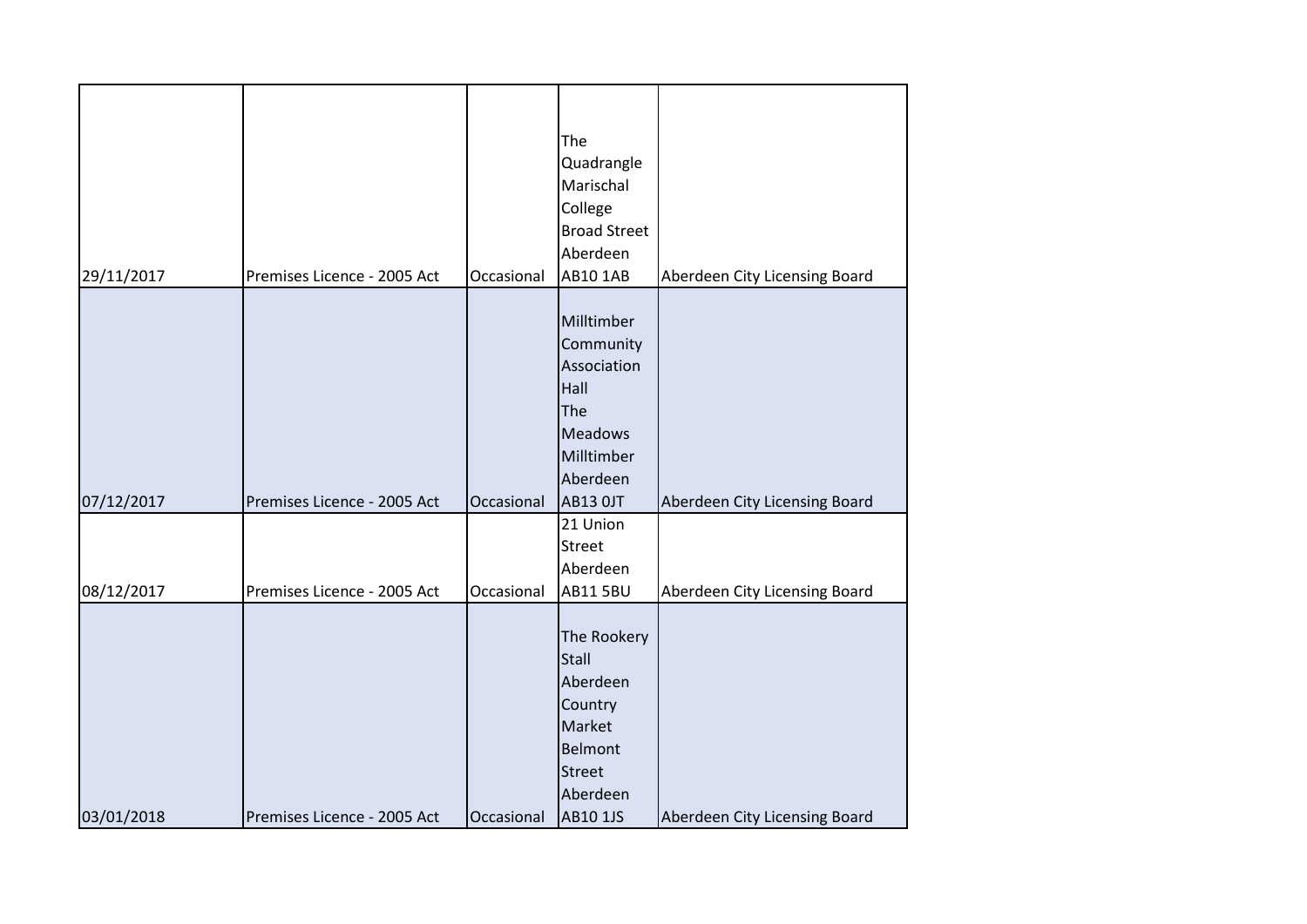| | | | | |
|---|---|---|---|---|
| 29/11/2017 | Premises Licence - 2005 Act | Occasional | The Quadrangle Marischal College Broad Street Aberdeen AB10 1AB | Aberdeen City Licensing Board |
| 07/12/2017 | Premises Licence - 2005 Act | Occasional | Milltimber Community Association Hall The Meadows Milltimber Aberdeen AB13 0JT | Aberdeen City Licensing Board |
| 08/12/2017 | Premises Licence - 2005 Act | Occasional | 21 Union Street Aberdeen AB11 5BU | Aberdeen City Licensing Board |
| 03/01/2018 | Premises Licence - 2005 Act | Occasional | The Rookery Stall Aberdeen Country Market Belmont Street Aberdeen AB10 1JS | Aberdeen City Licensing Board |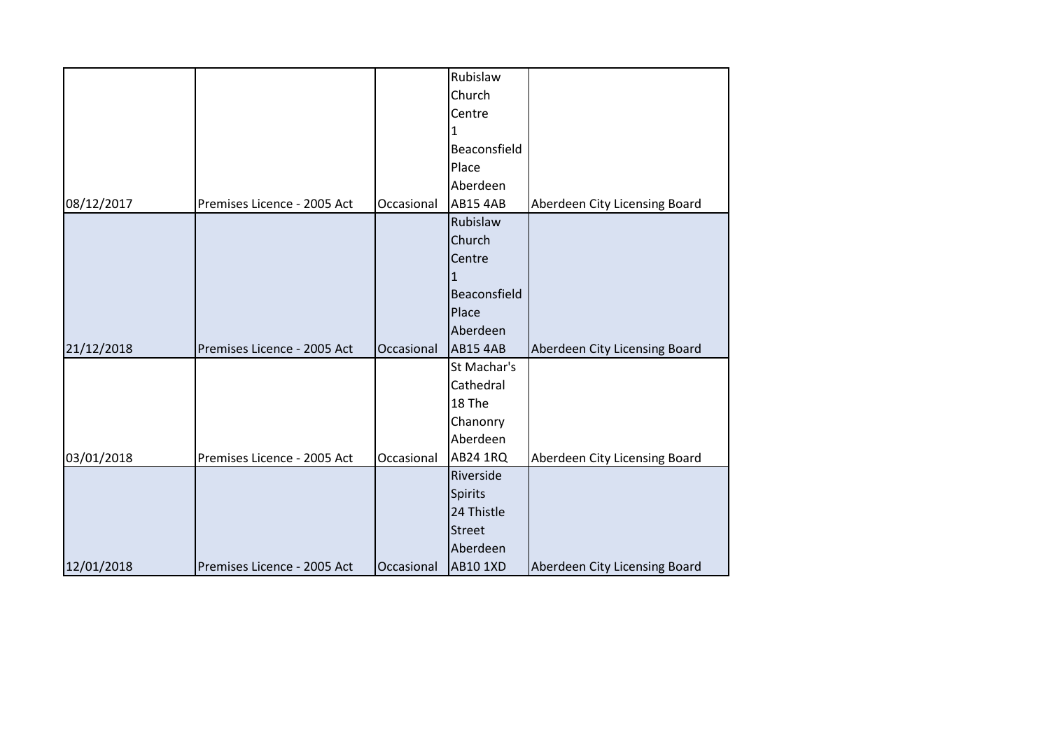| | | | | |
|---|---|---|---|---|
| 08/12/2017 | Premises Licence - 2005 Act | Occasional | Rubislaw Church Centre 1 Beaconsfield Place Aberdeen AB15 4AB | Aberdeen City Licensing Board |
| 21/12/2018 | Premises Licence - 2005 Act | Occasional | Rubislaw Church Centre 1 Beaconsfield Place Aberdeen AB15 4AB | Aberdeen City Licensing Board |
| 03/01/2018 | Premises Licence - 2005 Act | Occasional | St Machar's Cathedral 18 The Chanonry Aberdeen AB24 1RQ | Aberdeen City Licensing Board |
| 12/01/2018 | Premises Licence - 2005 Act | Occasional | Riverside Spirits 24 Thistle Street Aberdeen AB10 1XD | Aberdeen City Licensing Board |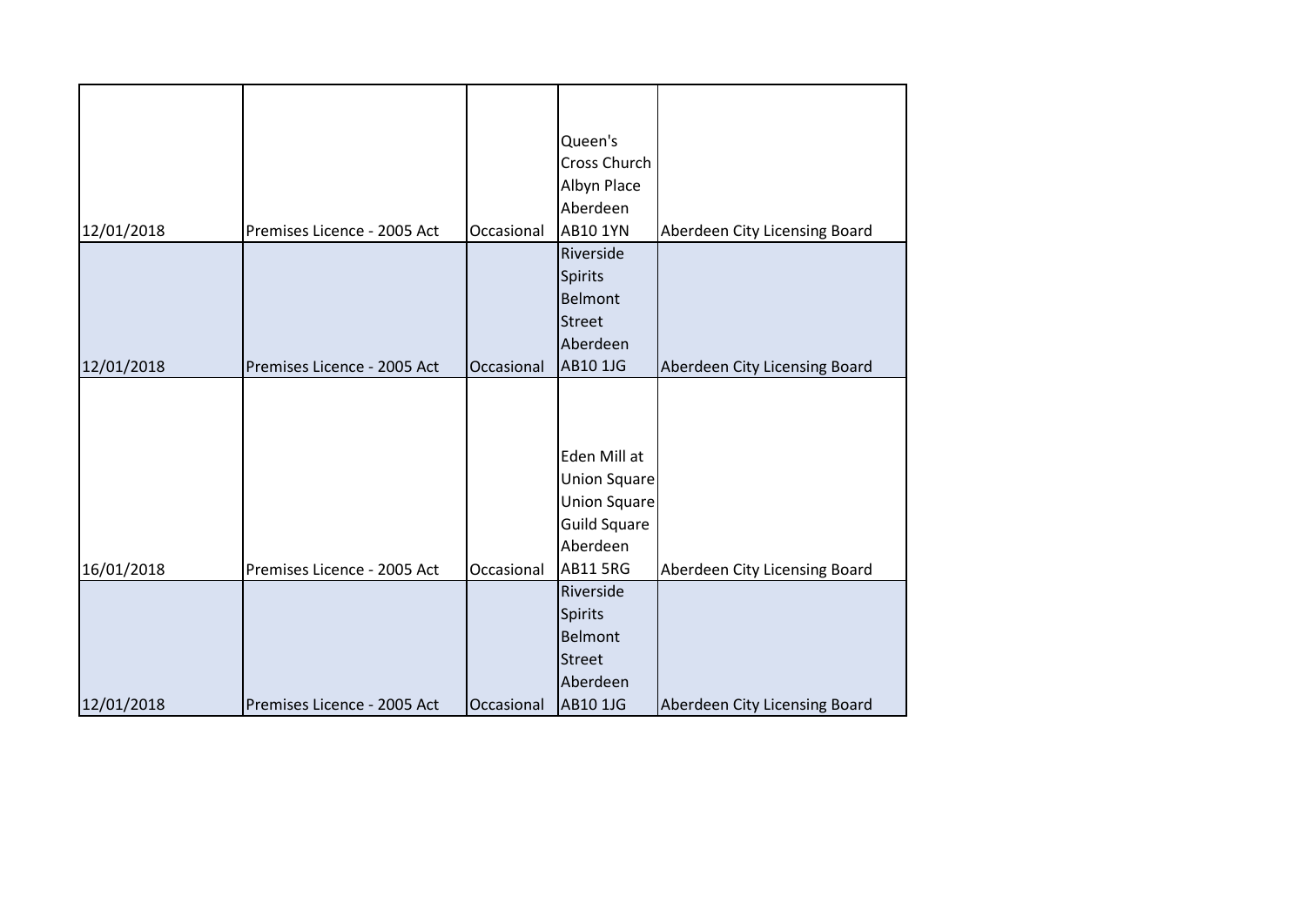| | | | | |
|---|---|---|---|---|
| 12/01/2018 | Premises Licence - 2005 Act | Occasional | Queen's Cross Church Albyn Place Aberdeen AB10 1YN | Aberdeen City Licensing Board |
| 12/01/2018 | Premises Licence - 2005 Act | Occasional | Riverside Spirits Belmont Street Aberdeen AB10 1JG | Aberdeen City Licensing Board |
| 16/01/2018 | Premises Licence - 2005 Act | Occasional | Eden Mill at Union Square Union Square Guild Square Aberdeen AB11 5RG | Aberdeen City Licensing Board |
| 12/01/2018 | Premises Licence - 2005 Act | Occasional | Riverside Spirits Belmont Street Aberdeen AB10 1JG | Aberdeen City Licensing Board |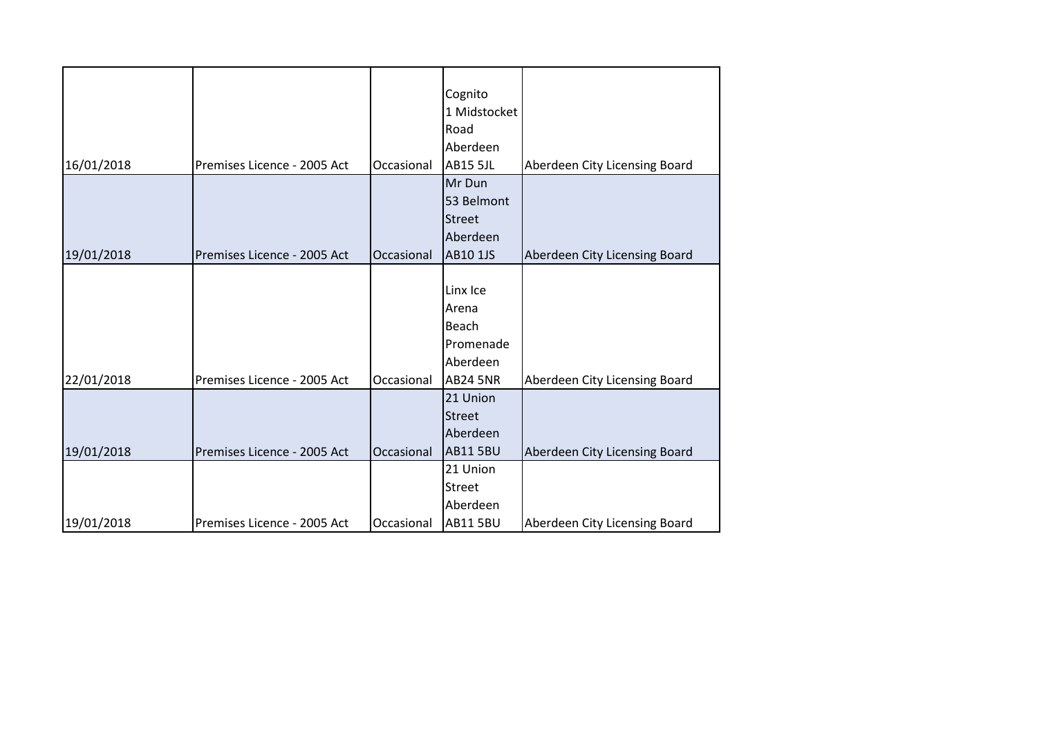| | | | | |
|---|---|---|---|---|
| 16/01/2018 | Premises Licence - 2005 Act | Occasional | Cognito 1 Midstocket Road Aberdeen AB15 5JL | Aberdeen City Licensing Board |
| 19/01/2018 | Premises Licence - 2005 Act | Occasional | Mr Dun 53 Belmont Street Aberdeen AB10 1JS | Aberdeen City Licensing Board |
| 22/01/2018 | Premises Licence - 2005 Act | Occasional | Linx Ice Arena Beach Promenade Aberdeen AB24 5NR | Aberdeen City Licensing Board |
| 19/01/2018 | Premises Licence - 2005 Act | Occasional | 21 Union Street Aberdeen AB11 5BU | Aberdeen City Licensing Board |
| 19/01/2018 | Premises Licence - 2005 Act | Occasional | 21 Union Street Aberdeen AB11 5BU | Aberdeen City Licensing Board |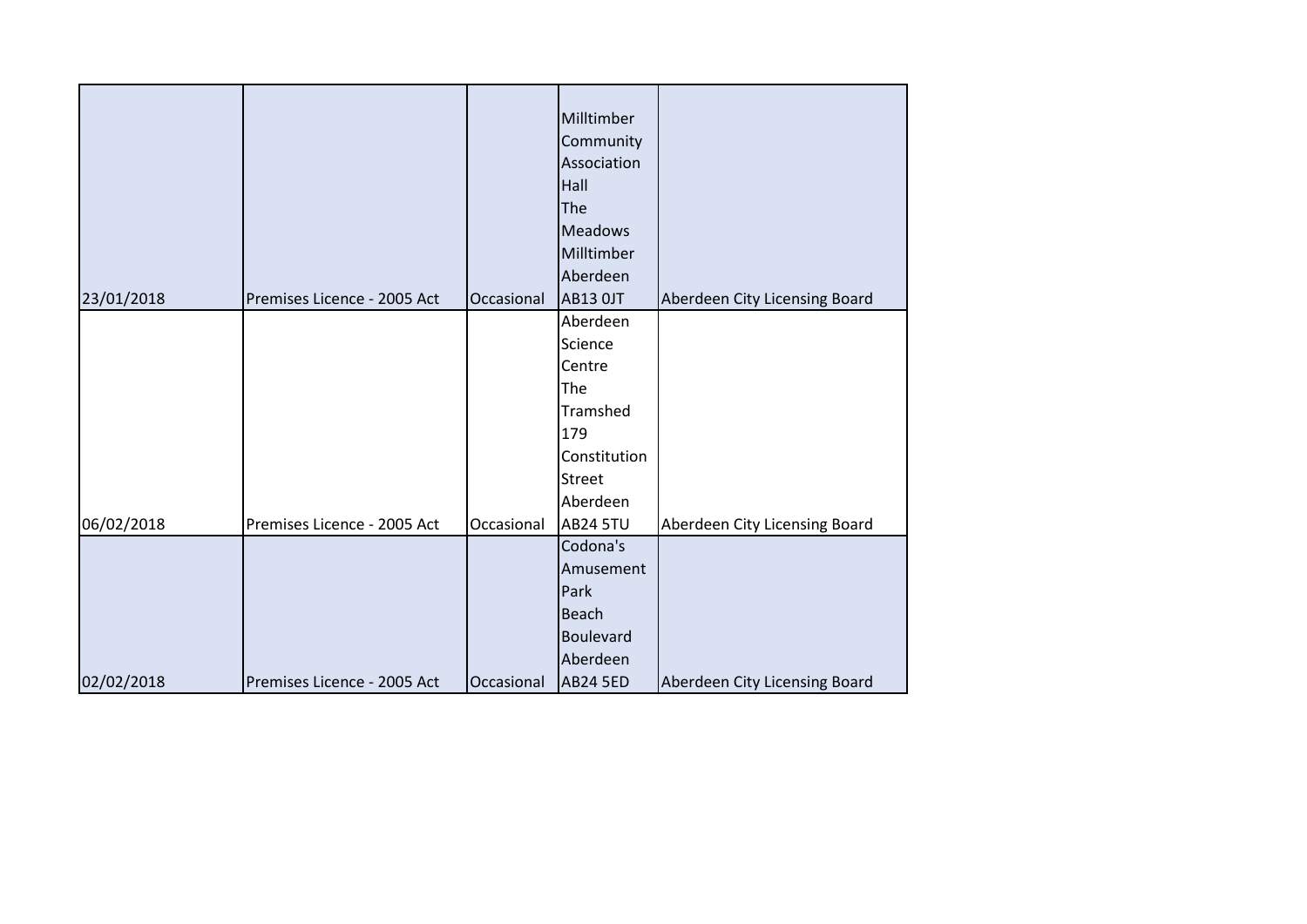| | | | | |
|---|---|---|---|---|
| 23/01/2018 | Premises Licence - 2005 Act | Occasional | Milltimber Community Association Hall The Meadows Milltimber Aberdeen AB13 0JT | Aberdeen City Licensing Board |
| 06/02/2018 | Premises Licence - 2005 Act | Occasional | Aberdeen Science Centre The Tramshed 179 Constitution Street Aberdeen AB24 5TU | Aberdeen City Licensing Board |
| 02/02/2018 | Premises Licence - 2005 Act | Occasional | Codona's Amusement Park Beach Boulevard Aberdeen AB24 5ED | Aberdeen City Licensing Board |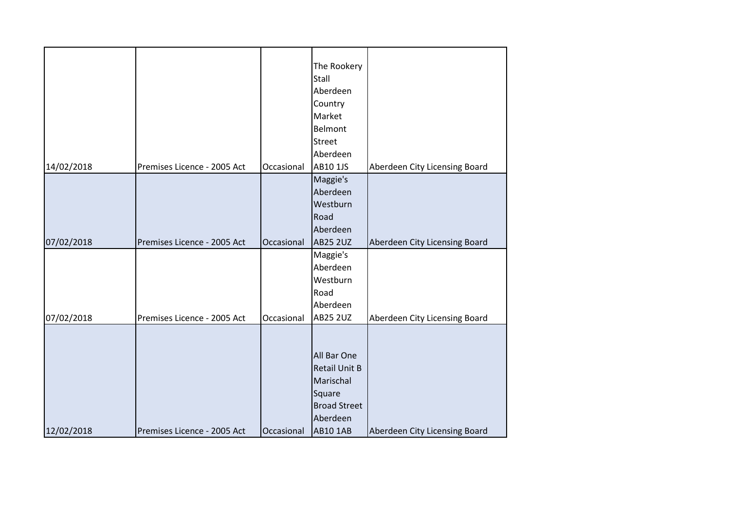| | | | | |
|---|---|---|---|---|
| 14/02/2018 | Premises Licence - 2005 Act | Occasional | The Rookery Stall Aberdeen Country Market Belmont Street Aberdeen AB10 1JS | Aberdeen City Licensing Board |
| 07/02/2018 | Premises Licence - 2005 Act | Occasional | Maggie's Aberdeen Westburn Road Aberdeen AB25 2UZ | Aberdeen City Licensing Board |
| 07/02/2018 | Premises Licence - 2005 Act | Occasional | Maggie's Aberdeen Westburn Road Aberdeen AB25 2UZ | Aberdeen City Licensing Board |
| 12/02/2018 | Premises Licence - 2005 Act | Occasional | All Bar One Retail Unit B Marischal Square Broad Street Aberdeen AB10 1AB | Aberdeen City Licensing Board |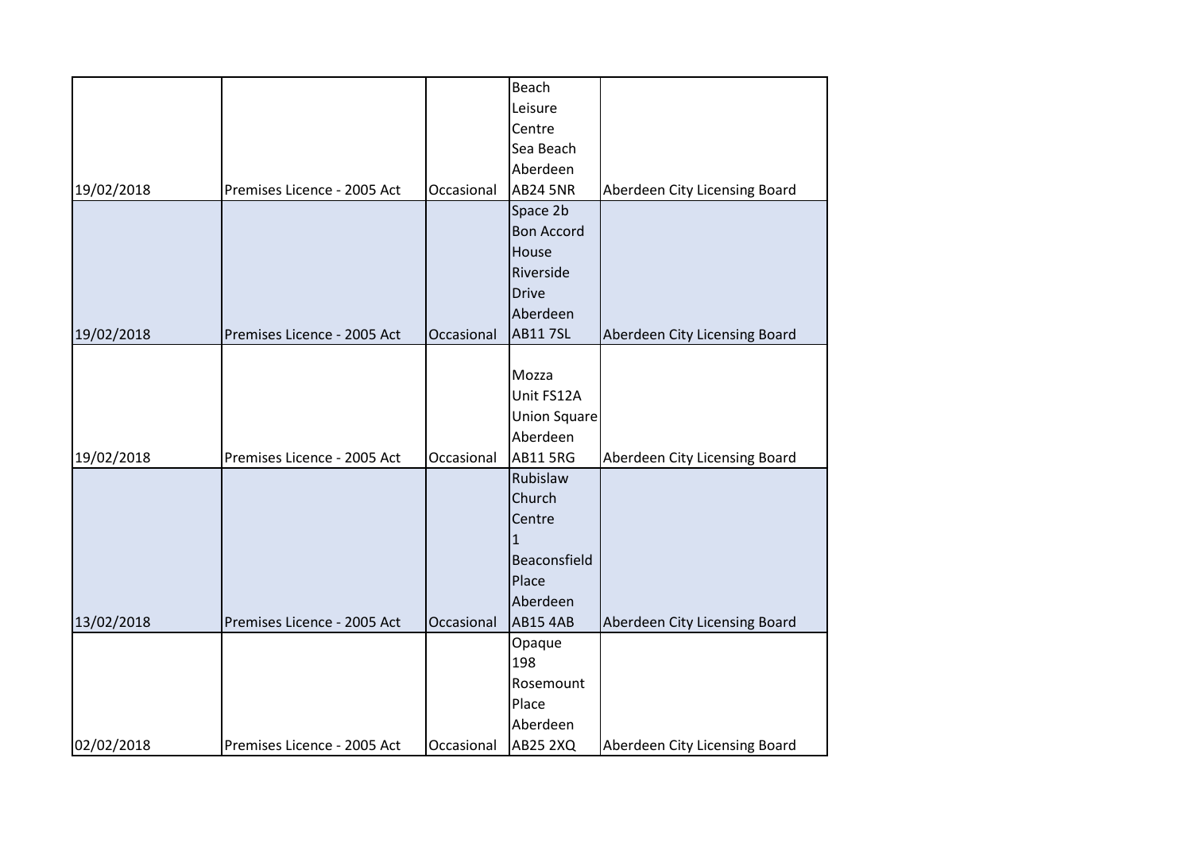| | | | | |
|---|---|---|---|---|
| 19/02/2018 | Premises Licence - 2005 Act | Occasional | Beach Leisure Centre Sea Beach Aberdeen AB24 5NR | Aberdeen City Licensing Board |
| 19/02/2018 | Premises Licence - 2005 Act | Occasional | Space 2b Bon Accord House Riverside Drive Aberdeen AB11 7SL | Aberdeen City Licensing Board |
| 19/02/2018 | Premises Licence - 2005 Act | Occasional | Mozza Unit FS12A Union Square Aberdeen AB11 5RG | Aberdeen City Licensing Board |
| 13/02/2018 | Premises Licence - 2005 Act | Occasional | Rubislaw Church Centre 1 Beaconsfield Place Aberdeen AB15 4AB | Aberdeen City Licensing Board |
| 02/02/2018 | Premises Licence - 2005 Act | Occasional | Opaque 198 Rosemount Place Aberdeen AB25 2XQ | Aberdeen City Licensing Board |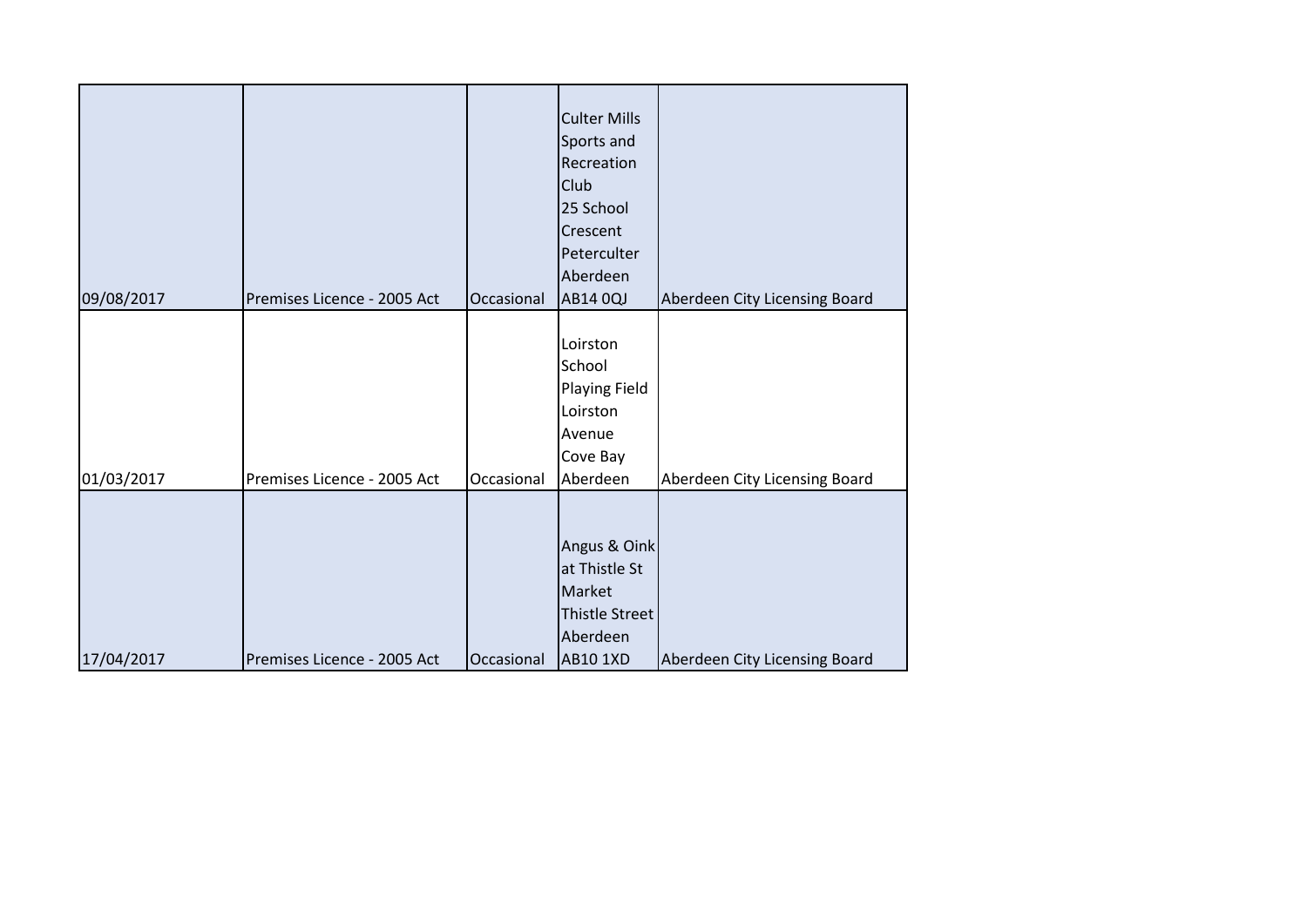| | | | | |
|---|---|---|---|---|
| 09/08/2017 | Premises Licence - 2005 Act | Occasional | Culter Mills Sports and Recreation Club 25 School Crescent Peterculter Aberdeen AB14 0QJ | Aberdeen City Licensing Board |
| 01/03/2017 | Premises Licence - 2005 Act | Occasional | Loirston School Playing Field Loirston Avenue Cove Bay Aberdeen | Aberdeen City Licensing Board |
| 17/04/2017 | Premises Licence - 2005 Act | Occasional | Angus & Oink at Thistle St Market Thistle Street Aberdeen AB10 1XD | Aberdeen City Licensing Board |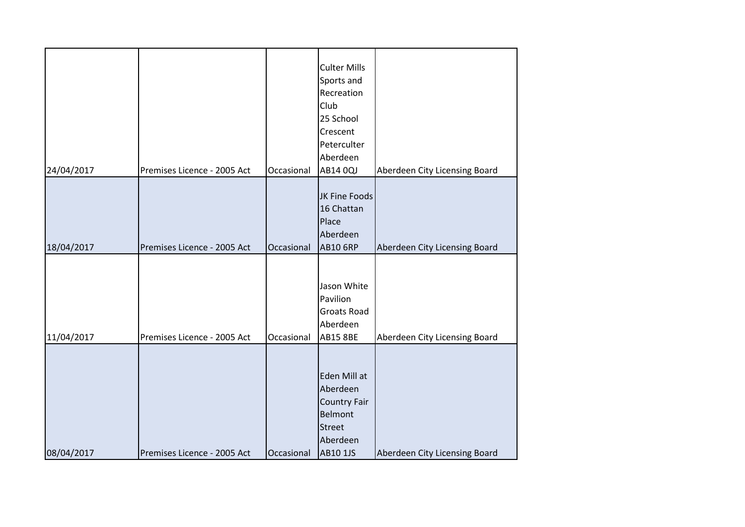| | | | | |
|---|---|---|---|---|
| 24/04/2017 | Premises Licence - 2005 Act | Occasional | Culter Mills Sports and Recreation Club 25 School Crescent Peterculter Aberdeen AB14 0QJ | Aberdeen City Licensing Board |
| 18/04/2017 | Premises Licence - 2005 Act | Occasional | JK Fine Foods 16 Chattan Place Aberdeen AB10 6RP | Aberdeen City Licensing Board |
| 11/04/2017 | Premises Licence - 2005 Act | Occasional | Jason White Pavilion Groats Road Aberdeen AB15 8BE | Aberdeen City Licensing Board |
| 08/04/2017 | Premises Licence - 2005 Act | Occasional | Eden Mill at Aberdeen Country Fair Belmont Street Aberdeen AB10 1JS | Aberdeen City Licensing Board |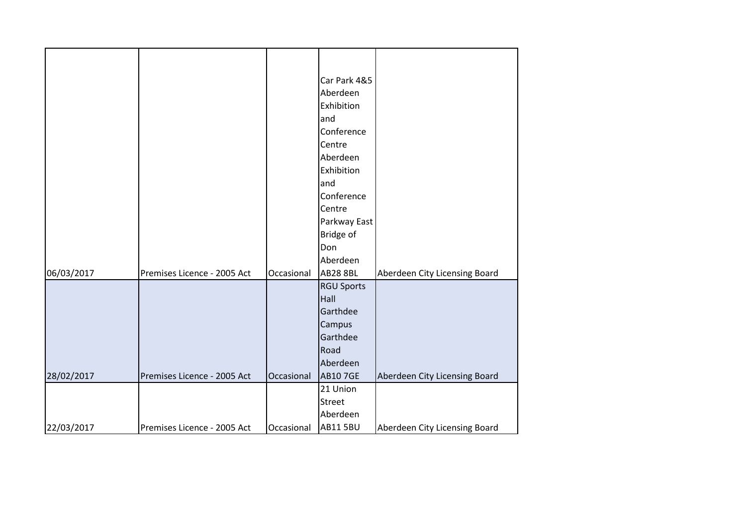| | | | | |
|---|---|---|---|---|
| 06/03/2017 | Premises Licence - 2005 Act | Occasional | Car Park 4&5 Aberdeen Exhibition and Conference Centre Aberdeen Exhibition and Conference Centre Parkway East Bridge of Don Aberdeen AB28 8BL | Aberdeen City Licensing Board |
| 28/02/2017 | Premises Licence - 2005 Act | Occasional | RGU Sports Hall Garthdee Campus Garthdee Road Aberdeen AB10 7GE | Aberdeen City Licensing Board |
| 22/03/2017 | Premises Licence - 2005 Act | Occasional | 21 Union Street Aberdeen AB11 5BU | Aberdeen City Licensing Board |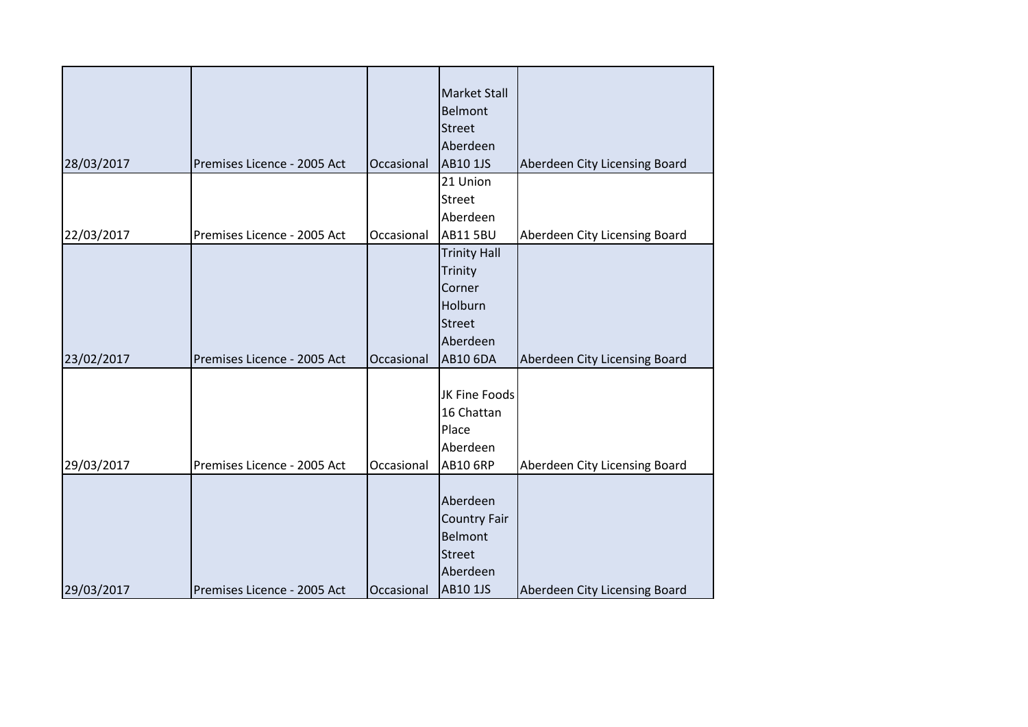| | | | | |
|---|---|---|---|---|
| 28/03/2017 | Premises Licence - 2005 Act | Occasional | Market Stall Belmont Street Aberdeen AB10 1JS | Aberdeen City Licensing Board |
| 22/03/2017 | Premises Licence - 2005 Act | Occasional | 21 Union Street Aberdeen AB11 5BU | Aberdeen City Licensing Board |
| 23/02/2017 | Premises Licence - 2005 Act | Occasional | Trinity Hall Trinity Corner Holburn Street Aberdeen AB10 6DA | Aberdeen City Licensing Board |
| 29/03/2017 | Premises Licence - 2005 Act | Occasional | JK Fine Foods 16 Chattan Place Aberdeen AB10 6RP | Aberdeen City Licensing Board |
| 29/03/2017 | Premises Licence - 2005 Act | Occasional | Aberdeen Country Fair Belmont Street Aberdeen AB10 1JS | Aberdeen City Licensing Board |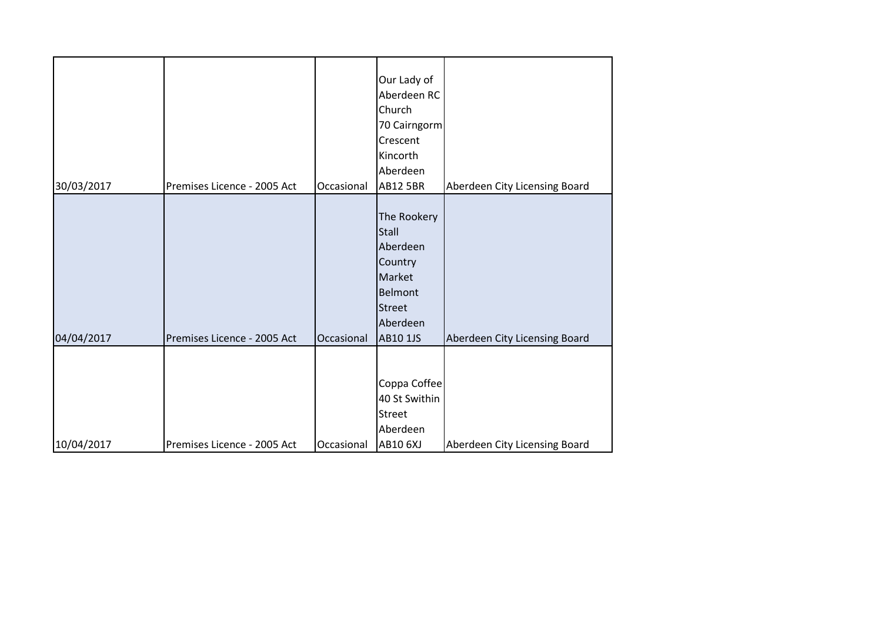| | | | | |
|---|---|---|---|---|
| 30/03/2017 | Premises Licence - 2005 Act | Occasional | Our Lady of Aberdeen RC Church 70 Cairngorm Crescent Kincorth Aberdeen AB12 5BR | Aberdeen City Licensing Board |
| 04/04/2017 | Premises Licence - 2005 Act | Occasional | The Rookery Stall Aberdeen Country Market Belmont Street Aberdeen AB10 1JS | Aberdeen City Licensing Board |
| 10/04/2017 | Premises Licence - 2005 Act | Occasional | Coppa Coffee 40 St Swithin Street Aberdeen AB10 6XJ | Aberdeen City Licensing Board |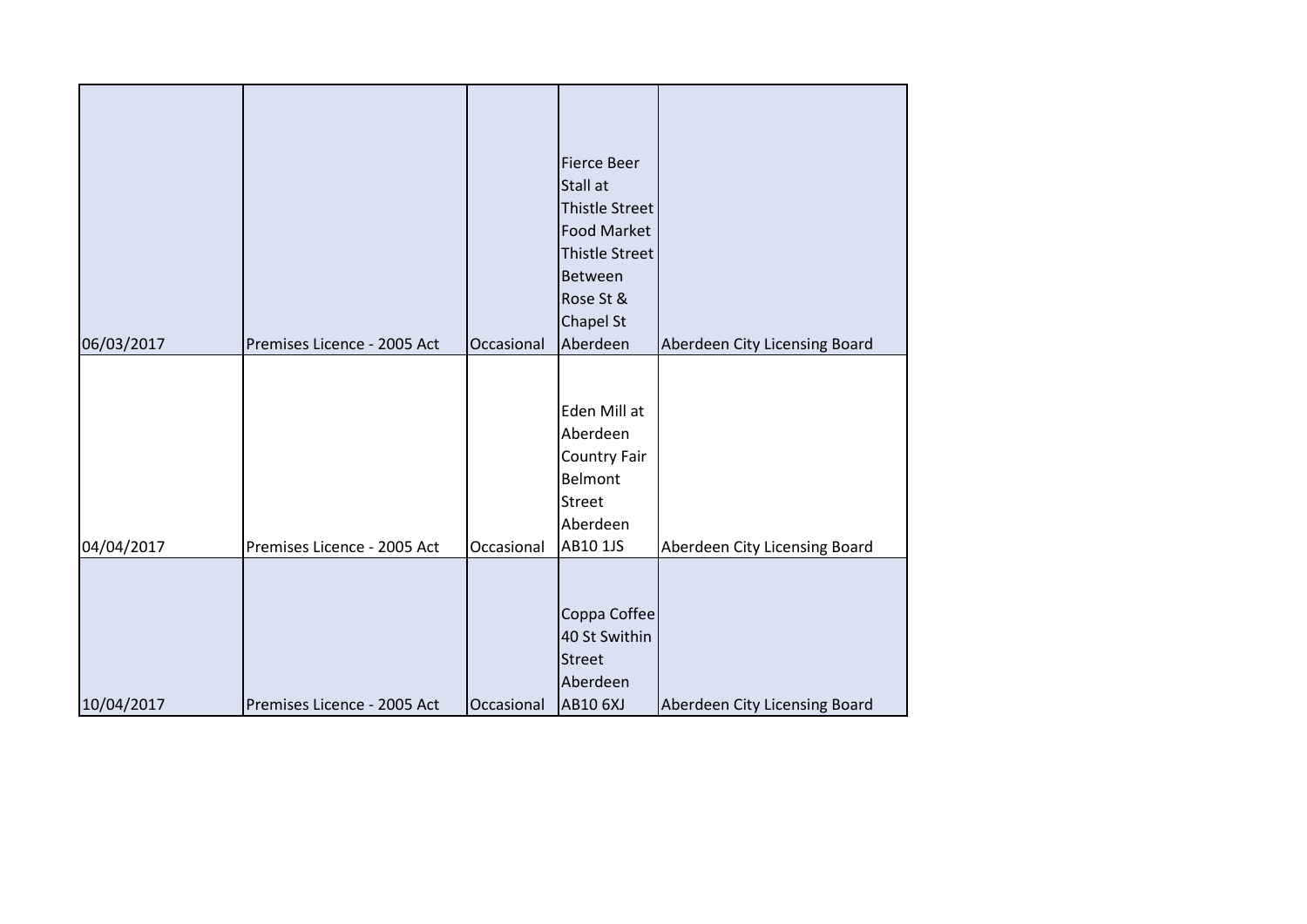| | | | | |
|---|---|---|---|---|
| 06/03/2017 | Premises Licence - 2005 Act | Occasional | Fierce Beer Stall at Thistle Street Food Market Thistle Street Between Rose St & Chapel St Aberdeen | Aberdeen City Licensing Board |
| 04/04/2017 | Premises Licence - 2005 Act | Occasional | Eden Mill at Aberdeen Country Fair Belmont Street Aberdeen AB10 1JS | Aberdeen City Licensing Board |
| 10/04/2017 | Premises Licence - 2005 Act | Occasional | Coppa Coffee 40 St Swithin Street Aberdeen AB10 6XJ | Aberdeen City Licensing Board |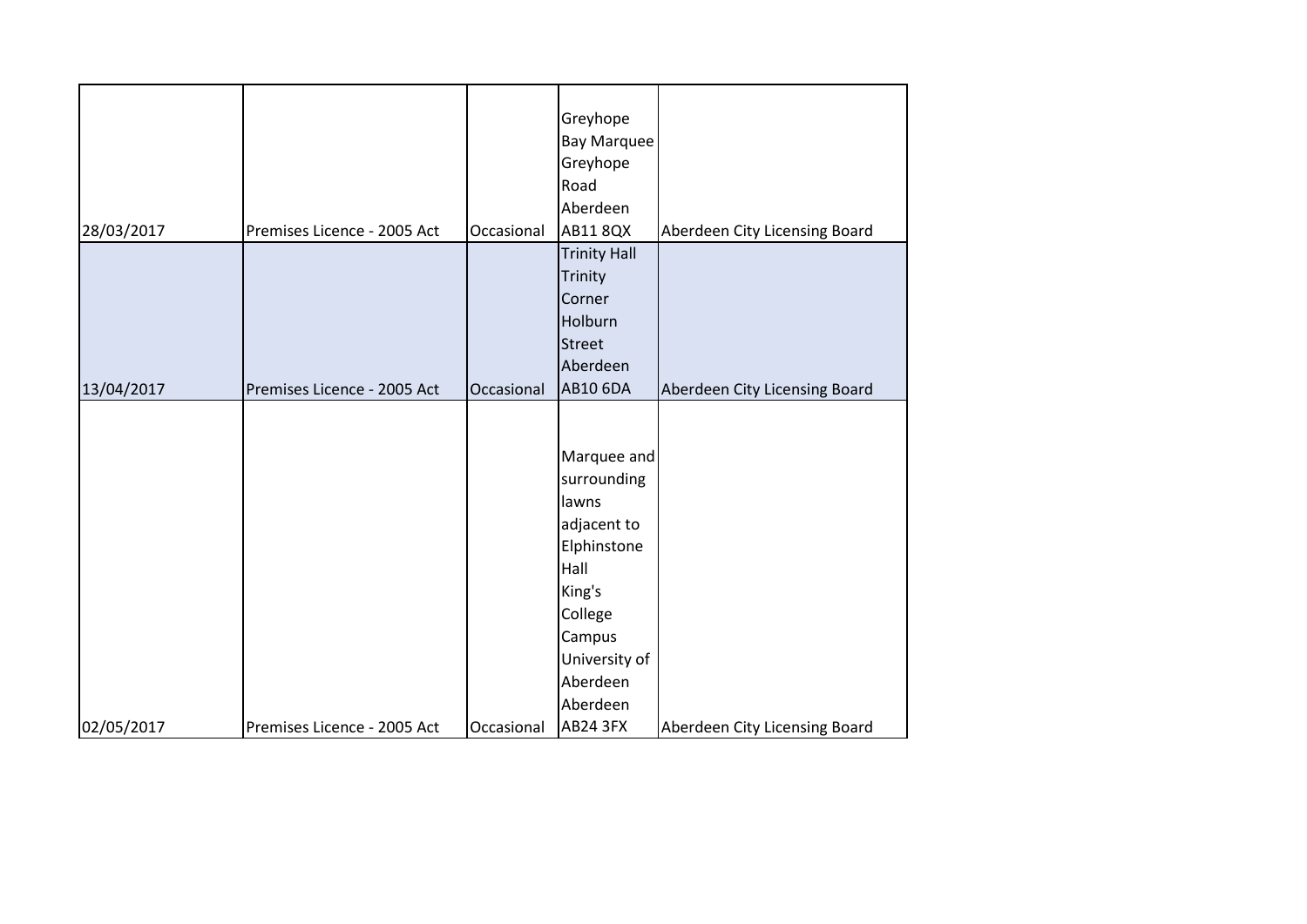| | | | | |
|---|---|---|---|---|
| 28/03/2017 | Premises Licence - 2005 Act | Occasional | Greyhope Bay Marquee Greyhope Road Aberdeen AB11 8QX | Aberdeen City Licensing Board |
| 13/04/2017 | Premises Licence - 2005 Act | Occasional | Trinity Hall Trinity Corner Holburn Street Aberdeen AB10 6DA | Aberdeen City Licensing Board |
| 02/05/2017 | Premises Licence - 2005 Act | Occasional | Marquee and surrounding lawns adjacent to Elphinstone Hall King's College Campus University of Aberdeen Aberdeen AB24 3FX | Aberdeen City Licensing Board |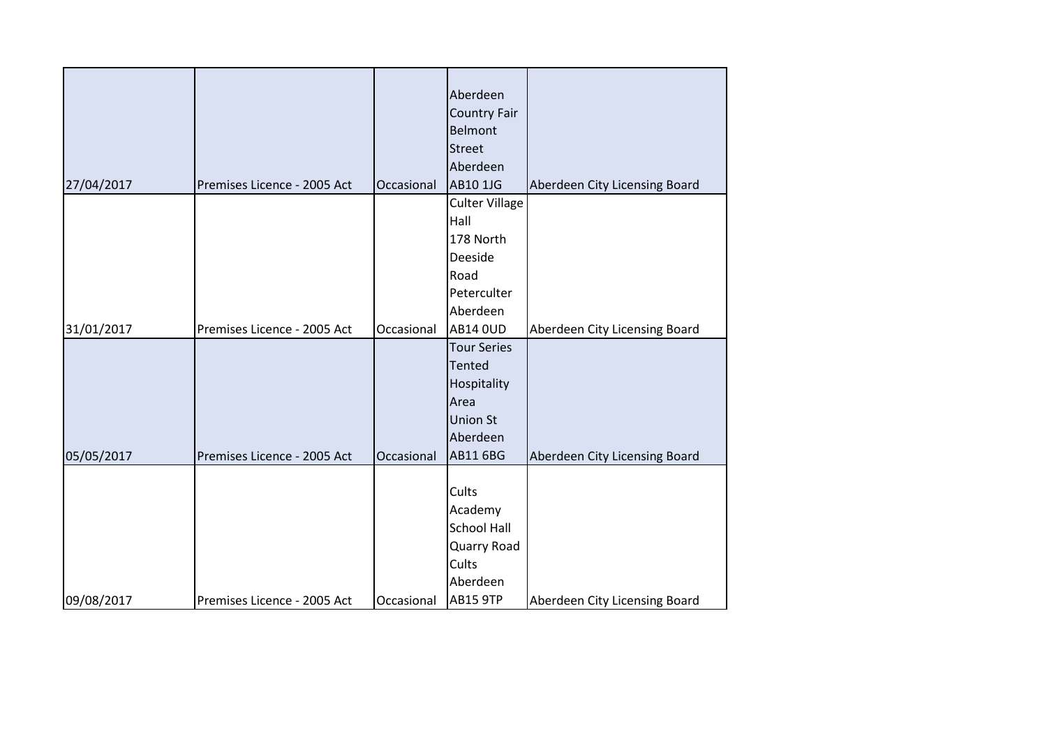| | | | | |
|---|---|---|---|---|
| 27/04/2017 | Premises Licence - 2005 Act | Occasional | Aberdeen Country Fair Belmont Street Aberdeen AB10 1JG | Aberdeen City Licensing Board |
| 31/01/2017 | Premises Licence - 2005 Act | Occasional | Culter Village Hall 178 North Deeside Road Peterculter Aberdeen AB14 0UD | Aberdeen City Licensing Board |
| 05/05/2017 | Premises Licence - 2005 Act | Occasional | Tour Series Tented Hospitality Area Union St Aberdeen AB11 6BG | Aberdeen City Licensing Board |
| 09/08/2017 | Premises Licence - 2005 Act | Occasional | Cults Academy School Hall Quarry Road Cults Aberdeen AB15 9TP | Aberdeen City Licensing Board |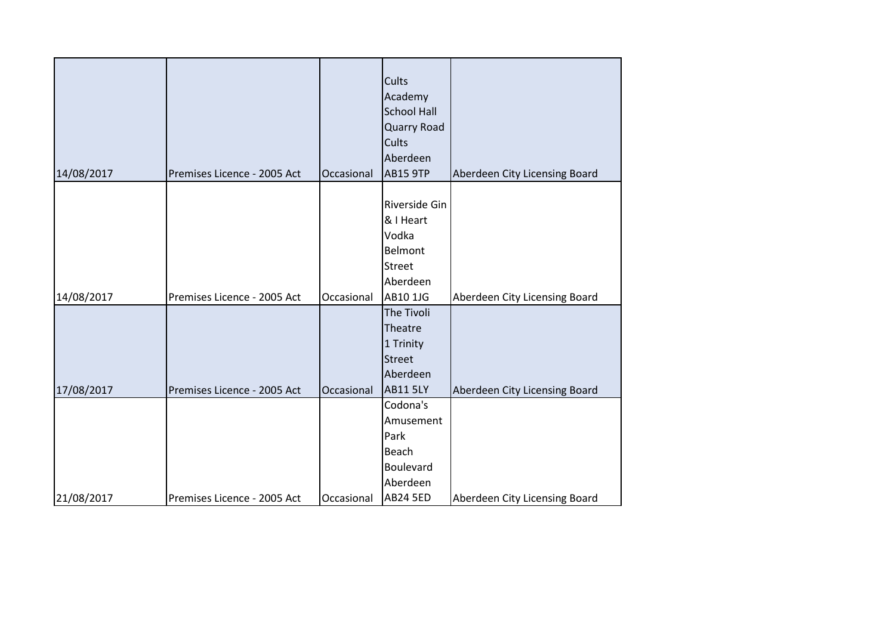| | | | | |
|---|---|---|---|---|
| 14/08/2017 | Premises Licence - 2005 Act | Occasional | Cults Academy School Hall Quarry Road Cults Aberdeen AB15 9TP | Aberdeen City Licensing Board |
| 14/08/2017 | Premises Licence - 2005 Act | Occasional | Riverside Gin & I Heart Vodka Belmont Street Aberdeen AB10 1JG | Aberdeen City Licensing Board |
| 17/08/2017 | Premises Licence - 2005 Act | Occasional | The Tivoli Theatre 1 Trinity Street Aberdeen AB11 5LY | Aberdeen City Licensing Board |
| 21/08/2017 | Premises Licence - 2005 Act | Occasional | Codona's Amusement Park Beach Boulevard Aberdeen AB24 5ED | Aberdeen City Licensing Board |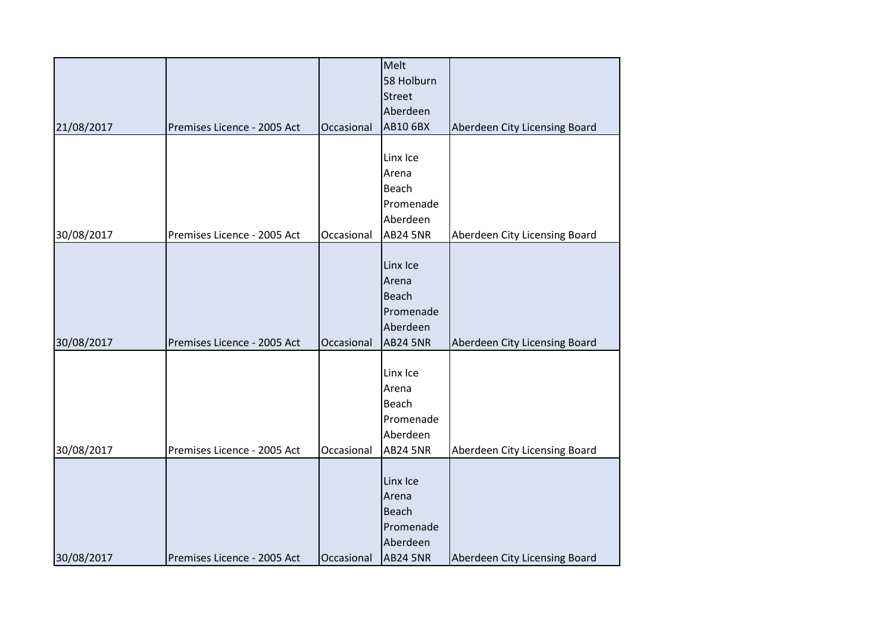| | | | | |
|---|---|---|---|---|
| 21/08/2017 | Premises Licence - 2005 Act | Occasional | Melt 58 Holburn Street Aberdeen AB10 6BX | Aberdeen City Licensing Board |
| 30/08/2017 | Premises Licence - 2005 Act | Occasional | Linx Ice Arena Beach Promenade Aberdeen AB24 5NR | Aberdeen City Licensing Board |
| 30/08/2017 | Premises Licence - 2005 Act | Occasional | Linx Ice Arena Beach Promenade Aberdeen AB24 5NR | Aberdeen City Licensing Board |
| 30/08/2017 | Premises Licence - 2005 Act | Occasional | Linx Ice Arena Beach Promenade Aberdeen AB24 5NR | Aberdeen City Licensing Board |
| 30/08/2017 | Premises Licence - 2005 Act | Occasional | Linx Ice Arena Beach Promenade Aberdeen AB24 5NR | Aberdeen City Licensing Board |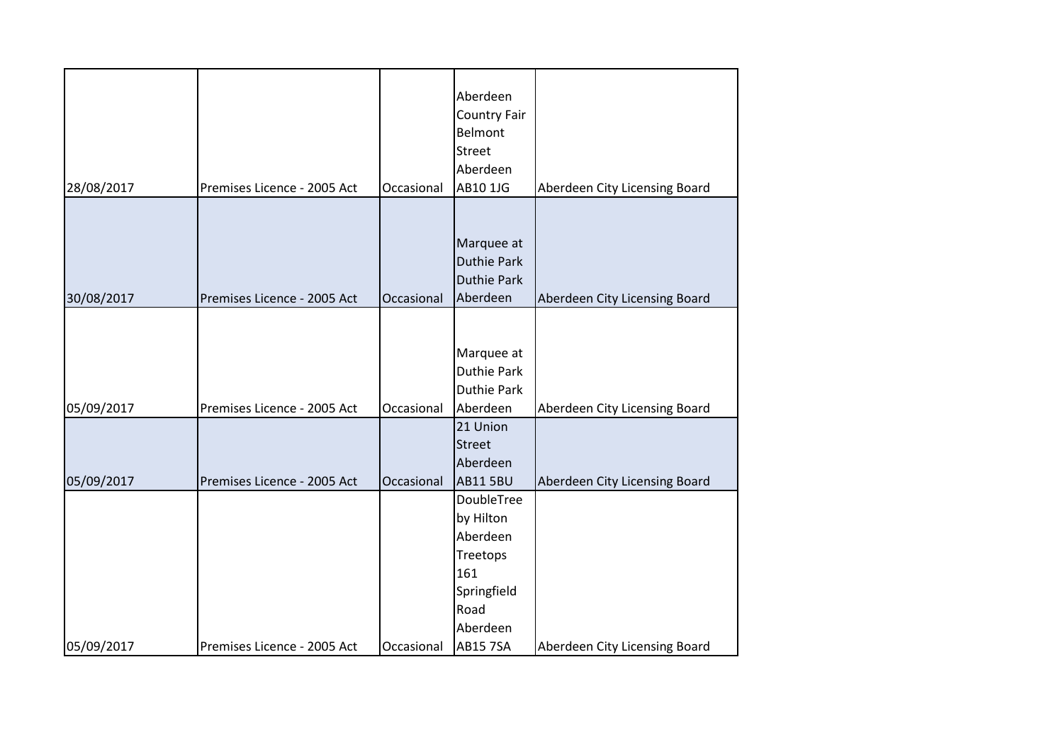| | | | | |
|---|---|---|---|---|
| 28/08/2017 | Premises Licence - 2005 Act | Occasional | Aberdeen Country Fair Belmont Street Aberdeen AB10 1JG | Aberdeen City Licensing Board |
| 30/08/2017 | Premises Licence - 2005 Act | Occasional | Marquee at Duthie Park Duthie Park Aberdeen | Aberdeen City Licensing Board |
| 05/09/2017 | Premises Licence - 2005 Act | Occasional | Marquee at Duthie Park Duthie Park Aberdeen | Aberdeen City Licensing Board |
| 05/09/2017 | Premises Licence - 2005 Act | Occasional | 21 Union Street Aberdeen AB11 5BU | Aberdeen City Licensing Board |
| 05/09/2017 | Premises Licence - 2005 Act | Occasional | DoubleTree by Hilton Aberdeen Treetops 161 Springfield Road Aberdeen AB15 7SA | Aberdeen City Licensing Board |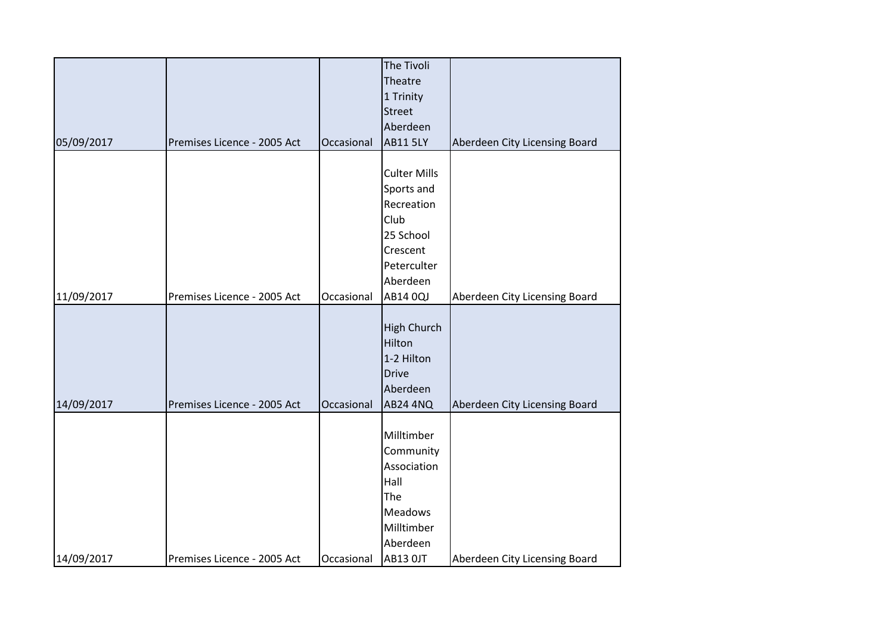| | | | | |
|---|---|---|---|---|
| 05/09/2017 | Premises Licence - 2005 Act | Occasional | The Tivoli Theatre 1 Trinity Street Aberdeen AB11 5LY | Aberdeen City Licensing Board |
| 11/09/2017 | Premises Licence - 2005 Act | Occasional | Culter Mills Sports and Recreation Club 25 School Crescent Peterculter Aberdeen AB14 0QJ | Aberdeen City Licensing Board |
| 14/09/2017 | Premises Licence - 2005 Act | Occasional | High Church Hilton 1-2 Hilton Drive Aberdeen AB24 4NQ | Aberdeen City Licensing Board |
| 14/09/2017 | Premises Licence - 2005 Act | Occasional | Milltimber Community Association Hall The Meadows Milltimber Aberdeen AB13 0JT | Aberdeen City Licensing Board |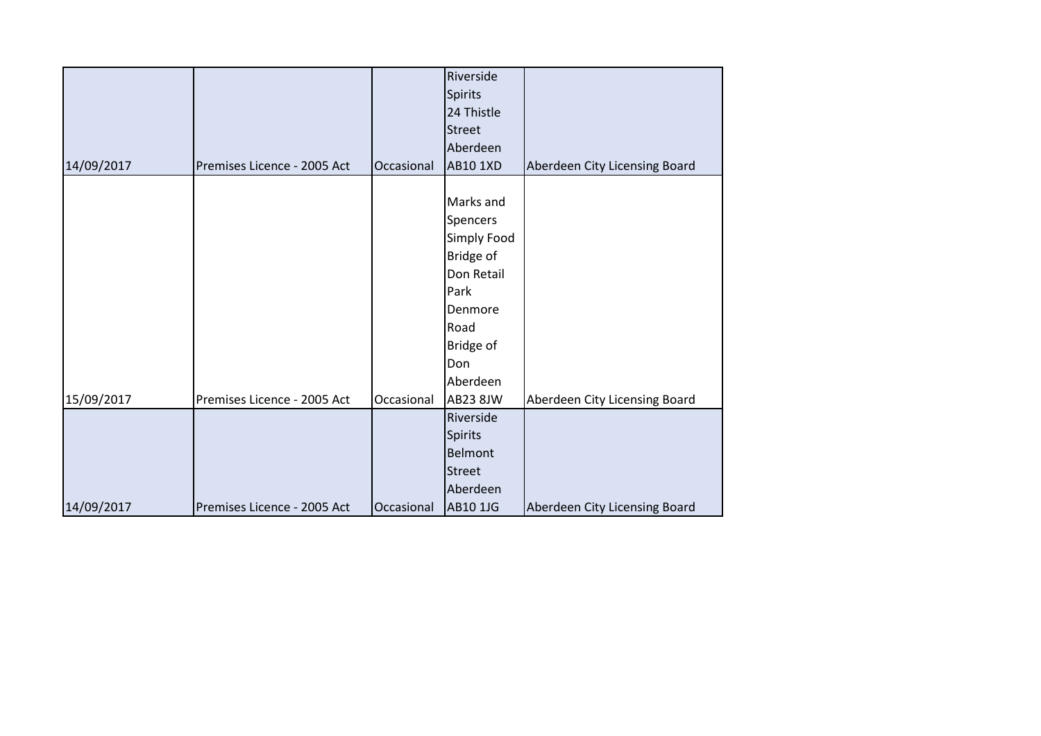| | | | | |
|---|---|---|---|---|
| 14/09/2017 | Premises Licence - 2005 Act | Occasional | Riverside Spirits 24 Thistle Street Aberdeen AB10 1XD | Aberdeen City Licensing Board |
| 15/09/2017 | Premises Licence - 2005 Act | Occasional | Marks and Spencers Simply Food Bridge of Don Retail Park Denmore Road Bridge of Don Aberdeen AB23 8JW | Aberdeen City Licensing Board |
| 14/09/2017 | Premises Licence - 2005 Act | Occasional | Riverside Spirits Belmont Street Aberdeen AB10 1JG | Aberdeen City Licensing Board |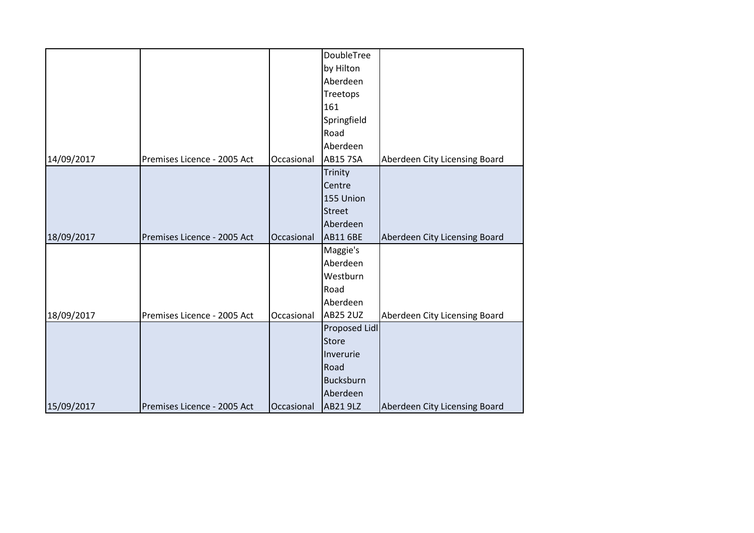| | | | | |
|---|---|---|---|---|
| 14/09/2017 | Premises Licence - 2005 Act | Occasional | DoubleTree by Hilton Aberdeen Treetops 161 Springfield Road Aberdeen AB15 7SA | Aberdeen City Licensing Board |
| 18/09/2017 | Premises Licence - 2005 Act | Occasional | Trinity Centre 155 Union Street Aberdeen AB11 6BE | Aberdeen City Licensing Board |
| 18/09/2017 | Premises Licence - 2005 Act | Occasional | Maggie's Aberdeen Westburn Road Aberdeen AB25 2UZ | Aberdeen City Licensing Board |
| 15/09/2017 | Premises Licence - 2005 Act | Occasional | Proposed Lidl Store Inverurie Road Bucksburn Aberdeen AB21 9LZ | Aberdeen City Licensing Board |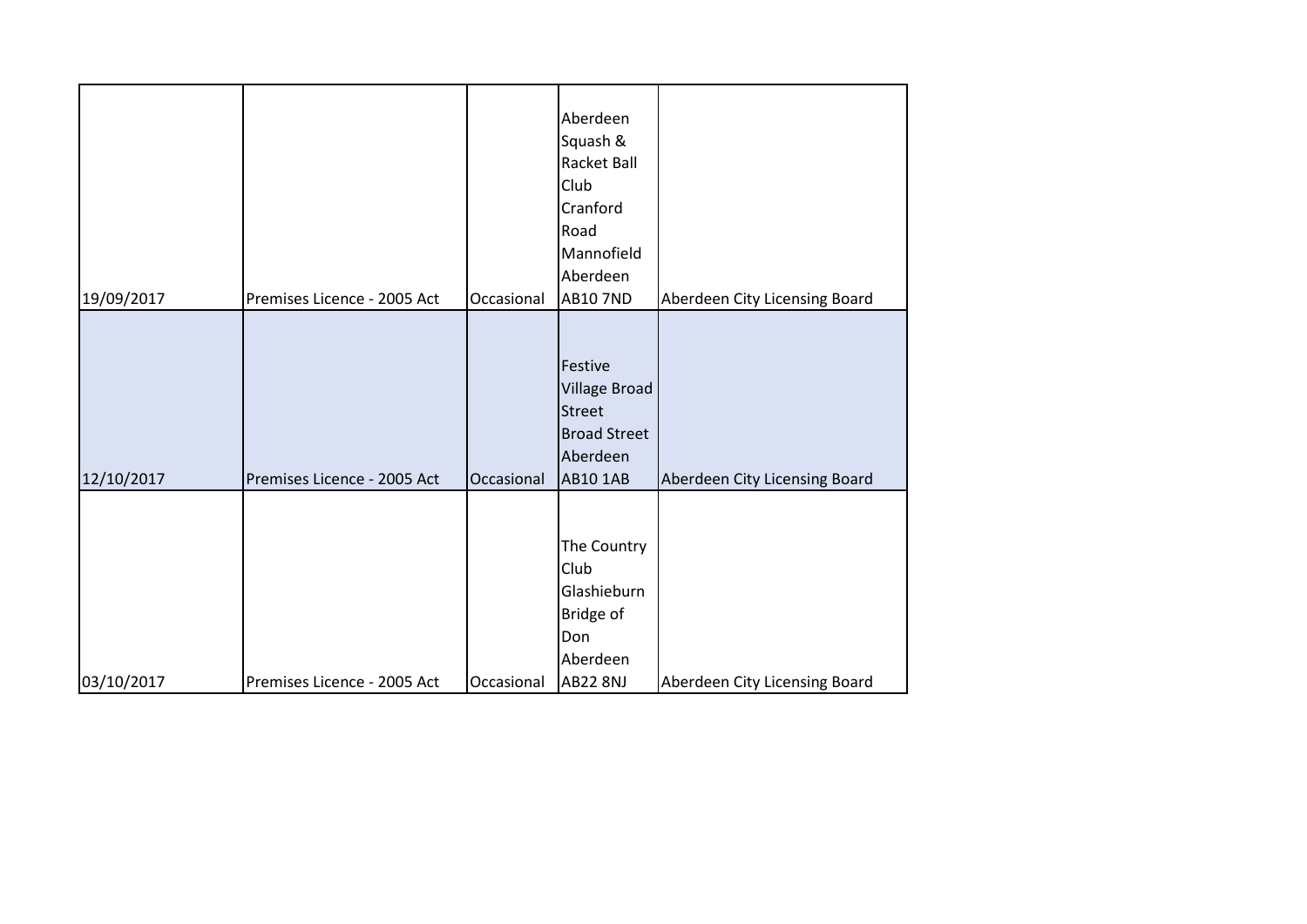| | | | | |
|---|---|---|---|---|
| 19/09/2017 | Premises Licence - 2005 Act | Occasional | Aberdeen Squash & Racket Ball Club Cranford Road Mannofield Aberdeen AB10 7ND | Aberdeen City Licensing Board |
| 12/10/2017 | Premises Licence - 2005 Act | Occasional | Festive Village Broad Street Broad Street Aberdeen AB10 1AB | Aberdeen City Licensing Board |
| 03/10/2017 | Premises Licence - 2005 Act | Occasional | The Country Club Glashieburn Bridge of Don Aberdeen AB22 8NJ | Aberdeen City Licensing Board |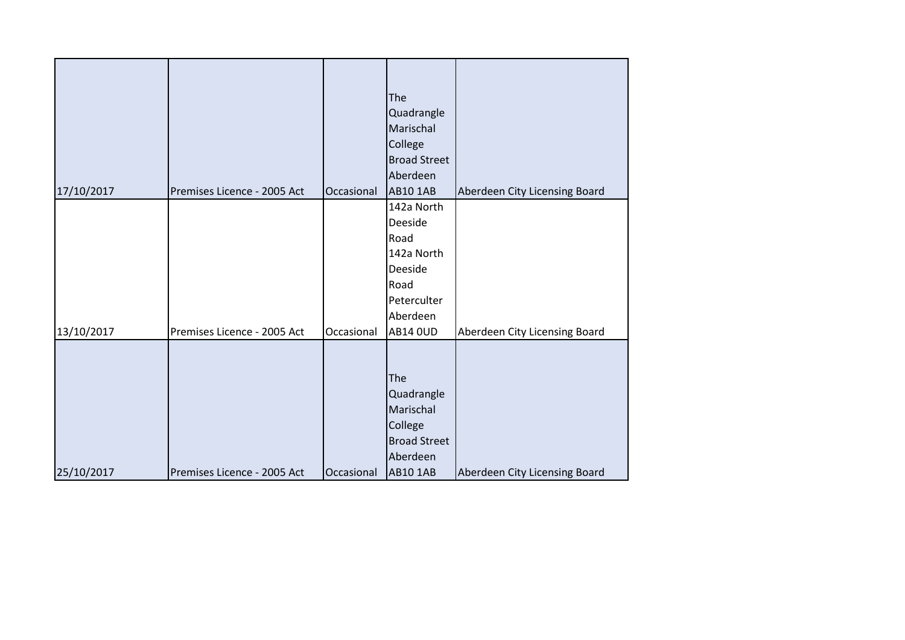| | | | | |
|---|---|---|---|---|
| 17/10/2017 | Premises Licence - 2005 Act | Occasional | The Quadrangle Marischal College Broad Street Aberdeen AB10 1AB | Aberdeen City Licensing Board |
| 13/10/2017 | Premises Licence - 2005 Act | Occasional | 142a North Deeside Road 142a North Deeside Road Peterculter Aberdeen AB14 0UD | Aberdeen City Licensing Board |
| 25/10/2017 | Premises Licence - 2005 Act | Occasional | The Quadrangle Marischal College Broad Street Aberdeen AB10 1AB | Aberdeen City Licensing Board |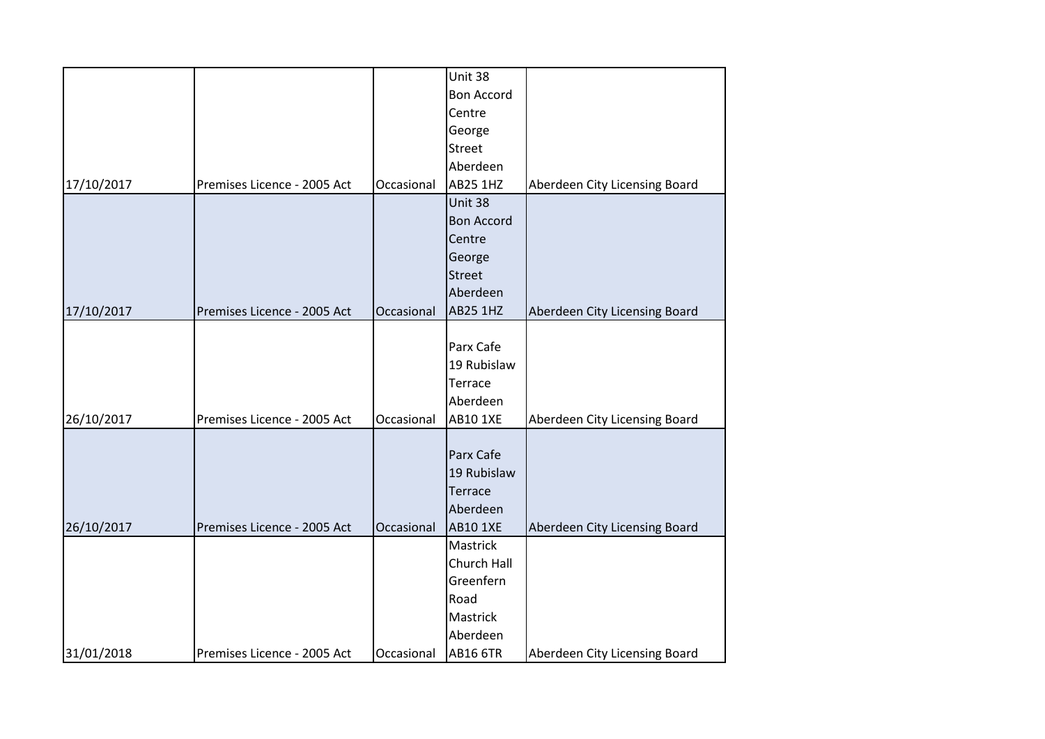| | | | | |
|---|---|---|---|---|
| 17/10/2017 | Premises Licence - 2005 Act | Occasional | Unit 38 Bon Accord Centre George Street Aberdeen AB25 1HZ | Aberdeen City Licensing Board |
| 17/10/2017 | Premises Licence - 2005 Act | Occasional | Unit 38 Bon Accord Centre George Street Aberdeen AB25 1HZ | Aberdeen City Licensing Board |
| 26/10/2017 | Premises Licence - 2005 Act | Occasional | Parx Cafe 19 Rubislaw Terrace Aberdeen AB10 1XE | Aberdeen City Licensing Board |
| 26/10/2017 | Premises Licence - 2005 Act | Occasional | Parx Cafe 19 Rubislaw Terrace Aberdeen AB10 1XE | Aberdeen City Licensing Board |
| 31/01/2018 | Premises Licence - 2005 Act | Occasional | Mastrick Church Hall Greenfern Road Mastrick Aberdeen AB16 6TR | Aberdeen City Licensing Board |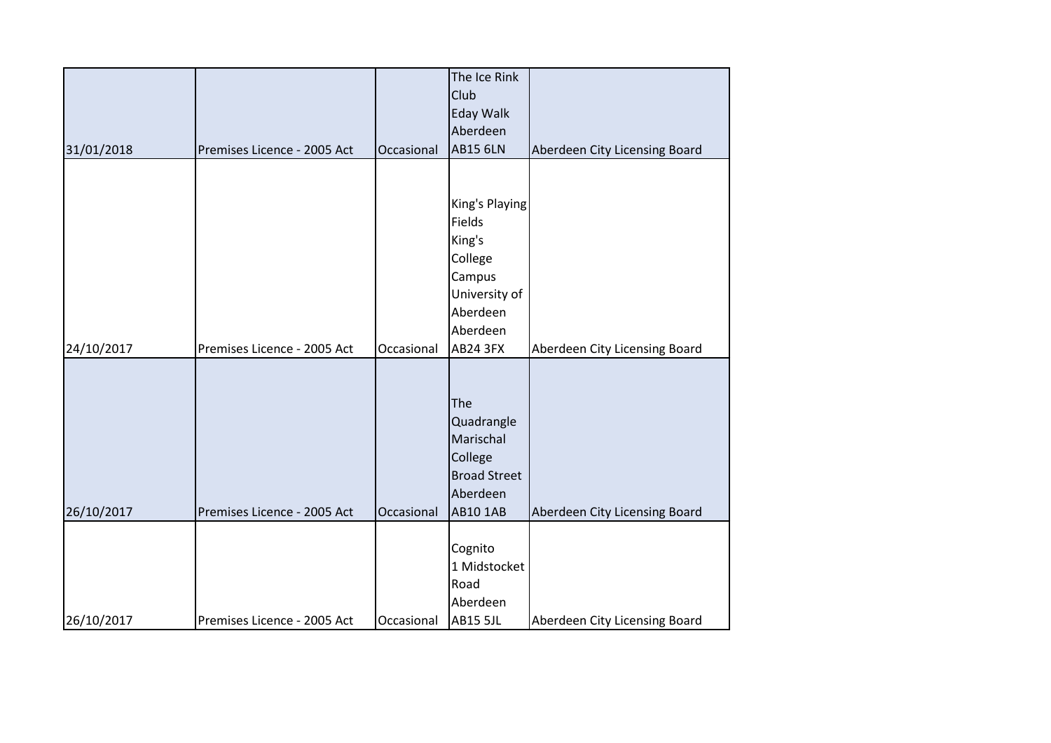| | | | | |
|---|---|---|---|---|
| 31/01/2018 | Premises Licence - 2005 Act | Occasional | The Ice Rink Club Eday Walk Aberdeen AB15 6LN | Aberdeen City Licensing Board |
| 24/10/2017 | Premises Licence - 2005 Act | Occasional | King's Playing Fields King's College Campus University of Aberdeen Aberdeen AB24 3FX | Aberdeen City Licensing Board |
| 26/10/2017 | Premises Licence - 2005 Act | Occasional | The Quadrangle Marischal College Broad Street Aberdeen AB10 1AB | Aberdeen City Licensing Board |
| 26/10/2017 | Premises Licence - 2005 Act | Occasional | Cognito 1 Midstocket Road Aberdeen AB15 5JL | Aberdeen City Licensing Board |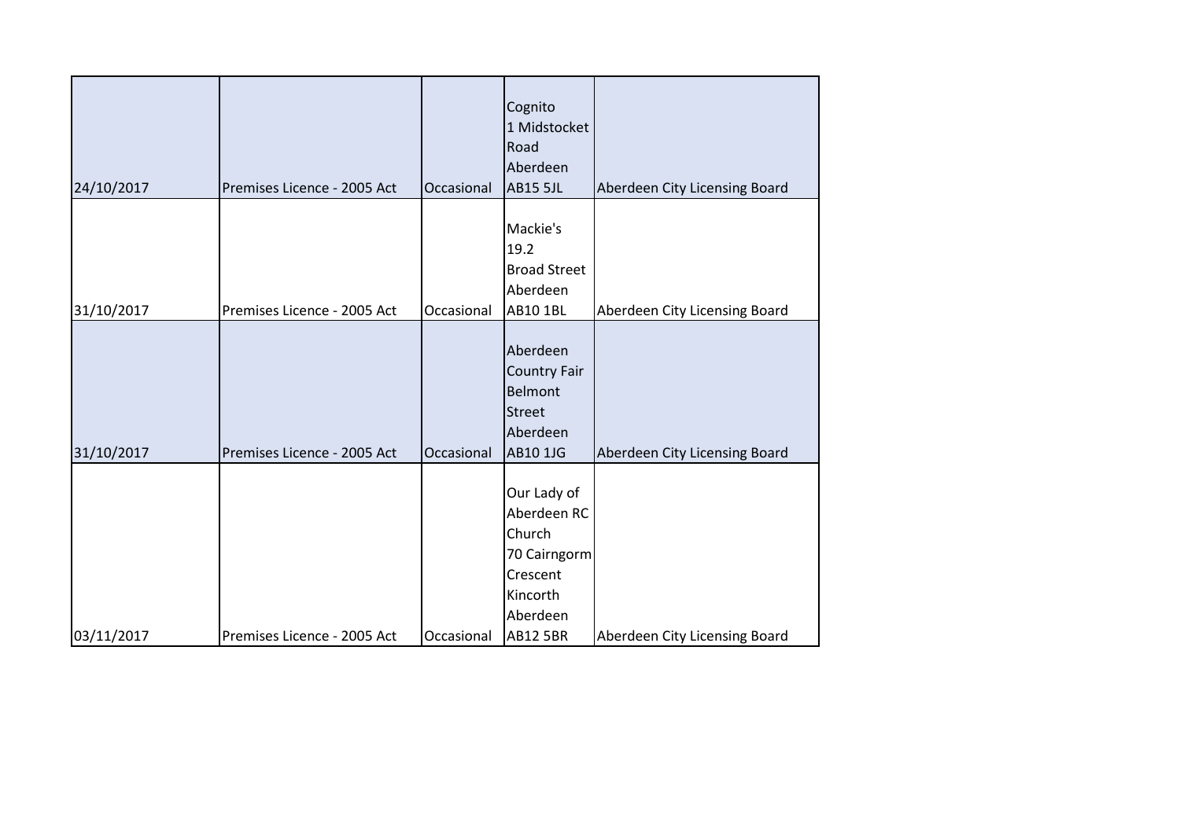| | | | | |
|---|---|---|---|---|
| 24/10/2017 | Premises Licence - 2005 Act | Occasional | Cognito 1 Midstocket Road Aberdeen AB15 5JL | Aberdeen City Licensing Board |
| 31/10/2017 | Premises Licence - 2005 Act | Occasional | Mackie's 19.2 Broad Street Aberdeen AB10 1BL | Aberdeen City Licensing Board |
| 31/10/2017 | Premises Licence - 2005 Act | Occasional | Aberdeen Country Fair Belmont Street Aberdeen AB10 1JG | Aberdeen City Licensing Board |
| 03/11/2017 | Premises Licence - 2005 Act | Occasional | Our Lady of Aberdeen RC Church 70 Cairngorm Crescent Kincorth Aberdeen AB12 5BR | Aberdeen City Licensing Board |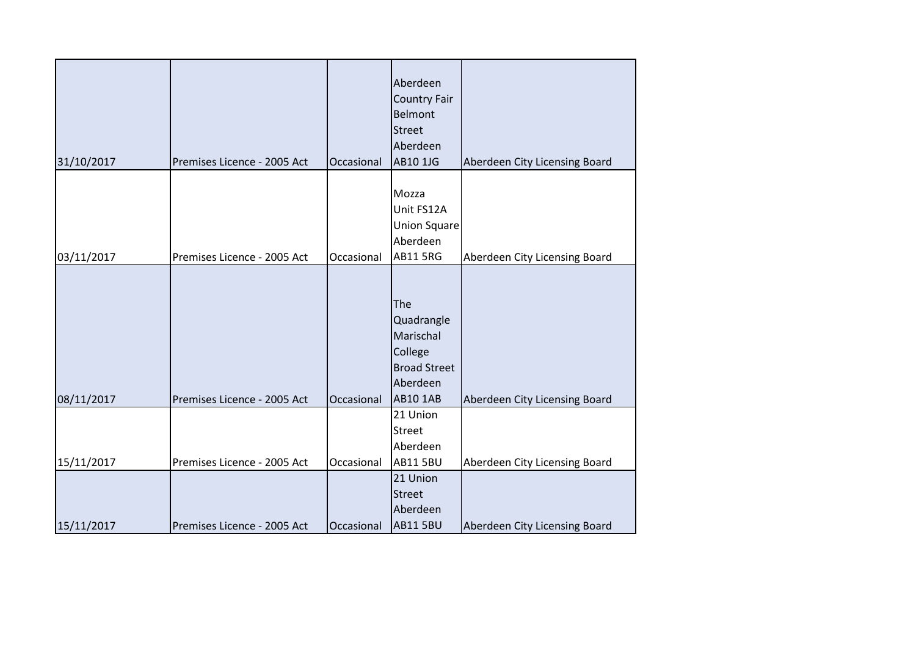| | | | | |
|---|---|---|---|---|
| 31/10/2017 | Premises Licence - 2005 Act | Occasional | Aberdeen Country Fair Belmont Street Aberdeen AB10 1JG | Aberdeen City Licensing Board |
| 03/11/2017 | Premises Licence - 2005 Act | Occasional | Mozza Unit FS12A Union Square Aberdeen AB11 5RG | Aberdeen City Licensing Board |
| 08/11/2017 | Premises Licence - 2005 Act | Occasional | The Quadrangle Marischal College Broad Street Aberdeen AB10 1AB | Aberdeen City Licensing Board |
| 15/11/2017 | Premises Licence - 2005 Act | Occasional | 21 Union Street Aberdeen AB11 5BU | Aberdeen City Licensing Board |
| 15/11/2017 | Premises Licence - 2005 Act | Occasional | 21 Union Street Aberdeen AB11 5BU | Aberdeen City Licensing Board |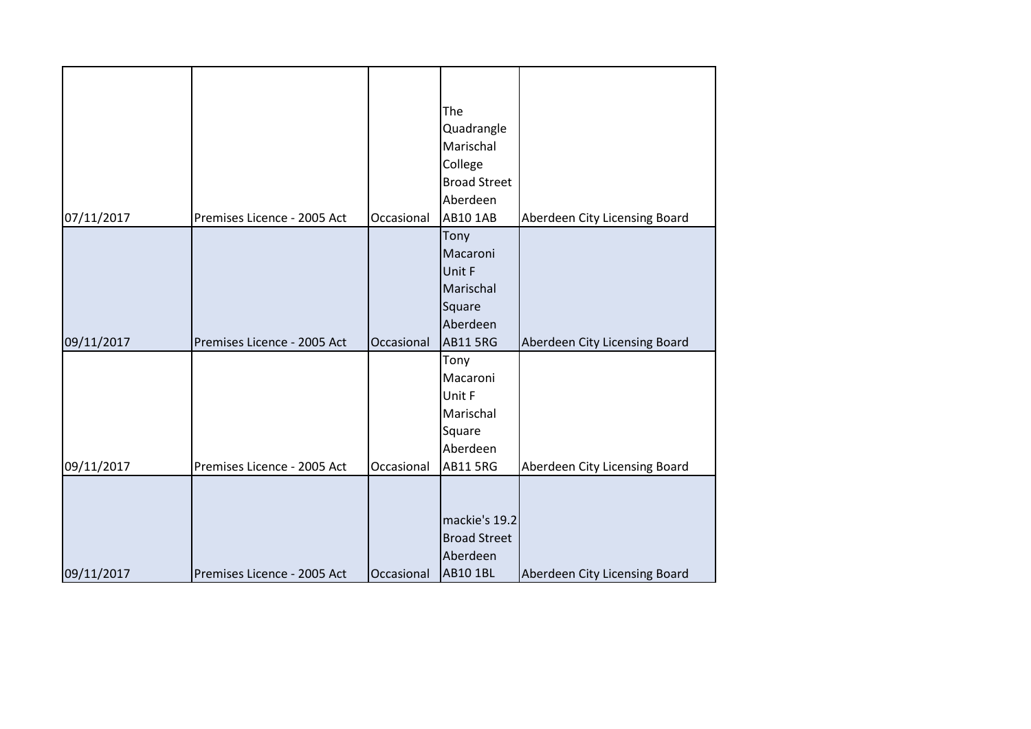| | | | | |
|---|---|---|---|---|
| 07/11/2017 | Premises Licence - 2005 Act | Occasional | The Quadrangle Marischal College Broad Street Aberdeen AB10 1AB | Aberdeen City Licensing Board |
| 09/11/2017 | Premises Licence - 2005 Act | Occasional | Tony Macaroni Unit F Marischal Square Aberdeen AB11 5RG | Aberdeen City Licensing Board |
| 09/11/2017 | Premises Licence - 2005 Act | Occasional | Tony Macaroni Unit F Marischal Square Aberdeen AB11 5RG | Aberdeen City Licensing Board |
| 09/11/2017 | Premises Licence - 2005 Act | Occasional | mackie's 19.2 Broad Street Aberdeen AB10 1BL | Aberdeen City Licensing Board |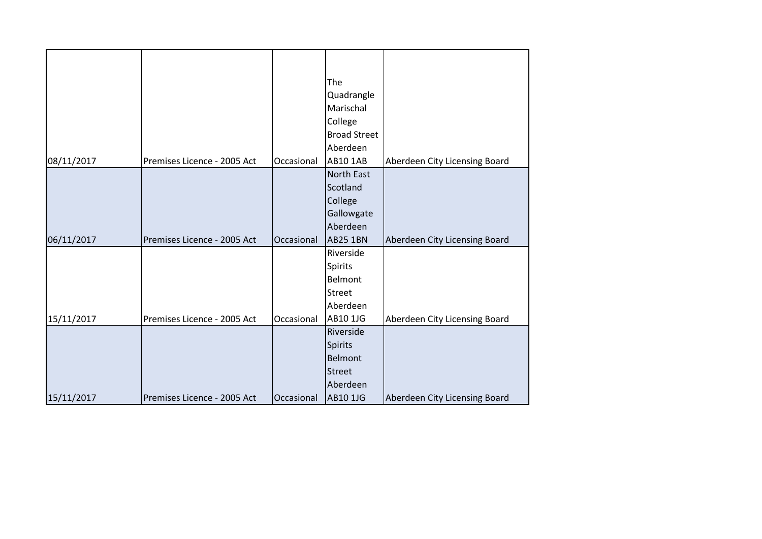| | | | | |
|---|---|---|---|---|
| 08/11/2017 | Premises Licence - 2005 Act | Occasional | The Quadrangle Marischal College Broad Street Aberdeen AB10 1AB | Aberdeen City Licensing Board |
| 06/11/2017 | Premises Licence - 2005 Act | Occasional | North East Scotland College Gallowgate Aberdeen AB25 1BN | Aberdeen City Licensing Board |
| 15/11/2017 | Premises Licence - 2005 Act | Occasional | Riverside Spirits Belmont Street Aberdeen AB10 1JG | Aberdeen City Licensing Board |
| 15/11/2017 | Premises Licence - 2005 Act | Occasional | Riverside Spirits Belmont Street Aberdeen AB10 1JG | Aberdeen City Licensing Board |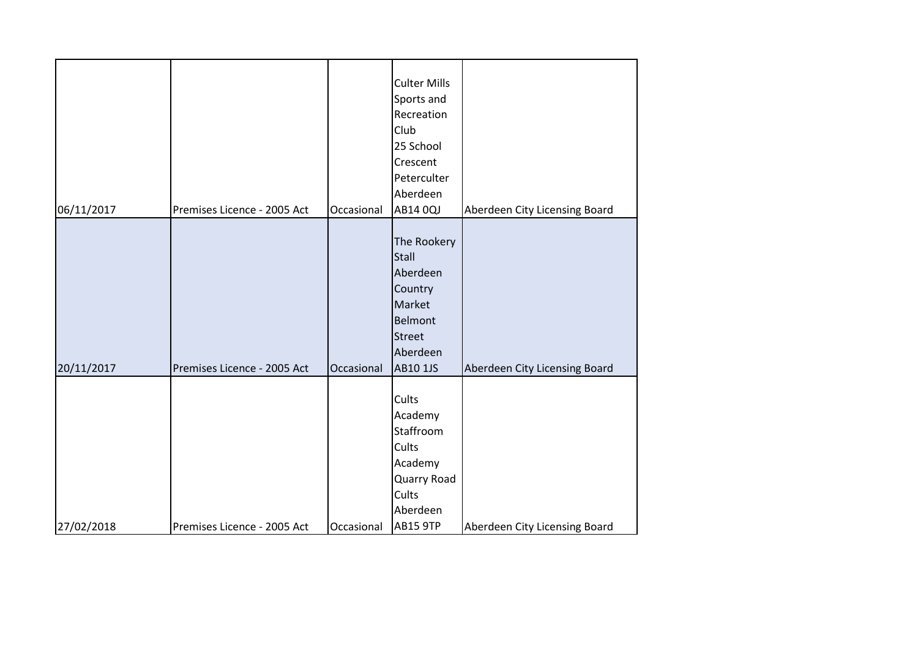| | | | | |
|---|---|---|---|---|
| 06/11/2017 | Premises Licence - 2005 Act | Occasional | Culter Mills Sports and Recreation Club 25 School Crescent Peterculter Aberdeen AB14 0QJ | Aberdeen City Licensing Board |
| 20/11/2017 | Premises Licence - 2005 Act | Occasional | The Rookery Stall Aberdeen Country Market Belmont Street Aberdeen AB10 1JS | Aberdeen City Licensing Board |
| 27/02/2018 | Premises Licence - 2005 Act | Occasional | Cults Academy Staffroom Cults Academy Quarry Road Cults Aberdeen AB15 9TP | Aberdeen City Licensing Board |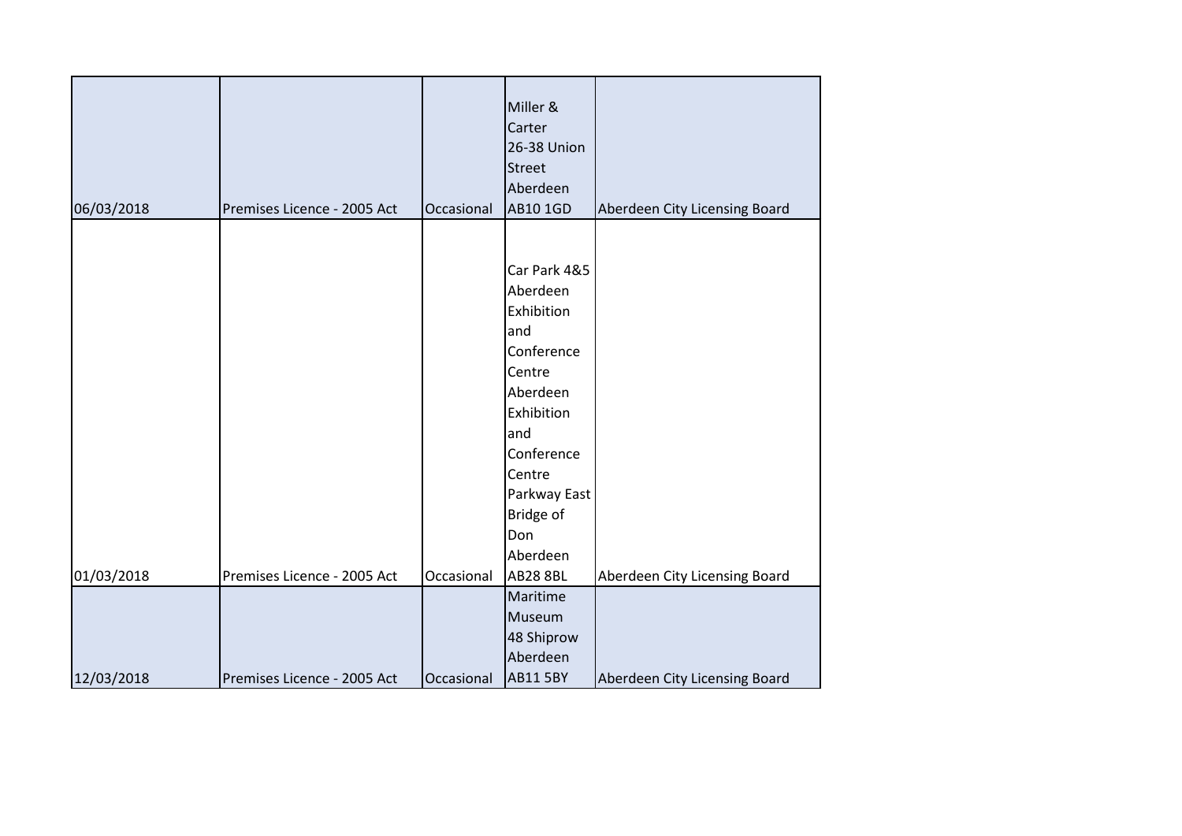| | | | | |
|---|---|---|---|---|
| 06/03/2018 | Premises Licence - 2005 Act | Occasional | Miller & Carter 26-38 Union Street Aberdeen AB10 1GD | Aberdeen City Licensing Board |
| 01/03/2018 | Premises Licence - 2005 Act | Occasional | Car Park 4&5 Aberdeen Exhibition and Conference Centre Aberdeen Exhibition and Conference Centre Parkway East Bridge of Don Aberdeen AB28 8BL | Aberdeen City Licensing Board |
| 12/03/2018 | Premises Licence - 2005 Act | Occasional | Maritime Museum 48 Shiprow Aberdeen AB11 5BY | Aberdeen City Licensing Board |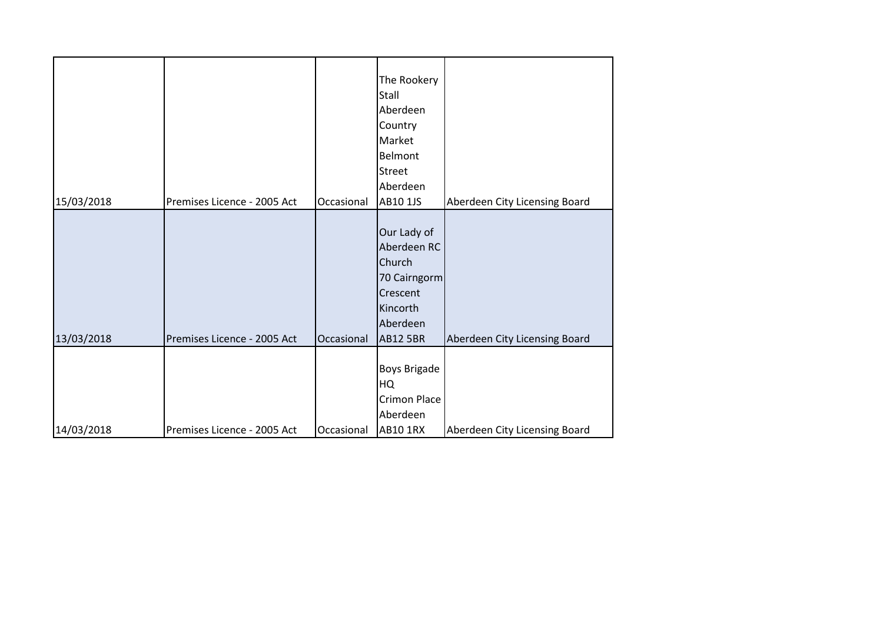| | | | | |
|---|---|---|---|---|
| 15/03/2018 | Premises Licence - 2005 Act | Occasional | The Rookery Stall Aberdeen Country Market Belmont Street Aberdeen AB10 1JS | Aberdeen City Licensing Board |
| 13/03/2018 | Premises Licence - 2005 Act | Occasional | Our Lady of Aberdeen RC Church 70 Cairngorm Crescent Kincorth Aberdeen AB12 5BR | Aberdeen City Licensing Board |
| 14/03/2018 | Premises Licence - 2005 Act | Occasional | Boys Brigade HQ Crimon Place Aberdeen AB10 1RX | Aberdeen City Licensing Board |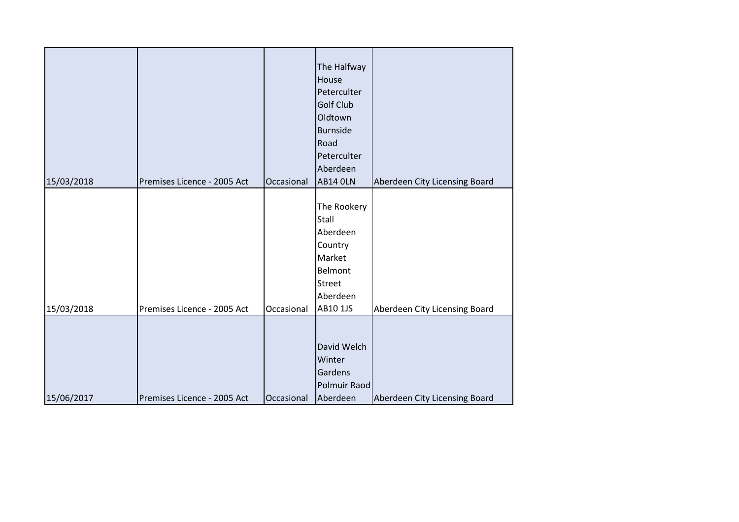| | | | | |
|---|---|---|---|---|
| 15/03/2018 | Premises Licence - 2005 Act | Occasional | The Halfway House Peterculter Golf Club Oldtown Burnside Road Peterculter Aberdeen AB14 0LN | Aberdeen City Licensing Board |
| 15/03/2018 | Premises Licence - 2005 Act | Occasional | The Rookery Stall Aberdeen Country Market Belmont Street Aberdeen AB10 1JS | Aberdeen City Licensing Board |
| 15/06/2017 | Premises Licence - 2005 Act | Occasional | David Welch Winter Gardens Polmuir Raod Aberdeen | Aberdeen City Licensing Board |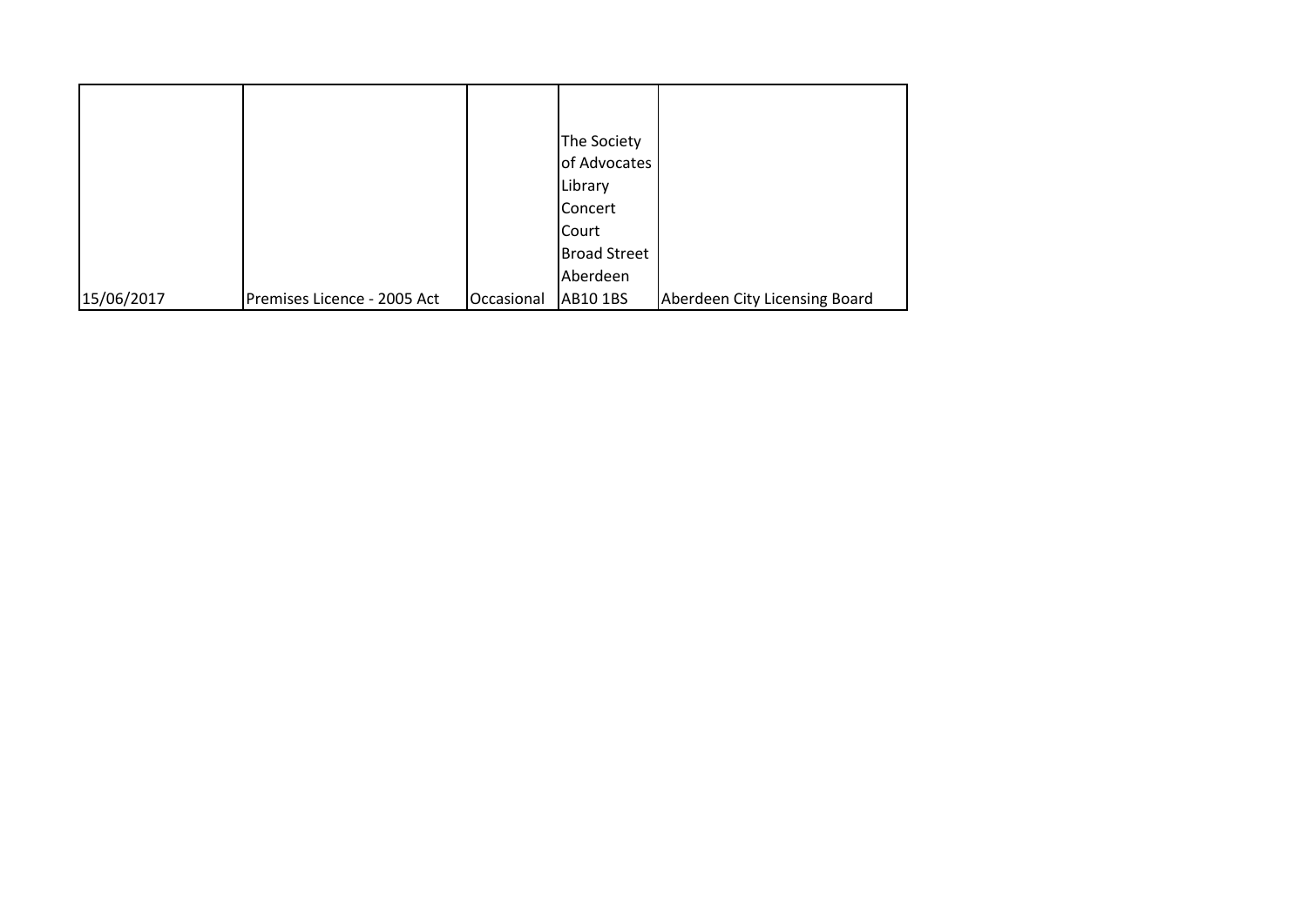| | | | | |
|---|---|---|---|---|
| 15/06/2017 | Premises Licence - 2005 Act | Occasional | The Society of Advocates Library Concert Court Broad Street Aberdeen AB10 1BS | Aberdeen City Licensing Board |